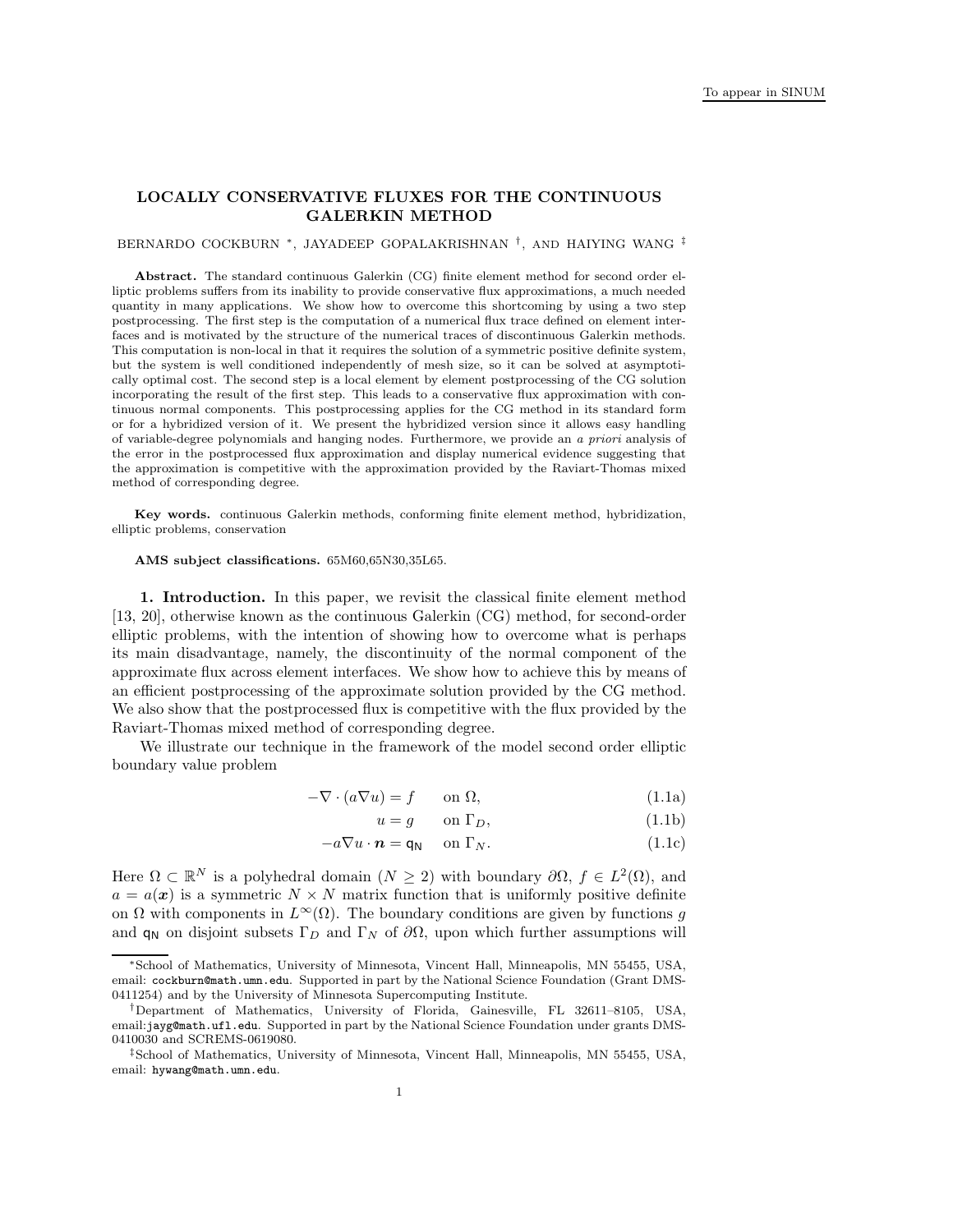To appear in SINUM

# LOCALLY CONSERVATIVE FLUXES FOR THE CONTINUOUS GALERKIN METHOD

BERNARDO COCKBURN [*], JAYADEEP GOPALAKRISHNAN [†], AND HAIYING WANG [‡]

**Abstract.** The standard continuous Galerkin (CG) finite element method for second order elliptic problems suffers from its inability to provide conservative flux approximations, a much needed quantity in many applications. We show how to overcome this shortcoming by using a two step postprocessing. The first step is the computation of a numerical flux trace defined on element interfaces and is motivated by the structure of the numerical traces of discontinuous Galerkin methods. This computation is non-local in that it requires the solution of a symmetric positive definite system, but the system is well conditioned independently of mesh size, so it can be solved at asymptotically optimal cost. The second step is a local element by element postprocessing of the CG solution incorporating the result of the first step. This leads to a conservative flux approximation with continuous normal components. This postprocessing applies for the CG method in its standard form or for a hybridized version of it. We present the hybridized version since it allows easy handling of variable-degree polynomials and hanging nodes. Furthermore, we provide an *a priori* analysis of the error in the postprocessed flux approximation and display numerical evidence suggesting that the approximation is competitive with the approximation provided by the Raviart-Thomas mixed method of corresponding degree.

**Key words.** continuous Galerkin methods, conforming finite element method, hybridization, elliptic problems, conservation

**AMS subject classifications.** 65M60,65N30,35L65.

## 1. Introduction.

In this paper, we revisit the classical finite element method [13, 20], otherwise known as the continuous Galerkin (CG) method, for second-order elliptic problems, with the intention of showing how to overcome what is perhaps its main disadvantage, namely, the discontinuity of the normal component of the approximate flux across element interfaces. We show how to achieve this by means of an efficient postprocessing of the approximate solution provided by the CG method. We also show that the postprocessed flux is competitive with the flux provided by the Raviart-Thomas mixed method of corresponding degree.

We illustrate our technique in the framework of the model second order elliptic boundary value problem

$$-\nabla \cdot (a\nabla u) = f \qquad \text{on } \Omega, \tag{1.1a}$$

$$u = g \qquad \text{on } \Gamma_D, \tag{1.1b}$$

$$-a\nabla u \cdot \boldsymbol{n} = \mathsf{q_N} \quad \text{on } \Gamma_N. \tag{1.1c}$$

Here $\Omega \subset \mathbb{R}^N$ is a polyhedral domain ($N \geq 2$) with boundary $\partial\Omega$, $f \in L^2(\Omega)$, and $a = a(\boldsymbol{x})$ is a symmetric $N \times N$ matrix function that is uniformly positive definite on $\Omega$ with components in $L^\infty(\Omega)$. The boundary conditions are given by functions $g$ and $\mathsf{q_N}$ on disjoint subsets $\Gamma_D$ and $\Gamma_N$ of $\partial\Omega$, upon which further assumptions will

---

[*] School of Mathematics, University of Minnesota, Vincent Hall, Minneapolis, MN 55455, USA, email: cockburn@math.umn.edu. Supported in part by the National Science Foundation (Grant DMS-0411254) and by the University of Minnesota Supercomputing Institute.

[†] Department of Mathematics, University of Florida, Gainesville, FL 32611–8105, USA, email: jayg@math.ufl.edu. Supported in part by the National Science Foundation under grants DMS-0410030 and SCREMS-0619080.

[‡] School of Mathematics, University of Minnesota, Vincent Hall, Minneapolis, MN 55455, USA, email: hywang@math.umn.edu.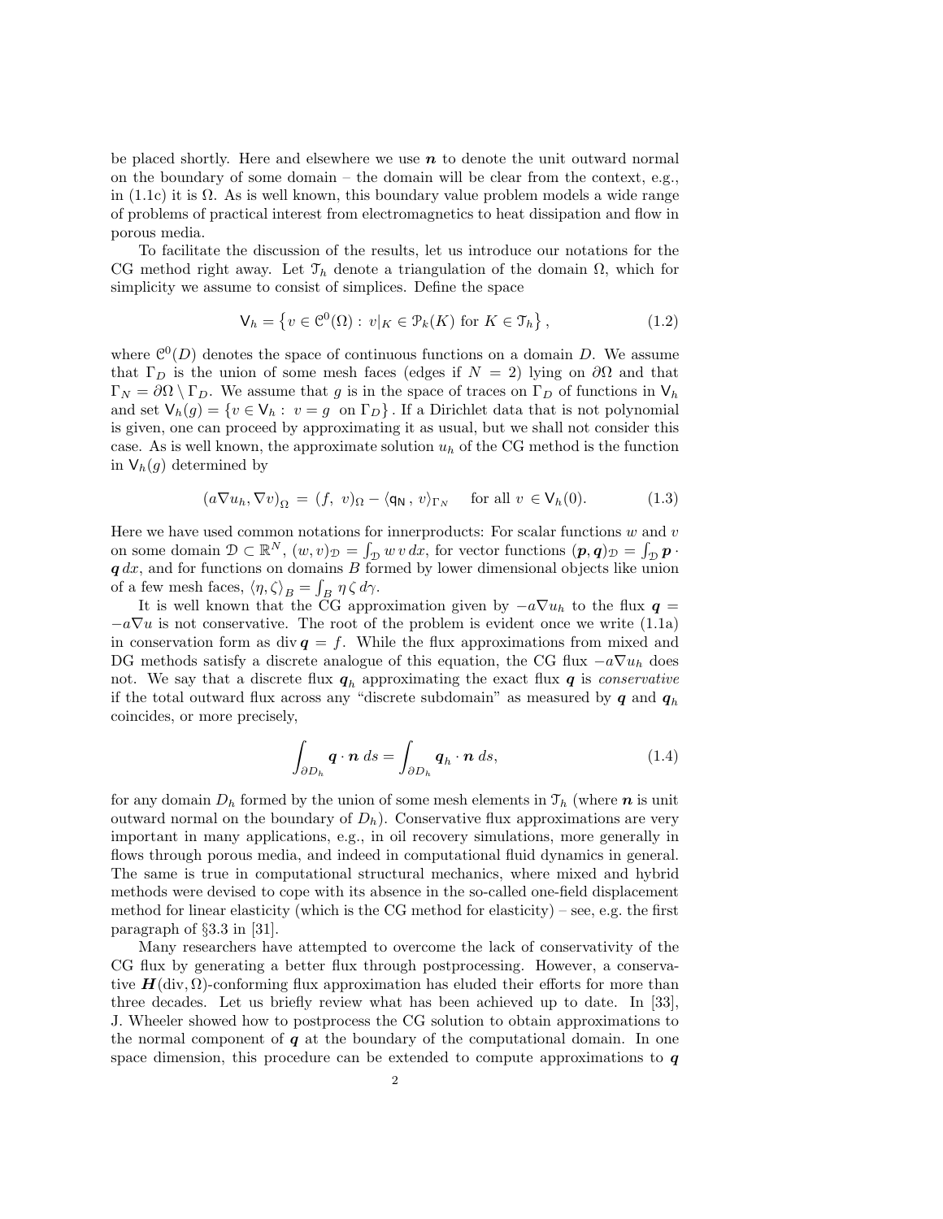be placed shortly. Here and elsewhere we use $\boldsymbol{n}$ to denote the unit outward normal on the boundary of some domain – the domain will be clear from the context, e.g., in (1.1c) it is $\Omega$. As is well known, this boundary value problem models a wide range of problems of practical interest from electromagnetics to heat dissipation and flow in porous media.

To facilitate the discussion of the results, let us introduce our notations for the CG method right away. Let $\mathcal{T}_h$ denote a triangulation of the domain $\Omega$, which for simplicity we assume to consist of simplices. Define the space

$$\mathsf{V}_h = \left\{ v \in \mathcal{C}^0(\Omega) : \, v|_K \in \mathcal{P}_k(K) \text{ for } K \in \mathcal{T}_h \right\}, \tag{1.2}$$

where $\mathcal{C}^0(D)$ denotes the space of continuous functions on a domain $D$. We assume that $\Gamma_D$ is the union of some mesh faces (edges if $N = 2$) lying on $\partial\Omega$ and that $\Gamma_N = \partial\Omega \setminus \Gamma_D$. We assume that $g$ is in the space of traces on $\Gamma_D$ of functions in $\mathsf{V}_h$ and set $\mathsf{V}_h(g) = \{v \in \mathsf{V}_h : \, v = g \text{ on } \Gamma_D\}$. If a Dirichlet data that is not polynomial is given, one can proceed by approximating it as usual, but we shall not consider this case. As is well known, the approximate solution $u_h$ of the CG method is the function in $\mathsf{V}_h(g)$ determined by

$$(a\nabla u_h, \nabla v)_\Omega \, = \, (f, \, v)_\Omega - \langle \mathsf{q_N} \, , \, v\rangle_{\Gamma_N} \quad \text{ for all } v \, \in \mathsf{V}_h(0). \tag{1.3}$$

Here we have used common notations for innerproducts: For scalar functions $w$ and $v$ on some domain $\mathcal{D} \subset \mathbb{R}^N$, $(w, v)_\mathcal{D} = \int_\mathcal{D} w \, v \, dx$, for vector functions $(\boldsymbol{p}, \boldsymbol{q})_\mathcal{D} = \int_\mathcal{D} \boldsymbol{p} \cdot \boldsymbol{q} \, dx$, and for functions on domains $B$ formed by lower dimensional objects like union of a few mesh faces, $\langle \eta, \zeta \rangle_B = \int_B \eta \, \zeta \, d\gamma$.

It is well known that the CG approximation given by $-a\nabla u_h$ to the flux $\boldsymbol{q} = -a\nabla u$ is not conservative. The root of the problem is evident once we write (1.1a) in conservation form as $\operatorname{div} \boldsymbol{q} = f$. While the flux approximations from mixed and DG methods satisfy a discrete analogue of this equation, the CG flux $-a\nabla u_h$ does not. We say that a discrete flux $\boldsymbol{q}_h$ approximating the exact flux $\boldsymbol{q}$ is *conservative* if the total outward flux across any "discrete subdomain" as measured by $\boldsymbol{q}$ and $\boldsymbol{q}_h$ coincides, or more precisely,

$$\int_{\partial D_h} \boldsymbol{q} \cdot \boldsymbol{n} \, ds = \int_{\partial D_h} \boldsymbol{q}_h \cdot \boldsymbol{n} \, ds, \tag{1.4}$$

for any domain $D_h$ formed by the union of some mesh elements in $\mathcal{T}_h$ (where $\boldsymbol{n}$ is unit outward normal on the boundary of $D_h$). Conservative flux approximations are very important in many applications, e.g., in oil recovery simulations, more generally in flows through porous media, and indeed in computational fluid dynamics in general. The same is true in computational structural mechanics, where mixed and hybrid methods were devised to cope with its absence in the so-called one-field displacement method for linear elasticity (which is the CG method for elasticity) – see, e.g. the first paragraph of §3.3 in [31].

Many researchers have attempted to overcome the lack of conservativity of the CG flux by generating a better flux through postprocessing. However, a conservative $\boldsymbol{H}(\operatorname{div}, \Omega)$-conforming flux approximation has eluded their efforts for more than three decades. Let us briefly review what has been achieved up to date. In [33], J. Wheeler showed how to postprocess the CG solution to obtain approximations to the normal component of $\boldsymbol{q}$ at the boundary of the computational domain. In one space dimension, this procedure can be extended to compute approximations to $\boldsymbol{q}$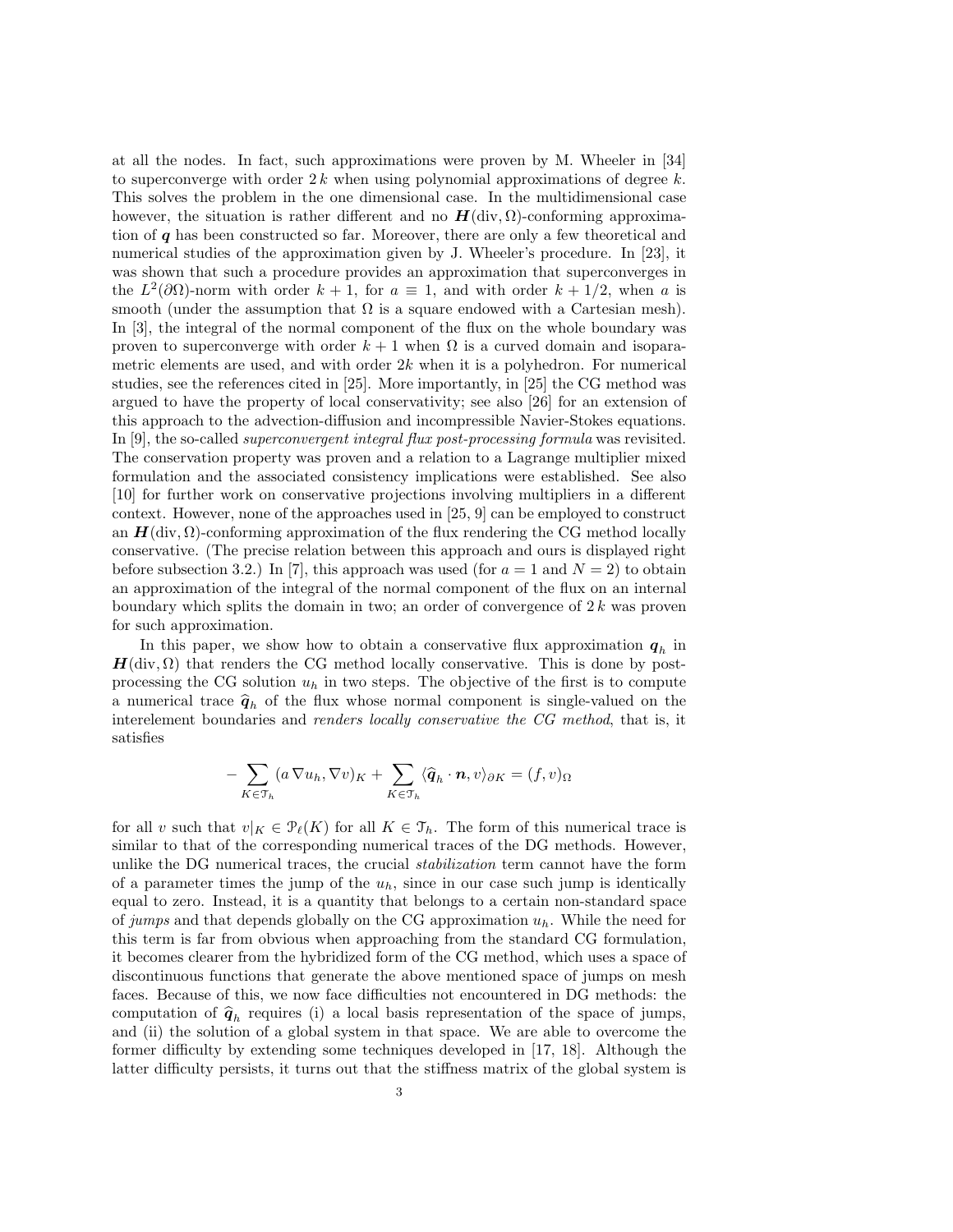at all the nodes. In fact, such approximations were proven by M. Wheeler in [34] to superconverge with order $2k$ when using polynomial approximations of degree $k$. This solves the problem in the one dimensional case. In the multidimensional case however, the situation is rather different and no $\boldsymbol{H}(\mathrm{div}, \Omega)$-conforming approximation of $\boldsymbol{q}$ has been constructed so far. Moreover, there are only a few theoretical and numerical studies of the approximation given by J. Wheeler's procedure. In [23], it was shown that such a procedure provides an approximation that superconverges in the $L^2(\partial\Omega)$-norm with order $k+1$, for $a \equiv 1$, and with order $k + 1/2$, when $a$ is smooth (under the assumption that $\Omega$ is a square endowed with a Cartesian mesh). In [3], the integral of the normal component of the flux on the whole boundary was proven to superconverge with order $k+1$ when $\Omega$ is a curved domain and isoparametric elements are used, and with order $2k$ when it is a polyhedron. For numerical studies, see the references cited in [25]. More importantly, in [25] the CG method was argued to have the property of local conservativity; see also [26] for an extension of this approach to the advection-diffusion and incompressible Navier-Stokes equations. In [9], the so-called *superconvergent integral flux post-processing formula* was revisited. The conservation property was proven and a relation to a Lagrange multiplier mixed formulation and the associated consistency implications were established. See also [10] for further work on conservative projections involving multipliers in a different context. However, none of the approaches used in [25, 9] can be employed to construct an $\boldsymbol{H}(\mathrm{div}, \Omega)$-conforming approximation of the flux rendering the CG method locally conservative. (The precise relation between this approach and ours is displayed right before subsection 3.2.) In [7], this approach was used (for $a = 1$ and $N = 2$) to obtain an approximation of the integral of the normal component of the flux on an internal boundary which splits the domain in two; an order of convergence of $2k$ was proven for such approximation.

In this paper, we show how to obtain a conservative flux approximation $\boldsymbol{q}_h$ in $\boldsymbol{H}(\mathrm{div}, \Omega)$ that renders the CG method locally conservative. This is done by post-processing the CG solution $u_h$ in two steps. The objective of the first is to compute a numerical trace $\widehat{\boldsymbol{q}}_h$ of the flux whose normal component is single-valued on the interelement boundaries and *renders locally conservative the CG method*, that is, it satisfies

$$
-\sum_{K \in \mathcal{T}_h} (a \nabla u_h, \nabla v)_K + \sum_{K \in \mathcal{T}_h} \langle \widehat{\boldsymbol{q}}_h \cdot \boldsymbol{n}, v \rangle_{\partial K} = (f, v)_\Omega
$$

for all $v$ such that $v|_K \in \mathcal{P}_\ell(K)$ for all $K \in \mathcal{T}_h$. The form of this numerical trace is similar to that of the corresponding numerical traces of the DG methods. However, unlike the DG numerical traces, the crucial *stabilization* term cannot have the form of a parameter times the jump of the $u_h$, since in our case such jump is identically equal to zero. Instead, it is a quantity that belongs to a certain non-standard space of *jumps* and that depends globally on the CG approximation $u_h$. While the need for this term is far from obvious when approaching from the standard CG formulation, it becomes clearer from the hybridized form of the CG method, which uses a space of discontinuous functions that generate the above mentioned space of jumps on mesh faces. Because of this, we now face difficulties not encountered in DG methods: the computation of $\widehat{\boldsymbol{q}}_h$ requires (i) a local basis representation of the space of jumps, and (ii) the solution of a global system in that space. We are able to overcome the former difficulty by extending some techniques developed in [17, 18]. Although the latter difficulty persists, it turns out that the stiffness matrix of the global system is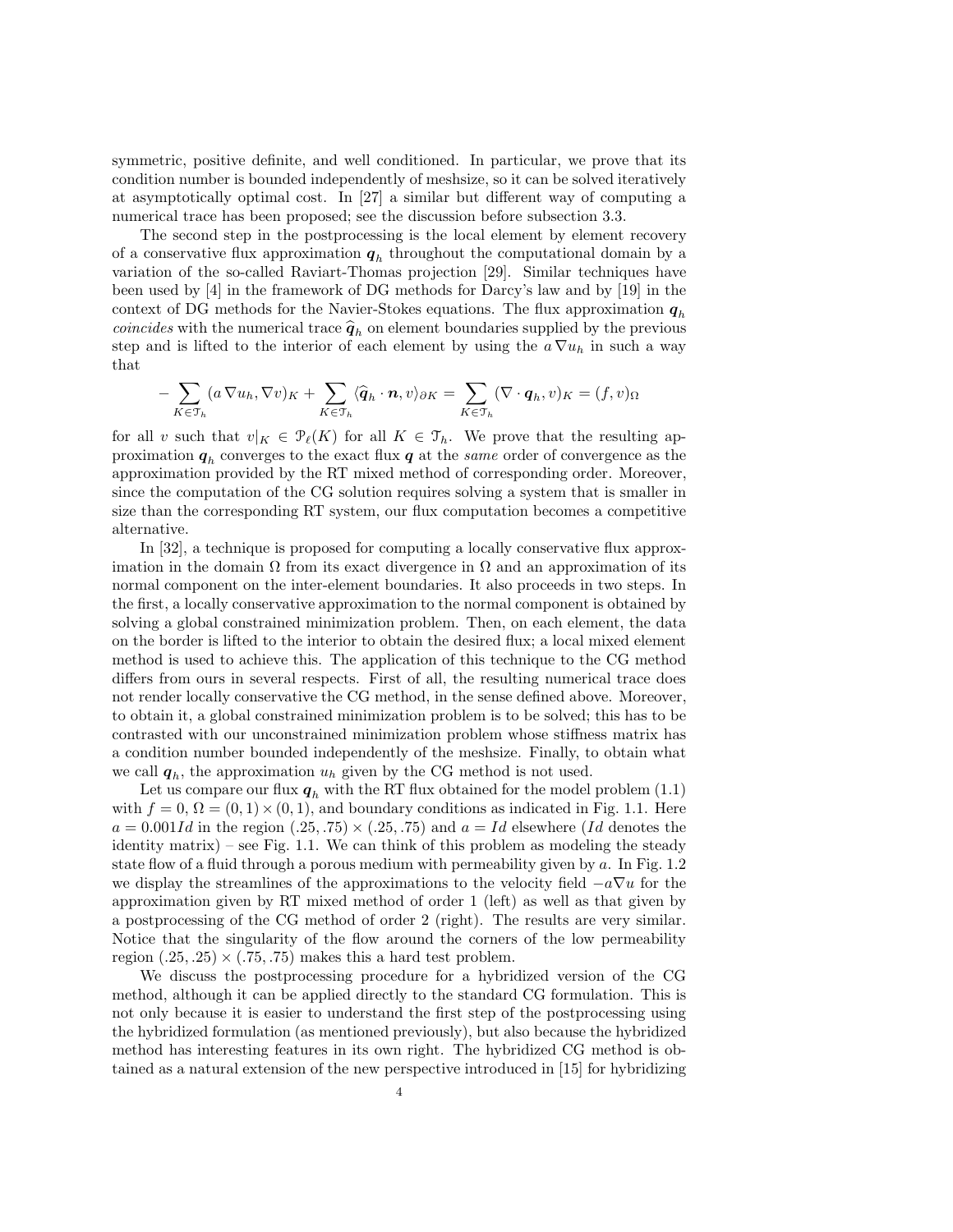symmetric, positive definite, and well conditioned. In particular, we prove that its condition number is bounded independently of meshsize, so it can be solved iteratively at asymptotically optimal cost. In [27] a similar but different way of computing a numerical trace has been proposed; see the discussion before subsection 3.3.

The second step in the postprocessing is the local element by element recovery of a conservative flux approximation $\boldsymbol{q}_h$ throughout the computational domain by a variation of the so-called Raviart-Thomas projection [29]. Similar techniques have been used by [4] in the framework of DG methods for Darcy's law and by [19] in the context of DG methods for the Navier-Stokes equations. The flux approximation $\boldsymbol{q}_h$ *coincides* with the numerical trace $\widehat{\boldsymbol{q}}_h$ on element boundaries supplied by the previous step and is lifted to the interior of each element by using the $a\,\nabla u_h$ in such a way that

$$-\sum_{K\in\mathcal{T}_h}(a\,\nabla u_h,\nabla v)_K+\sum_{K\in\mathcal{T}_h}\langle\widehat{\boldsymbol{q}}_h\cdot\boldsymbol{n},v\rangle_{\partial K}=\sum_{K\in\mathcal{T}_h}(\nabla\cdot\boldsymbol{q}_h,v)_K=(f,v)_\Omega$$

for all $v$ such that $v|_K\in\mathcal{P}_\ell(K)$ for all $K\in\mathcal{T}_h$. We prove that the resulting approximation $\boldsymbol{q}_h$ converges to the exact flux $\boldsymbol{q}$ at the *same* order of convergence as the approximation provided by the RT mixed method of corresponding order. Moreover, since the computation of the CG solution requires solving a system that is smaller in size than the corresponding RT system, our flux computation becomes a competitive alternative.

In [32], a technique is proposed for computing a locally conservative flux approximation in the domain $\Omega$ from its exact divergence in $\Omega$ and an approximation of its normal component on the inter-element boundaries. It also proceeds in two steps. In the first, a locally conservative approximation to the normal component is obtained by solving a global constrained minimization problem. Then, on each element, the data on the border is lifted to the interior to obtain the desired flux; a local mixed element method is used to achieve this. The application of this technique to the CG method differs from ours in several respects. First of all, the resulting numerical trace does not render locally conservative the CG method, in the sense defined above. Moreover, to obtain it, a global constrained minimization problem is to be solved; this has to be contrasted with our unconstrained minimization problem whose stiffness matrix has a condition number bounded independently of the meshsize. Finally, to obtain what we call $\boldsymbol{q}_h$, the approximation $u_h$ given by the CG method is not used.

Let us compare our flux $\boldsymbol{q}_h$ with the RT flux obtained for the model problem (1.1) with $f=0$, $\Omega=(0,1)\times(0,1)$, and boundary conditions as indicated in Fig. 1.1. Here $a=0.001Id$ in the region $(.25,.75)\times(.25,.75)$ and $a=Id$ elsewhere ($Id$ denotes the identity matrix) – see Fig. 1.1. We can think of this problem as modeling the steady state flow of a fluid through a porous medium with permeability given by $a$. In Fig. 1.2 we display the streamlines of the approximations to the velocity field $-a\nabla u$ for the approximation given by RT mixed method of order 1 (left) as well as that given by a postprocessing of the CG method of order 2 (right). The results are very similar. Notice that the singularity of the flow around the corners of the low permeability region $(.25,.25)\times(.75,.75)$ makes this a hard test problem.

We discuss the postprocessing procedure for a hybridized version of the CG method, although it can be applied directly to the standard CG formulation. This is not only because it is easier to understand the first step of the postprocessing using the hybridized formulation (as mentioned previously), but also because the hybridized method has interesting features in its own right. The hybridized CG method is obtained as a natural extension of the new perspective introduced in [15] for hybridizing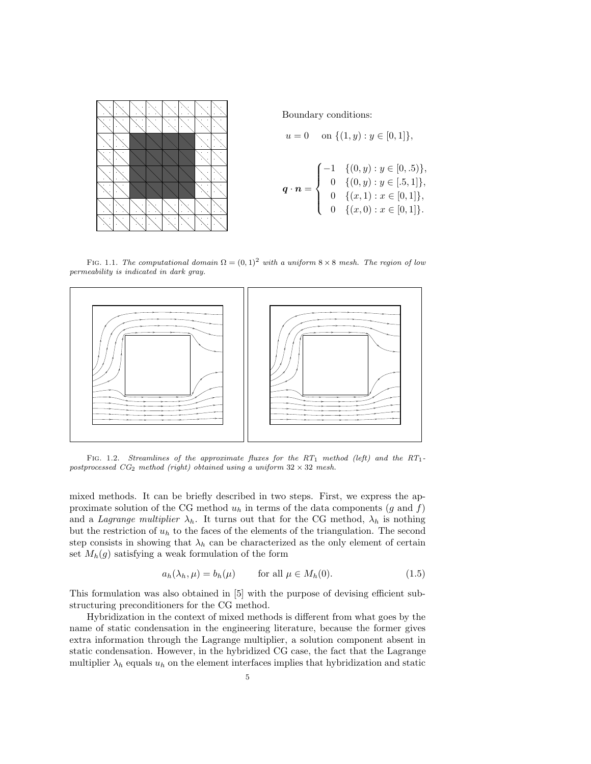Boundary conditions:

$$u = 0 \quad \text{on } \{(1, y) : y \in [0, 1]\},$$

$$\boldsymbol{q} \cdot \boldsymbol{n} = \begin{cases} -1 & \{(0, y) : y \in [0, .5)\}, \\ 0 & \{(0, y) : y \in [.5, 1]\}, \\ 0 & \{(x, 1) : x \in [0, 1]\}, \\ 0 & \{(x, 0) : x \in [0, 1]\}. \end{cases}$$

FIG. 1.1. *The computational domain $\Omega = (0, 1)^2$ with a uniform $8 \times 8$ mesh. The region of low permeability is indicated in dark gray.*

FIG. 1.2. *Streamlines of the approximate fluxes for the $RT_1$ method (left) and the $RT_1$-postprocessed $CG_2$ method (right) obtained using a uniform $32 \times 32$ mesh.*

mixed methods. It can be briefly described in two steps. First, we express the approximate solution of the CG method $u_h$ in terms of the data components ($g$ and $f$) and a *Lagrange multiplier* $\lambda_h$. It turns out that for the CG method, $\lambda_h$ is nothing but the restriction of $u_h$ to the faces of the elements of the triangulation. The second step consists in showing that $\lambda_h$ can be characterized as the only element of certain set $M_h(g)$ satisfying a weak formulation of the form

$$a_h(\lambda_h, \mu) = b_h(\mu) \qquad \text{for all } \mu \in M_h(0). \tag{1.5}$$

This formulation was also obtained in [5] with the purpose of devising efficient substructuring preconditioners for the CG method.

Hybridization in the context of mixed methods is different from what goes by the name of static condensation in the engineering literature, because the former gives extra information through the Lagrange multiplier, a solution component absent in static condensation. However, in the hybridized CG case, the fact that the Lagrange multiplier $\lambda_h$ equals $u_h$ on the element interfaces implies that hybridization and static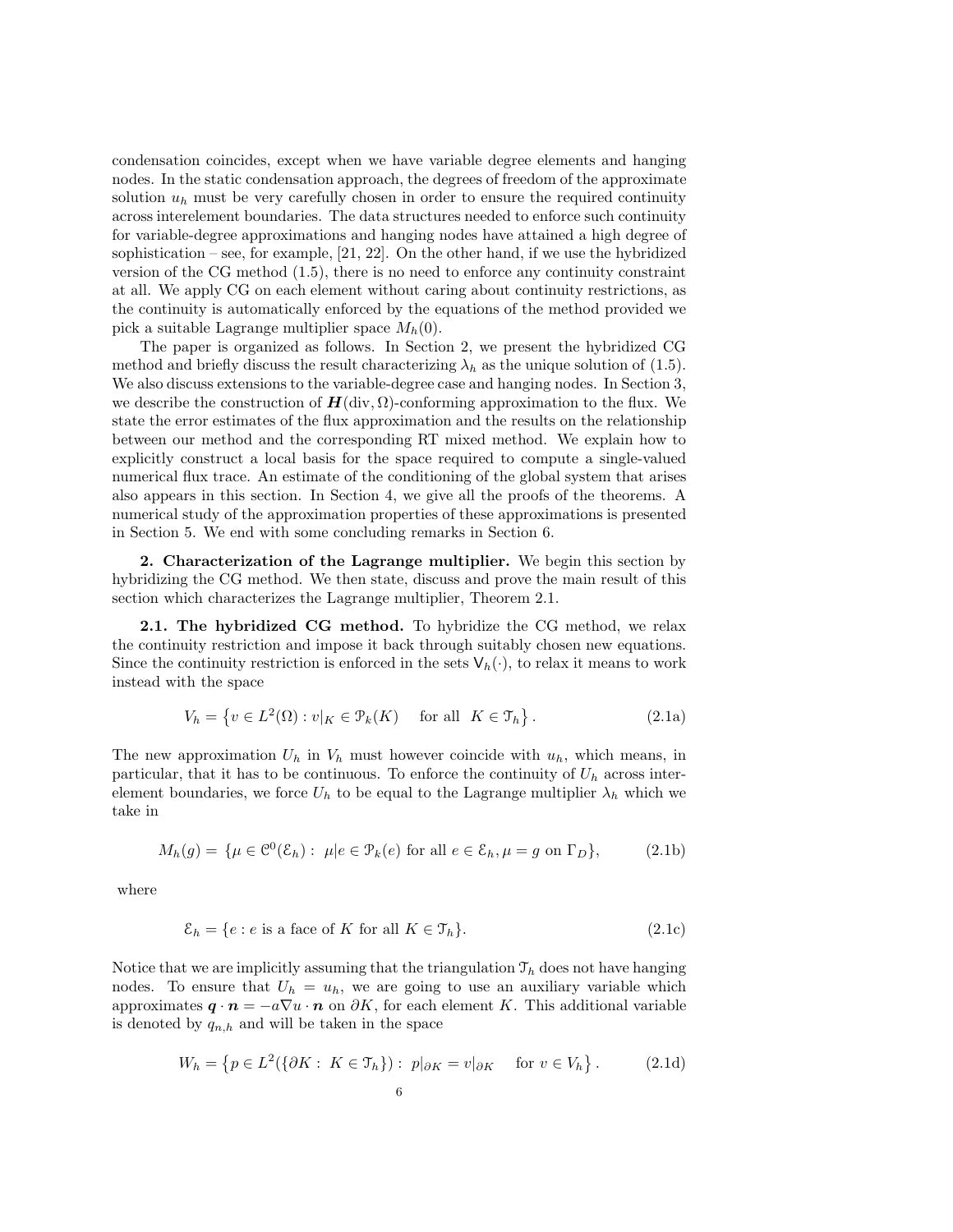condensation coincides, except when we have variable degree elements and hanging nodes. In the static condensation approach, the degrees of freedom of the approximate solution $u_h$ must be very carefully chosen in order to ensure the required continuity across interelement boundaries. The data structures needed to enforce such continuity for variable-degree approximations and hanging nodes have attained a high degree of sophistication – see, for example, [21, 22]. On the other hand, if we use the hybridized version of the CG method (1.5), there is no need to enforce any continuity constraint at all. We apply CG on each element without caring about continuity restrictions, as the continuity is automatically enforced by the equations of the method provided we pick a suitable Lagrange multiplier space $M_h(0)$.

The paper is organized as follows. In Section 2, we present the hybridized CG method and briefly discuss the result characterizing $\lambda_h$ as the unique solution of (1.5). We also discuss extensions to the variable-degree case and hanging nodes. In Section 3, we describe the construction of $\boldsymbol{H}(\mathrm{div}, \Omega)$-conforming approximation to the flux. We state the error estimates of the flux approximation and the results on the relationship between our method and the corresponding RT mixed method. We explain how to explicitly construct a local basis for the space required to compute a single-valued numerical flux trace. An estimate of the conditioning of the global system that arises also appears in this section. In Section 4, we give all the proofs of the theorems. A numerical study of the approximation properties of these approximations is presented in Section 5. We end with some concluding remarks in Section 6.

## 2. Characterization of the Lagrange multiplier.

We begin this section by hybridizing the CG method. We then state, discuss and prove the main result of this section which characterizes the Lagrange multiplier, Theorem 2.1.

### 2.1. The hybridized CG method.

To hybridize the CG method, we relax the continuity restriction and impose it back through suitably chosen new equations. Since the continuity restriction is enforced in the sets $\mathsf{V}_h(\cdot)$, to relax it means to work instead with the space

$$V_h = \left\{ v \in L^2(\Omega) : v|_K \in \mathcal{P}_k(K) \quad \text{for all} \quad K \in \mathcal{T}_h \right\}. \tag{2.1a}$$

The new approximation $U_h$ in $V_h$ must however coincide with $u_h$, which means, in particular, that it has to be continuous. To enforce the continuity of $U_h$ across interelement boundaries, we force $U_h$ to be equal to the Lagrange multiplier $\lambda_h$ which we take in

$$M_h(g) = \{ \mu \in \mathcal{C}^0(\mathcal{E}_h) : \ \mu|e \in \mathcal{P}_k(e) \text{ for all } e \in \mathcal{E}_h, \mu = g \text{ on } \Gamma_D \}, \tag{2.1b}$$

where

$$\mathcal{E}_h = \{ e : e \text{ is a face of } K \text{ for all } K \in \mathcal{T}_h \}. \tag{2.1c}$$

Notice that we are implicitly assuming that the triangulation $\mathcal{T}_h$ does not have hanging nodes. To ensure that $U_h = u_h$, we are going to use an auxiliary variable which approximates $\boldsymbol{q} \cdot \boldsymbol{n} = -a \nabla u \cdot \boldsymbol{n}$ on $\partial K$, for each element $K$. This additional variable is denoted by $q_{n,h}$ and will be taken in the space

$$W_h = \left\{ p \in L^2(\{\partial K : \ K \in \mathcal{T}_h\}) : \ p|_{\partial K} = v|_{\partial K} \quad \text{for } v \in V_h \right\}. \tag{2.1d}$$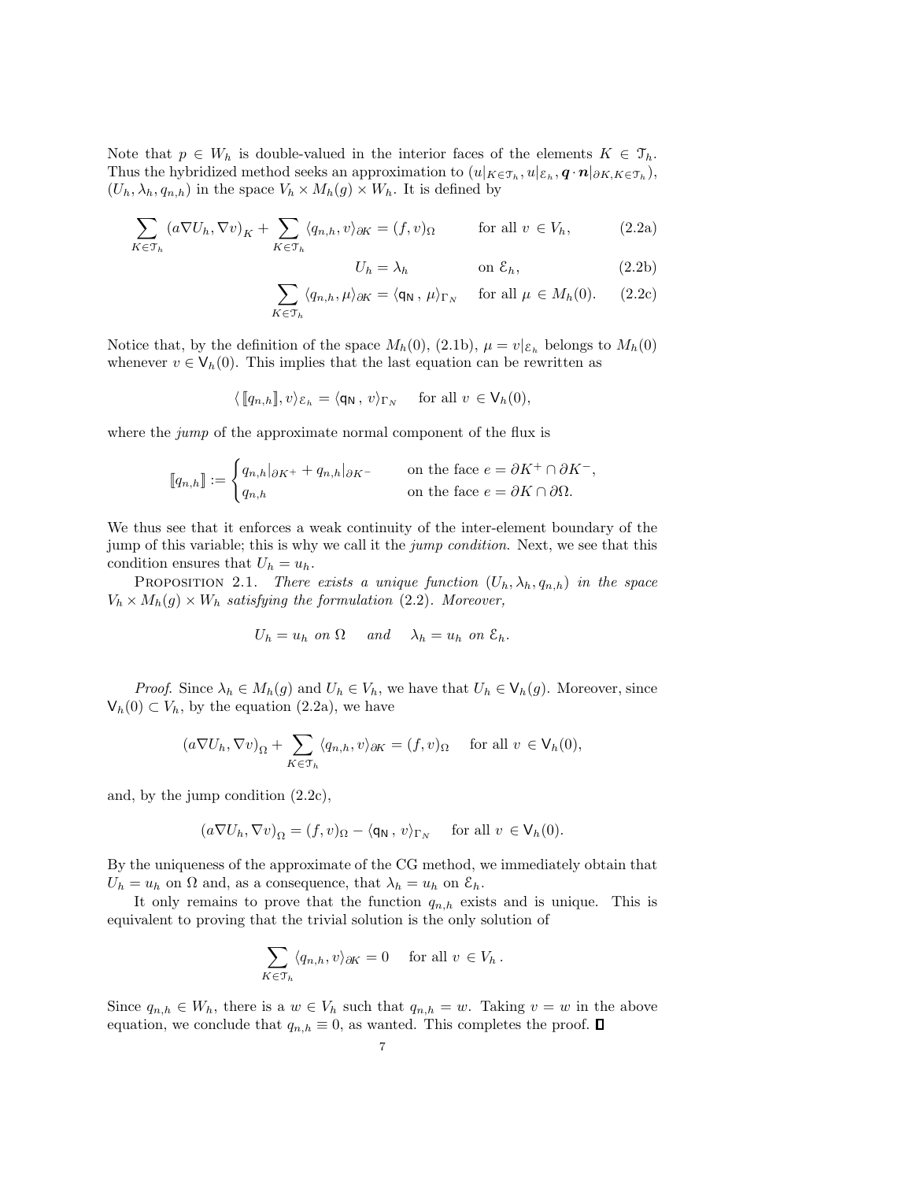Note that $p \in W_h$ is double-valued in the interior faces of the elements $K \in \mathcal{T}_h$. Thus the hybridized method seeks an approximation to $(u|_{K\in\mathcal{T}_h}, u|_{\mathcal{E}_h}, \boldsymbol{q}\cdot\boldsymbol{n}|_{\partial K, K\in\mathcal{T}_h})$, $(U_h, \lambda_h, q_{n,h})$ in the space $V_h \times M_h(g) \times W_h$. It is defined by

$$\sum_{K\in\mathcal{T}_h} (a\nabla U_h, \nabla v)_K + \sum_{K\in\mathcal{T}_h} \langle q_{n,h}, v\rangle_{\partial K} = (f, v)_\Omega \qquad \text{for all } v \in V_h, \tag{2.2a}$$

$$U_h = \lambda_h \qquad \text{on } \mathcal{E}_h, \tag{2.2b}$$

$$\sum_{K\in\mathcal{T}_h} \langle q_{n,h}, \mu\rangle_{\partial K} = \langle \mathsf{q_N}\,,\, \mu\rangle_{\Gamma_N} \qquad \text{for all } \mu \in M_h(0). \tag{2.2c}$$

Notice that, by the definition of the space $M_h(0)$, (2.1b), $\mu = v|_{\mathcal{E}_h}$ belongs to $M_h(0)$ whenever $v \in \mathsf{V}_h(0)$. This implies that the last equation can be rewritten as

$$\langle\, [\![ q_{n,h} ]\!], v\rangle_{\mathcal{E}_h} = \langle \mathsf{q_N}\,,\, v\rangle_{\Gamma_N} \quad \text{ for all } v \in \mathsf{V}_h(0),$$

where the *jump* of the approximate normal component of the flux is

$$[\![ q_{n,h} ]\!] := \begin{cases} q_{n,h}|_{\partial K^+} + q_{n,h}|_{\partial K^-} & \text{on the face } e = \partial K^+ \cap \partial K^-, \\ q_{n,h} & \text{on the face } e = \partial K \cap \partial\Omega. \end{cases}$$

We thus see that it enforces a weak continuity of the inter-element boundary of the jump of this variable; this is why we call it the *jump condition*. Next, we see that this condition ensures that $U_h = u_h$.

Proposition 2.1. *There exists a unique function $(U_h, \lambda_h, q_{n,h})$ in the space $V_h \times M_h(g) \times W_h$ satisfying the formulation (2.2). Moreover,*

$$U_h = u_h \text{ on } \Omega \quad \text{ and } \quad \lambda_h = u_h \text{ on } \mathcal{E}_h.$$

*Proof.* Since $\lambda_h \in M_h(g)$ and $U_h \in V_h$, we have that $U_h \in \mathsf{V}_h(g)$. Moreover, since $\mathsf{V}_h(0) \subset V_h$, by the equation (2.2a), we have

$$(a\nabla U_h, \nabla v)_\Omega + \sum_{K\in\mathcal{T}_h} \langle q_{n,h}, v\rangle_{\partial K} = (f, v)_\Omega \quad \text{ for all } v \in \mathsf{V}_h(0),$$

and, by the jump condition (2.2c),

$$(a\nabla U_h, \nabla v)_\Omega = (f, v)_\Omega - \langle \mathsf{q_N}\,,\, v\rangle_{\Gamma_N} \quad \text{ for all } v \in \mathsf{V}_h(0).$$

By the uniqueness of the approximate of the CG method, we immediately obtain that $U_h = u_h$ on $\Omega$ and, as a consequence, that $\lambda_h = u_h$ on $\mathcal{E}_h$.

It only remains to prove that the function $q_{n,h}$ exists and is unique. This is equivalent to proving that the trivial solution is the only solution of

$$\sum_{K\in\mathcal{T}_h} \langle q_{n,h}, v\rangle_{\partial K} = 0 \quad \text{ for all } v \in V_h\,.$$

Since $q_{n,h} \in W_h$, there is a $w \in V_h$ such that $q_{n,h} = w$. Taking $v = w$ in the above equation, we conclude that $q_{n,h} \equiv 0$, as wanted. This completes the proof. ∎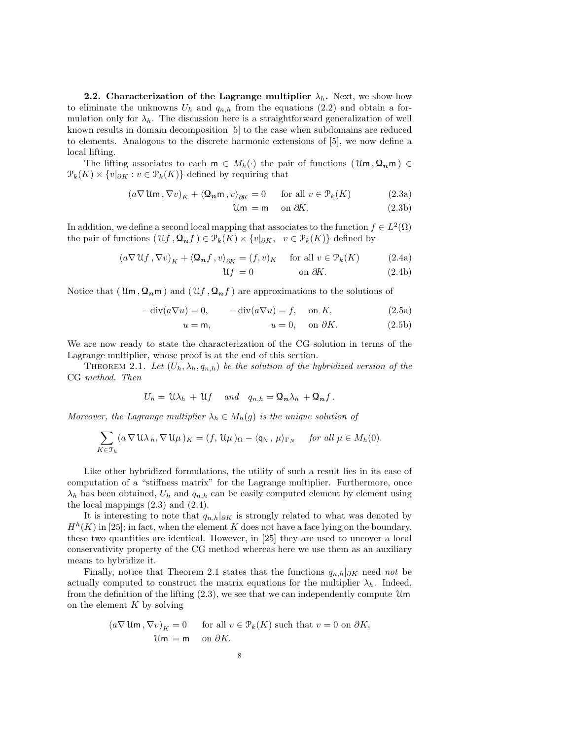**2.2. Characterization of the Lagrange multiplier $\lambda_h$.** Next, we show how to eliminate the unknowns $U_h$ and $q_{n,h}$ from the equations (2.2) and obtain a formulation only for $\lambda_h$. The discussion here is a straightforward generalization of well known results in domain decomposition [5] to the case when subdomains are reduced to elements. Analogous to the discrete harmonic extensions of [5], we now define a local lifting.

The lifting associates to each $\mathsf{m} \in M_h(\cdot)$ the pair of functions $(\,\mathcal{U}\mathsf{m}\,, \boldsymbol{\Omega}_{\boldsymbol{n}}\mathsf{m}\,) \in \mathcal{P}_k(K) \times \{v|_{\partial K} : v \in \mathcal{P}_k(K)\}$ defined by requiring that

$$
\begin{aligned}
(a\nabla\,\mathcal{U}\mathsf{m}\,, \nabla v)_K + \langle \boldsymbol{\Omega}_{\boldsymbol{n}}\mathsf{m}\,, v\rangle_{\partial K} &= 0 \qquad \text{for all } v \in \mathcal{P}_k(K) && \text{(2.3a)}\\
\mathcal{U}\mathsf{m} \,&=\, \mathsf{m} \quad \text{ on } \partial K. && \text{(2.3b)}
\end{aligned}
$$

In addition, we define a second local mapping that associates to the function $f \in L^2(\Omega)$ the pair of functions $(\,\mathcal{U}f\,, \boldsymbol{\Omega}_{\boldsymbol{n}}f\,) \in \mathcal{P}_k(K) \times \{v|_{\partial K},\ \ v \in \mathcal{P}_k(K)\}$ defined by

$$
\begin{aligned}
(a\nabla\,\mathcal{U}f\,, \nabla v)_K + \langle \boldsymbol{\Omega}_{\boldsymbol{n}}f\,, v\rangle_{\partial K} &= (f, v)_K \qquad \text{for all } v \in \mathcal{P}_k(K) && \text{(2.4a)}\\
\mathcal{U}f \,&=\, 0 \qquad\qquad \text{on } \partial K. && \text{(2.4b)}
\end{aligned}
$$

Notice that $(\,\mathcal{U}\mathsf{m}\,, \boldsymbol{\Omega}_{\boldsymbol{n}}\mathsf{m}\,)$ and $(\,\mathcal{U}f\,, \boldsymbol{\Omega}_{\boldsymbol{n}}f\,)$ are approximations to the solutions of

$$
\begin{aligned}
-\operatorname{div}(a\nabla u) &= 0, \qquad -\operatorname{div}(a\nabla u) = f, \quad \text{on } K, && \text{(2.5a)}\\
u &= \mathsf{m}, \qquad\qquad\qquad u = 0, \quad \text{on } \partial K. && \text{(2.5b)}
\end{aligned}
$$

We are now ready to state the characterization of the CG solution in terms of the Lagrange multiplier, whose proof is at the end of this section.

THEOREM 2.1. *Let $(U_h, \lambda_h, q_{n,h})$ be the solution of the hybridized version of the* CG *method. Then*

$$
U_h = \,\mathcal{U}\lambda_h \,+\, \mathcal{U}f \quad \text{ and } \quad q_{n,h} = \boldsymbol{\Omega}_{\boldsymbol{n}}\lambda_h \,+ \boldsymbol{\Omega}_{\boldsymbol{n}}f\,.
$$

*Moreover, the Lagrange multiplier $\lambda_h \in M_h(g)$ is the unique solution of*

$$
\sum_{K\in\mathcal{T}_h} (a\,\nabla\,\mathcal{U}\lambda_h, \nabla\,\mathcal{U}\mu\,)_K = (f,\,\mathcal{U}\mu)_\Omega - \langle \mathsf{q_N}\,,\,\mu\rangle_{\Gamma_N} \quad \text{ for all } \mu \in M_h(0).
$$

Like other hybridized formulations, the utility of such a result lies in its ease of computation of a "stiffness matrix" for the Lagrange multiplier. Furthermore, once $\lambda_h$ has been obtained, $U_h$ and $q_{n,h}$ can be easily computed element by element using the local mappings (2.3) and (2.4).

It is interesting to note that $q_{n,h}|_{\partial K}$ is strongly related to what was denoted by $H^h(K)$ in [25]; in fact, when the element $K$ does not have a face lying on the boundary, these two quantities are identical. However, in [25] they are used to uncover a local conservativity property of the CG method whereas here we use them as an auxiliary means to hybridize it.

Finally, notice that Theorem 2.1 states that the functions $q_{n,h}|_{\partial K}$ need *not* be actually computed to construct the matrix equations for the multiplier $\lambda_h$. Indeed, from the definition of the lifting (2.3), we see that we can independently compute $\mathcal{U}\mathsf{m}$ on the element $K$ by solving

$$
\begin{aligned}
(a\nabla\,\mathcal{U}\mathsf{m}\,, \nabla v)_K &= 0 \qquad \text{for all } v \in \mathcal{P}_k(K) \text{ such that } v = 0 \text{ on } \partial K,\\
\mathcal{U}\mathsf{m} \,&=\, \mathsf{m} \quad \text{ on } \partial K.
\end{aligned}
$$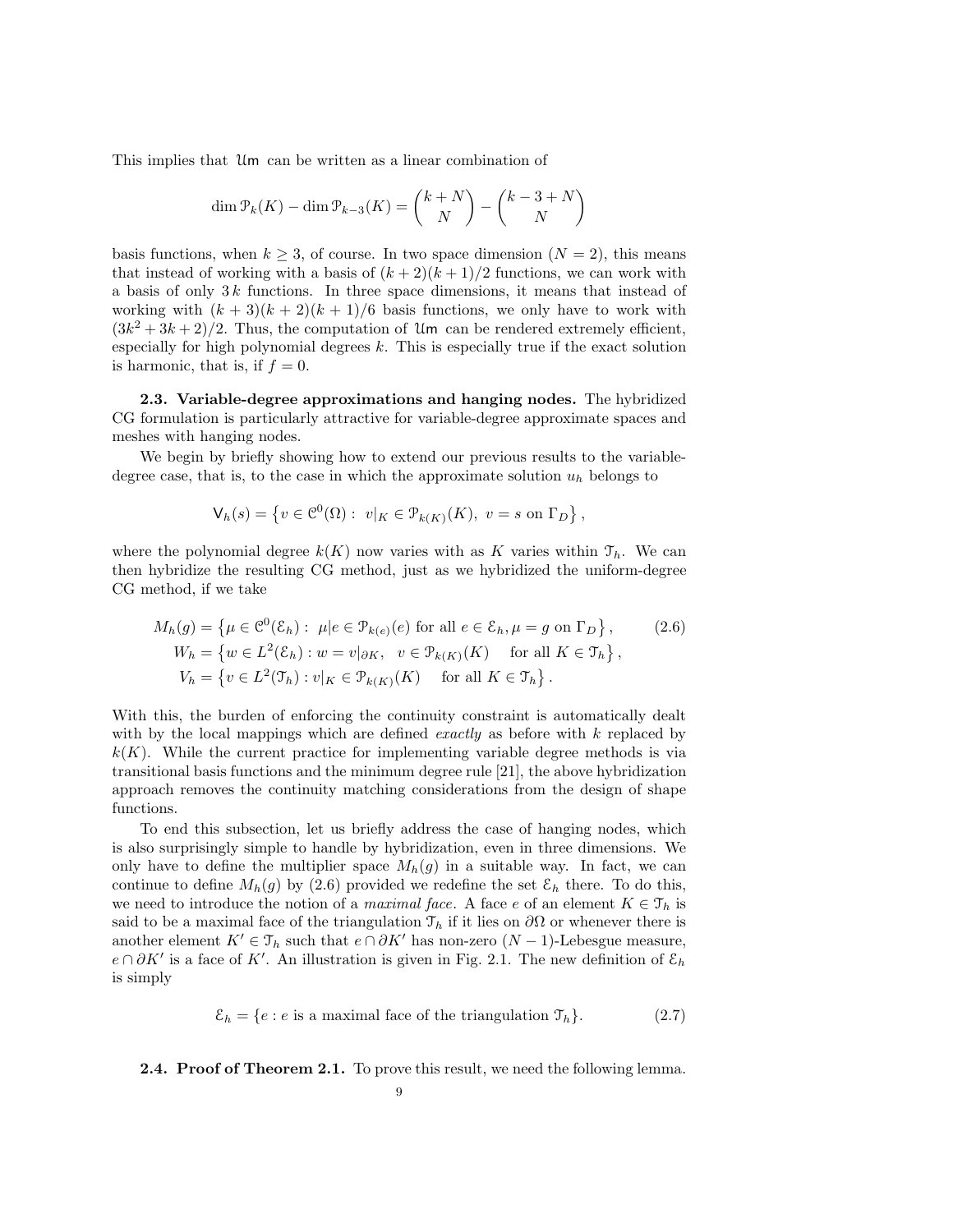This implies that $\mathcal{U}\mathsf{m}$ can be written as a linear combination of

$$\dim \mathcal{P}_k(K) - \dim \mathcal{P}_{k-3}(K) = \binom{k+N}{N} - \binom{k-3+N}{N}$$

basis functions, when $k \geq 3$, of course. In two space dimension ($N = 2$), this means that instead of working with a basis of $(k+2)(k+1)/2$ functions, we can work with a basis of only $3\,k$ functions. In three space dimensions, it means that instead of working with $(k+3)(k+2)(k+1)/6$ basis functions, we only have to work with $(3k^2+3k+2)/2$. Thus, the computation of $\mathcal{U}\mathsf{m}$ can be rendered extremely efficient, especially for high polynomial degrees $k$. This is especially true if the exact solution is harmonic, that is, if $f = 0$.

**2.3. Variable-degree approximations and hanging nodes.** The hybridized CG formulation is particularly attractive for variable-degree approximate spaces and meshes with hanging nodes.

We begin by briefly showing how to extend our previous results to the variable-degree case, that is, to the case in which the approximate solution $u_h$ belongs to

$$\mathsf{V}_h(s) = \left\{ v \in \mathcal{C}^0(\Omega) : \ v|_K \in \mathcal{P}_{k(K)}(K), \ v = s \text{ on } \Gamma_D \right\},$$

where the polynomial degree $k(K)$ now varies with as $K$ varies within $\mathcal{T}_h$. We can then hybridize the resulting CG method, just as we hybridized the uniform-degree CG method, if we take

$$\begin{aligned} M_h(g) &= \left\{ \mu \in \mathcal{C}^0(\mathcal{E}_h) : \ \mu|e \in \mathcal{P}_{k(e)}(e) \text{ for all } e \in \mathcal{E}_h, \mu = g \text{ on } \Gamma_D \right\}, \qquad (2.6)\\ W_h &= \left\{ w \in L^2(\mathcal{E}_h) : w = v|_{\partial K}, \ \ v \in \mathcal{P}_{k(K)}(K) \quad \text{for all } K \in \mathcal{T}_h \right\},\\ V_h &= \left\{ v \in L^2(\mathcal{T}_h) : v|_K \in \mathcal{P}_{k(K)}(K) \quad \text{for all } K \in \mathcal{T}_h \right\}. \end{aligned}$$

With this, the burden of enforcing the continuity constraint is automatically dealt with by the local mappings which are defined *exactly* as before with $k$ replaced by $k(K)$. While the current practice for implementing variable degree methods is via transitional basis functions and the minimum degree rule [21], the above hybridization approach removes the continuity matching considerations from the design of shape functions.

To end this subsection, let us briefly address the case of hanging nodes, which is also surprisingly simple to handle by hybridization, even in three dimensions. We only have to define the multiplier space $M_h(g)$ in a suitable way. In fact, we can continue to define $M_h(g)$ by (2.6) provided we redefine the set $\mathcal{E}_h$ there. To do this, we need to introduce the notion of a *maximal face*. A face $e$ of an element $K \in \mathcal{T}_h$ is said to be a maximal face of the triangulation $\mathcal{T}_h$ if it lies on $\partial\Omega$ or whenever there is another element $K' \in \mathcal{T}_h$ such that $e \cap \partial K'$ has non-zero $(N-1)$-Lebesgue measure, $e \cap \partial K'$ is a face of $K'$. An illustration is given in Fig. 2.1. The new definition of $\mathcal{E}_h$ is simply

$$\mathcal{E}_h = \{e : e \text{ is a maximal face of the triangulation } \mathcal{T}_h\}. \qquad (2.7)$$

**2.4. Proof of Theorem 2.1.** To prove this result, we need the following lemma.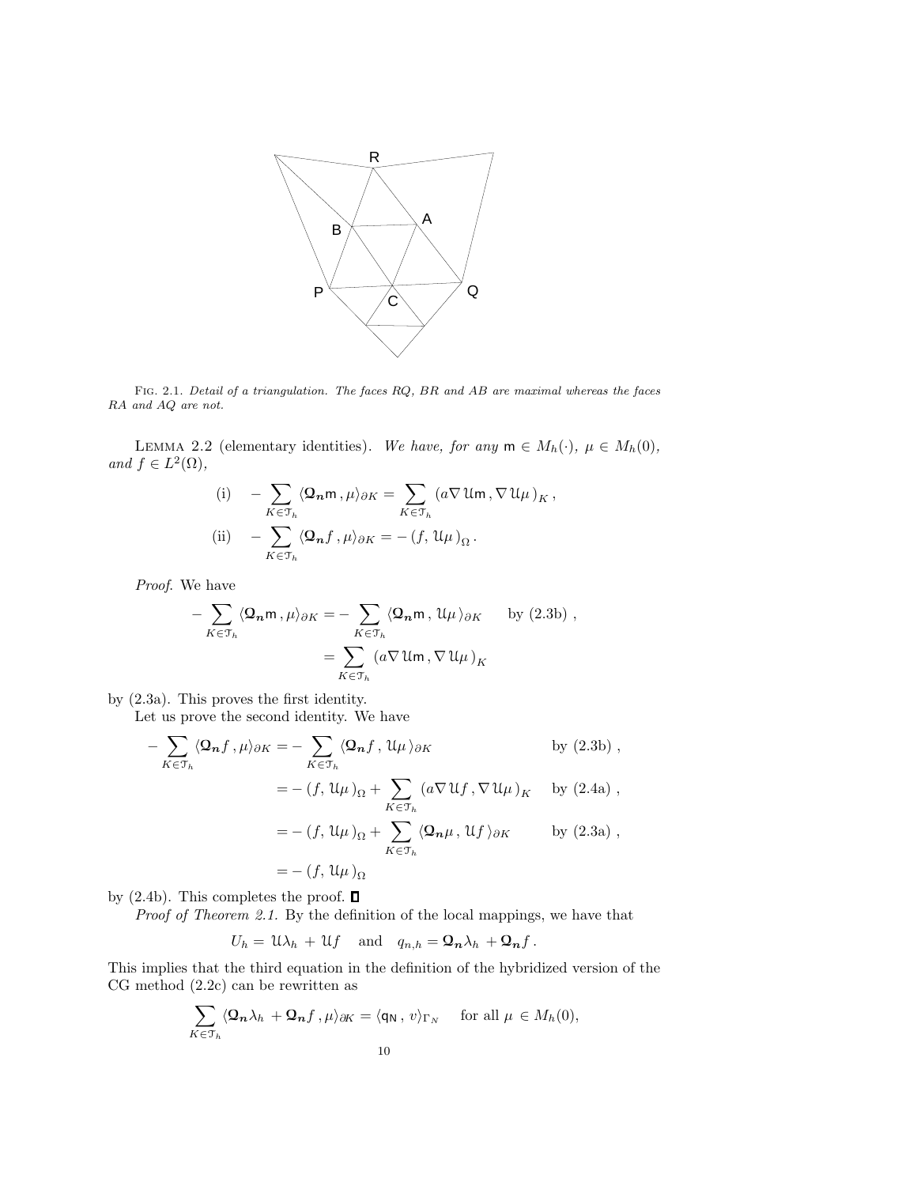Fig. 2.1. *Detail of a triangulation. The faces $RQ$, $BR$ and $AB$ are maximal whereas the faces $RA$ and $AQ$ are not.*

Lemma 2.2 (elementary identities). *We have, for any $\mathsf{m} \in M_h(\cdot)$, $\mu \in M_h(0)$, and $f \in L^2(\Omega)$,*

$$
\begin{aligned}
&\text{(i)} \quad -\sum_{K\in\mathcal{T}_h} \langle \boldsymbol{\mathcal{Q}}_{\boldsymbol{n}}\mathsf{m} \,, \mu\rangle_{\partial K} = \sum_{K\in\mathcal{T}_h} \left( a\nabla\,\mathcal{U}\mathsf{m} \,, \nabla\,\mathcal{U}\mu \right)_K, \\
&\text{(ii)} \quad -\sum_{K\in\mathcal{T}_h} \langle \boldsymbol{\mathcal{Q}}_{\boldsymbol{n}} f \,, \mu\rangle_{\partial K} = -\left( f, \,\mathcal{U}\mu \right)_\Omega.
\end{aligned}
$$

*Proof.* We have

$$
\begin{aligned}
-\sum_{K\in\mathcal{T}_h} \langle \boldsymbol{\mathcal{Q}}_{\boldsymbol{n}}\mathsf{m} \,, \mu\rangle_{\partial K} &= -\sum_{K\in\mathcal{T}_h} \langle \boldsymbol{\mathcal{Q}}_{\boldsymbol{n}}\mathsf{m} \,, \,\mathcal{U}\mu \,\rangle_{\partial K} \qquad \text{by (2.3b)}, \\
&= \sum_{K\in\mathcal{T}_h} \left( a\nabla\,\mathcal{U}\mathsf{m} \,, \nabla\,\mathcal{U}\mu \right)_K
\end{aligned}
$$

by (2.3a). This proves the first identity.

Let us prove the second identity. We have

$$
\begin{aligned}
-\sum_{K\in\mathcal{T}_h} \langle \boldsymbol{\mathcal{Q}}_{\boldsymbol{n}} f \,, \mu\rangle_{\partial K} &= -\sum_{K\in\mathcal{T}_h} \langle \boldsymbol{\mathcal{Q}}_{\boldsymbol{n}} f \,, \,\mathcal{U}\mu \,\rangle_{\partial K} && \text{by (2.3b)}, \\
&= -\left( f, \,\mathcal{U}\mu \right)_\Omega + \sum_{K\in\mathcal{T}_h} \left( a\nabla\,\mathcal{U} f \,, \nabla\,\mathcal{U}\mu \right)_K && \text{by (2.4a)}, \\
&= -\left( f, \,\mathcal{U}\mu \right)_\Omega + \sum_{K\in\mathcal{T}_h} \langle \boldsymbol{\mathcal{Q}}_{\boldsymbol{n}} \mu \,, \,\mathcal{U} f \,\rangle_{\partial K} && \text{by (2.3a)}, \\
&= -\left( f, \,\mathcal{U}\mu \right)_\Omega
\end{aligned}
$$

by (2.4b). This completes the proof. ∎

*Proof of Theorem 2.1.* By the definition of the local mappings, we have that

$$
U_h = \,\mathcal{U}\lambda_h \,+ \,\mathcal{U} f \quad \text{and} \quad q_{n,h} = \boldsymbol{\mathcal{Q}}_{\boldsymbol{n}}\lambda_h \,+ \boldsymbol{\mathcal{Q}}_{\boldsymbol{n}} f \,.
$$

This implies that the third equation in the definition of the hybridized version of the CG method (2.2c) can be rewritten as

$$
\sum_{K\in\mathcal{T}_h} \langle \boldsymbol{\mathcal{Q}}_{\boldsymbol{n}}\lambda_h \,+ \boldsymbol{\mathcal{Q}}_{\boldsymbol{n}} f \,, \mu\rangle_{\partial K} = \langle \mathsf{q}_{\mathsf{N}} \,, \, v\rangle_{\Gamma_N} \quad \text{for all } \mu \,\in M_h(0),
$$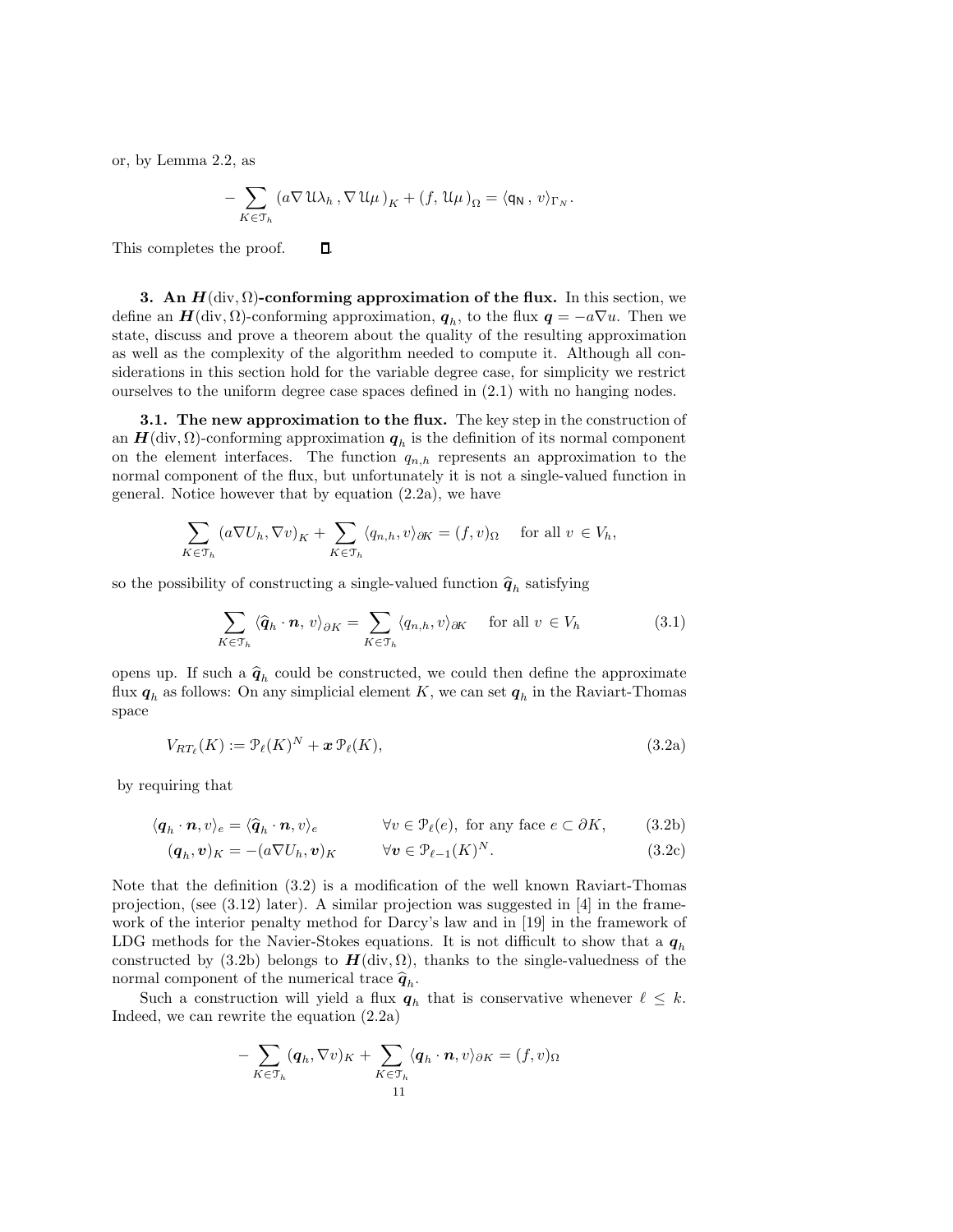or, by Lemma 2.2, as

$$-\sum_{K\in\mathcal{T}_h} \left(a\nabla\,\mathcal{U}\lambda_h\,,\nabla\,\mathcal{U}\mu\,\right)_K + \left(f,\,\mathcal{U}\mu\right)_\Omega = \langle \mathsf{q_N}\,,\,v\rangle_{\Gamma_N}.$$

This completes the proof. $\square$.

**3. An $\boldsymbol{H}(\mathrm{div},\Omega)$-conforming approximation of the flux.** In this section, we define an $\boldsymbol{H}(\mathrm{div},\Omega)$-conforming approximation, $\boldsymbol{q}_h$, to the flux $\boldsymbol{q} = -a\nabla u$. Then we state, discuss and prove a theorem about the quality of the resulting approximation as well as the complexity of the algorithm needed to compute it. Although all considerations in this section hold for the variable degree case, for simplicity we restrict ourselves to the uniform degree case spaces defined in (2.1) with no hanging nodes.

**3.1. The new approximation to the flux.** The key step in the construction of an $\boldsymbol{H}(\mathrm{div},\Omega)$-conforming approximation $\boldsymbol{q}_h$ is the definition of its normal component on the element interfaces. The function $q_{n,h}$ represents an approximation to the normal component of the flux, but unfortunately it is not a single-valued function in general. Notice however that by equation (2.2a), we have

$$\sum_{K\in\mathcal{T}_h} (a\nabla U_h, \nabla v)_K + \sum_{K\in\mathcal{T}_h} \langle q_{n,h}, v\rangle_{\partial K} = (f,v)_\Omega \quad \text{ for all } v\, \in V_h,$$

so the possibility of constructing a single-valued function $\widehat{\boldsymbol{q}}_h$ satisfying

$$\sum_{K\in\mathcal{T}_h} \langle \widehat{\boldsymbol{q}}_h\cdot\boldsymbol{n},\, v\rangle_{\partial K} = \sum_{K\in\mathcal{T}_h} \langle q_{n,h}, v\rangle_{\partial K} \quad \text{ for all } v\, \in V_h \tag{3.1}$$

opens up. If such a $\widehat{\boldsymbol{q}}_h$ could be constructed, we could then define the approximate flux $\boldsymbol{q}_h$ as follows: On any simplicial element $K$, we can set $\boldsymbol{q}_h$ in the Raviart-Thomas space

$$V_{RT_\ell}(K) := \mathcal{P}_\ell(K)^N + \boldsymbol{x}\,\mathcal{P}_\ell(K), \tag{3.2a}$$

by requiring that

$$\langle \boldsymbol{q}_h\cdot\boldsymbol{n}, v\rangle_e = \langle \widehat{\boldsymbol{q}}_h\cdot\boldsymbol{n}, v\rangle_e \qquad \forall v\in\mathcal{P}_\ell(e), \text{ for any face } e\subset\partial K, \tag{3.2b}$$

$$(\boldsymbol{q}_h, \boldsymbol{v})_K = -(a\nabla U_h, \boldsymbol{v})_K \qquad \forall \boldsymbol{v}\in\mathcal{P}_{\ell-1}(K)^N. \tag{3.2c}$$

Note that the definition (3.2) is a modification of the well known Raviart-Thomas projection, (see (3.12) later). A similar projection was suggested in [4] in the framework of the interior penalty method for Darcy's law and in [19] in the framework of LDG methods for the Navier-Stokes equations. It is not difficult to show that a $\boldsymbol{q}_h$ constructed by (3.2b) belongs to $\boldsymbol{H}(\mathrm{div},\Omega)$, thanks to the single-valuedness of the normal component of the numerical trace $\widehat{\boldsymbol{q}}_h$.

Such a construction will yield a flux $\boldsymbol{q}_h$ that is conservative whenever $\ell \le k$. Indeed, we can rewrite the equation (2.2a)

$$-\sum_{K\in\mathcal{T}_h} (\boldsymbol{q}_h, \nabla v)_K + \sum_{K\in\mathcal{T}_h} \langle \boldsymbol{q}_h\cdot\boldsymbol{n}, v\rangle_{\partial K} = (f,v)_\Omega$$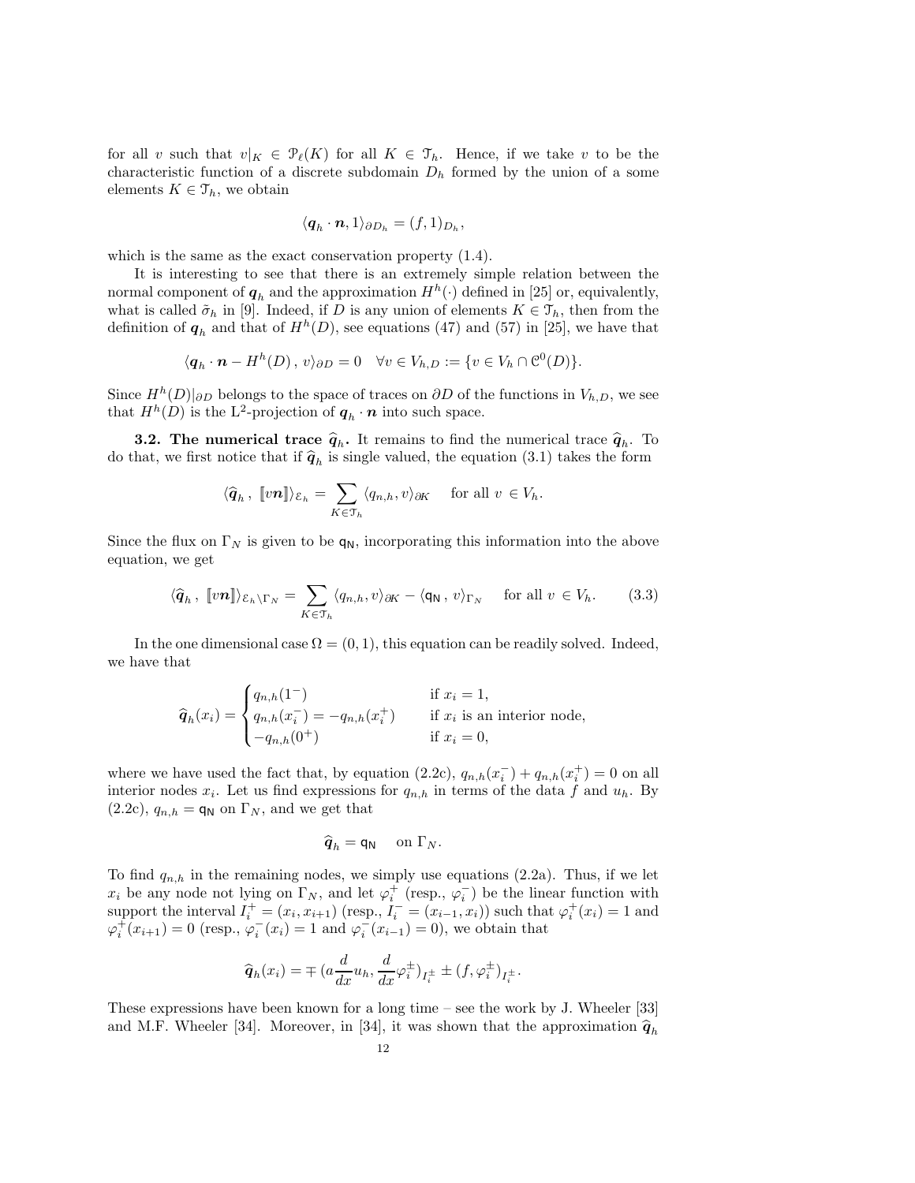for all $v$ such that $v|_K \in \mathcal{P}_\ell(K)$ for all $K \in \mathcal{T}_h$. Hence, if we take $v$ to be the characteristic function of a discrete subdomain $D_h$ formed by the union of a some elements $K \in \mathcal{T}_h$, we obtain

$$\langle \boldsymbol{q}_h \cdot \boldsymbol{n}, 1\rangle_{\partial D_h} = (f, 1)_{D_h},$$

which is the same as the exact conservation property (1.4).

It is interesting to see that there is an extremely simple relation between the normal component of $\boldsymbol{q}_h$ and the approximation $H^h(\cdot)$ defined in [25] or, equivalently, what is called $\tilde{\sigma}_h$ in [9]. Indeed, if $D$ is any union of elements $K \in \mathcal{T}_h$, then from the definition of $\boldsymbol{q}_h$ and that of $H^h(D)$, see equations (47) and (57) in [25], we have that

$$\langle \boldsymbol{q}_h \cdot \boldsymbol{n} - H^h(D)\,,\, v\rangle_{\partial D} = 0 \quad \forall v \in V_{h,D} := \{v \in V_h \cap \mathcal{C}^0(D)\}.$$

Since $H^h(D)|_{\partial D}$ belongs to the space of traces on $\partial D$ of the functions in $V_{h,D}$, we see that $H^h(D)$ is the $\mathrm{L}^2$-projection of $\boldsymbol{q}_h \cdot \boldsymbol{n}$ into such space.

**3.2. The numerical trace $\widehat{\boldsymbol{q}}_h$.** It remains to find the numerical trace $\widehat{\boldsymbol{q}}_h$. To do that, we first notice that if $\widehat{\boldsymbol{q}}_h$ is single valued, the equation (3.1) takes the form

$$\langle \widehat{\boldsymbol{q}}_h\,,\, [\![v\boldsymbol{n}]\!]\rangle_{\mathcal{E}_h} = \sum_{K\in\mathcal{T}_h} \langle q_{n,h}, v\rangle_{\partial K} \quad \text{for all } v \in V_h.$$

Since the flux on $\Gamma_N$ is given to be $\mathsf{q_N}$, incorporating this information into the above equation, we get

$$\langle \widehat{\boldsymbol{q}}_h\,,\, [\![v\boldsymbol{n}]\!]\rangle_{\mathcal{E}_h\setminus\Gamma_N} = \sum_{K\in\mathcal{T}_h} \langle q_{n,h}, v\rangle_{\partial K} - \langle \mathsf{q_N}\,,\, v\rangle_{\Gamma_N} \quad \text{for all } v \in V_h. \tag{3.3}$$

In the one dimensional case $\Omega = (0, 1)$, this equation can be readily solved. Indeed, we have that

$$\widehat{\boldsymbol{q}}_h(x_i) = \begin{cases} q_{n,h}(1^-) & \text{if } x_i = 1, \\ q_{n,h}(x_i^-) = -q_{n,h}(x_i^+) & \text{if } x_i \text{ is an interior node,} \\ -q_{n,h}(0^+) & \text{if } x_i = 0, \end{cases}$$

where we have used the fact that, by equation (2.2c), $q_{n,h}(x_i^-) + q_{n,h}(x_i^+) = 0$ on all interior nodes $x_i$. Let us find expressions for $q_{n,h}$ in terms of the data $f$ and $u_h$. By (2.2c), $q_{n,h} = \mathsf{q_N}$ on $\Gamma_N$, and we get that

$$\widehat{\boldsymbol{q}}_h = \mathsf{q_N} \quad \text{on } \Gamma_N.$$

To find $q_{n,h}$ in the remaining nodes, we simply use equations (2.2a). Thus, if we let $x_i$ be any node not lying on $\Gamma_N$, and let $\varphi_i^+$ (resp., $\varphi_i^-$) be the linear function with support the interval $I_i^+ = (x_i, x_{i+1})$ (resp., $I_i^- = (x_{i-1}, x_i)$) such that $\varphi_i^+(x_i) = 1$ and $\varphi_i^+(x_{i+1}) = 0$ (resp., $\varphi_i^-(x_i) = 1$ and $\varphi_i^-(x_{i-1}) = 0$), we obtain that

$$\widehat{\boldsymbol{q}}_h(x_i) = \mp\, (a\frac{d}{dx}u_h, \frac{d}{dx}\varphi_i^{\pm})_{I_i^{\pm}} \pm (f, \varphi_i^{\pm})_{I_i^{\pm}}.$$

These expressions have been known for a long time – see the work by J. Wheeler [33] and M.F. Wheeler [34]. Moreover, in [34], it was shown that the approximation $\widehat{\boldsymbol{q}}_h$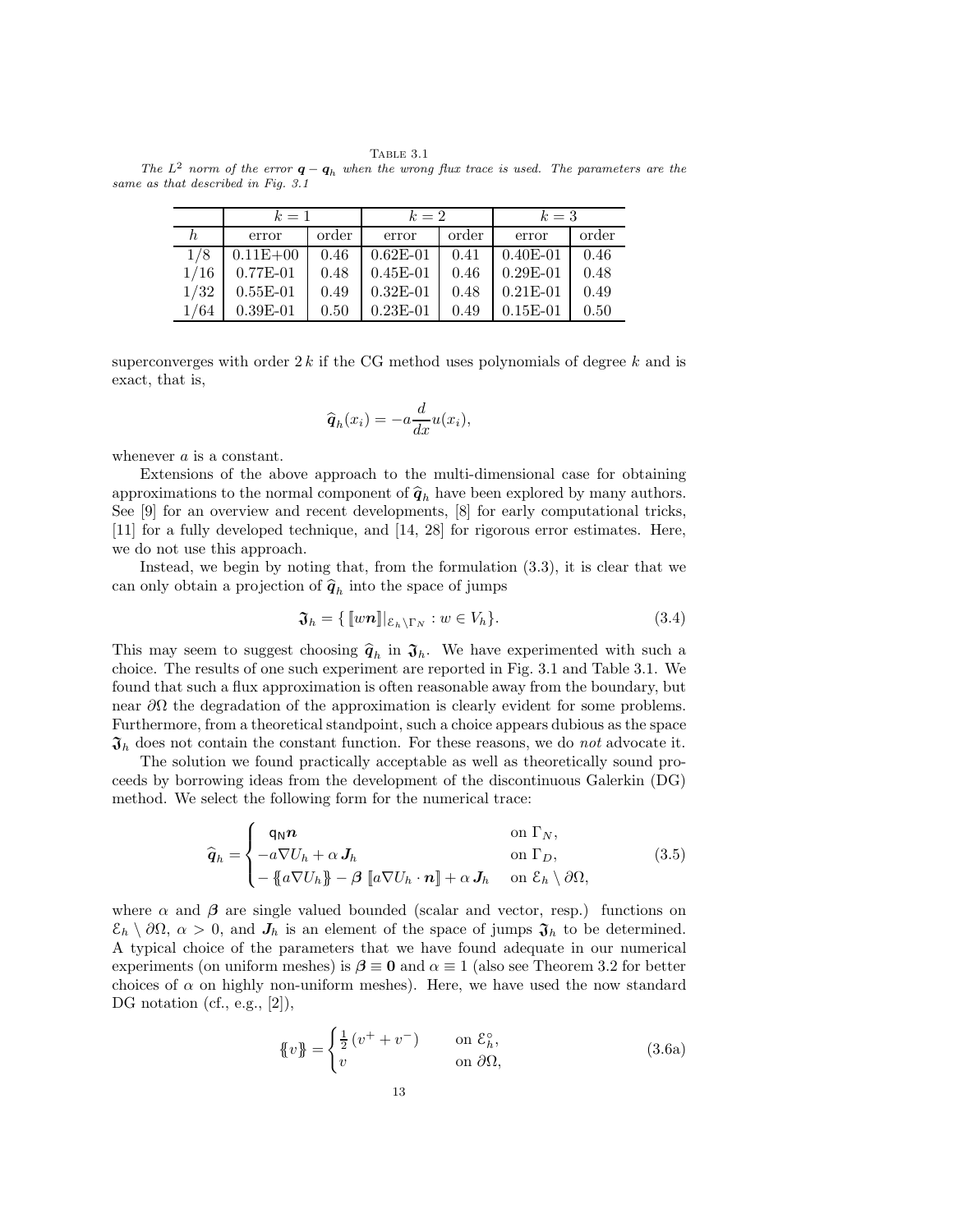TABLE 3.1

*The $L^2$ norm of the error $\boldsymbol{q} - \boldsymbol{q}_h$ when the wrong flux trace is used. The parameters are the same as that described in Fig. 3.1*

| | $k = 1$ | | $k = 2$ | | $k = 3$ | |
|---|---|---|---|---|---|---|
| $h$ | error | order | error | order | error | order |
| 1/8 | 0.11E+00 | 0.46 | 0.62E-01 | 0.41 | 0.40E-01 | 0.46 |
| 1/16 | 0.77E-01 | 0.48 | 0.45E-01 | 0.46 | 0.29E-01 | 0.48 |
| 1/32 | 0.55E-01 | 0.49 | 0.32E-01 | 0.48 | 0.21E-01 | 0.49 |
| 1/64 | 0.39E-01 | 0.50 | 0.23E-01 | 0.49 | 0.15E-01 | 0.50 |

superconverges with order $2\,k$ if the CG method uses polynomials of degree $k$ and is exact, that is,

$$\widehat{\boldsymbol{q}}_h(x_i) = -a\frac{d}{dx}u(x_i),$$

whenever $a$ is a constant.

Extensions of the above approach to the multi-dimensional case for obtaining approximations to the normal component of $\widehat{\boldsymbol{q}}_h$ have been explored by many authors. See [9] for an overview and recent developments, [8] for early computational tricks, [11] for a fully developed technique, and [14, 28] for rigorous error estimates. Here, we do not use this approach.

Instead, we begin by noting that, from the formulation (3.3), it is clear that we can only obtain a projection of $\widehat{\boldsymbol{q}}_h$ into the space of jumps

$$\mathfrak{J}_h = \{\, [\![ w\boldsymbol{n} ]\!]|_{\mathcal{E}_h\setminus\Gamma_N} : w \in V_h\}. \tag{3.4}$$

This may seem to suggest choosing $\widehat{\boldsymbol{q}}_h$ in $\mathfrak{J}_h$. We have experimented with such a choice. The results of one such experiment are reported in Fig. 3.1 and Table 3.1. We found that such a flux approximation is often reasonable away from the boundary, but near $\partial\Omega$ the degradation of the approximation is clearly evident for some problems. Furthermore, from a theoretical standpoint, such a choice appears dubious as the space $\mathfrak{J}_h$ does not contain the constant function. For these reasons, we do *not* advocate it.

The solution we found practically acceptable as well as theoretically sound proceeds by borrowing ideas from the development of the discontinuous Galerkin (DG) method. We select the following form for the numerical trace:

$$\widehat{\boldsymbol{q}}_h = \begin{cases} \mathsf{q}_\mathsf{N}\boldsymbol{n} & \text{on } \Gamma_N, \\ -a\nabla U_h + \alpha\,\boldsymbol{J}_h & \text{on } \Gamma_D, \\ -\{\!\{ a\nabla U_h \}\!\} - \boldsymbol{\beta}\,[\![ a\nabla U_h\cdot\boldsymbol{n} ]\!] + \alpha\,\boldsymbol{J}_h & \text{on } \mathcal{E}_h\setminus\partial\Omega, \end{cases} \tag{3.5}$$

where $\alpha$ and $\boldsymbol{\beta}$ are single valued bounded (scalar and vector, resp.) functions on $\mathcal{E}_h\setminus\partial\Omega$, $\alpha > 0$, and $\boldsymbol{J}_h$ is an element of the space of jumps $\mathfrak{J}_h$ to be determined. A typical choice of the parameters that we have found adequate in our numerical experiments (on uniform meshes) is $\boldsymbol{\beta}\equiv\boldsymbol{0}$ and $\alpha\equiv 1$ (also see Theorem 3.2 for better choices of $\alpha$ on highly non-uniform meshes). Here, we have used the now standard DG notation (cf., e.g., [2]),

$$\{\!\{ v \}\!\} = \begin{cases} \frac{1}{2}\,(v^+ + v^-) & \text{on } \mathcal{E}_h^\circ, \\ v & \text{on } \partial\Omega, \end{cases} \tag{3.6a}$$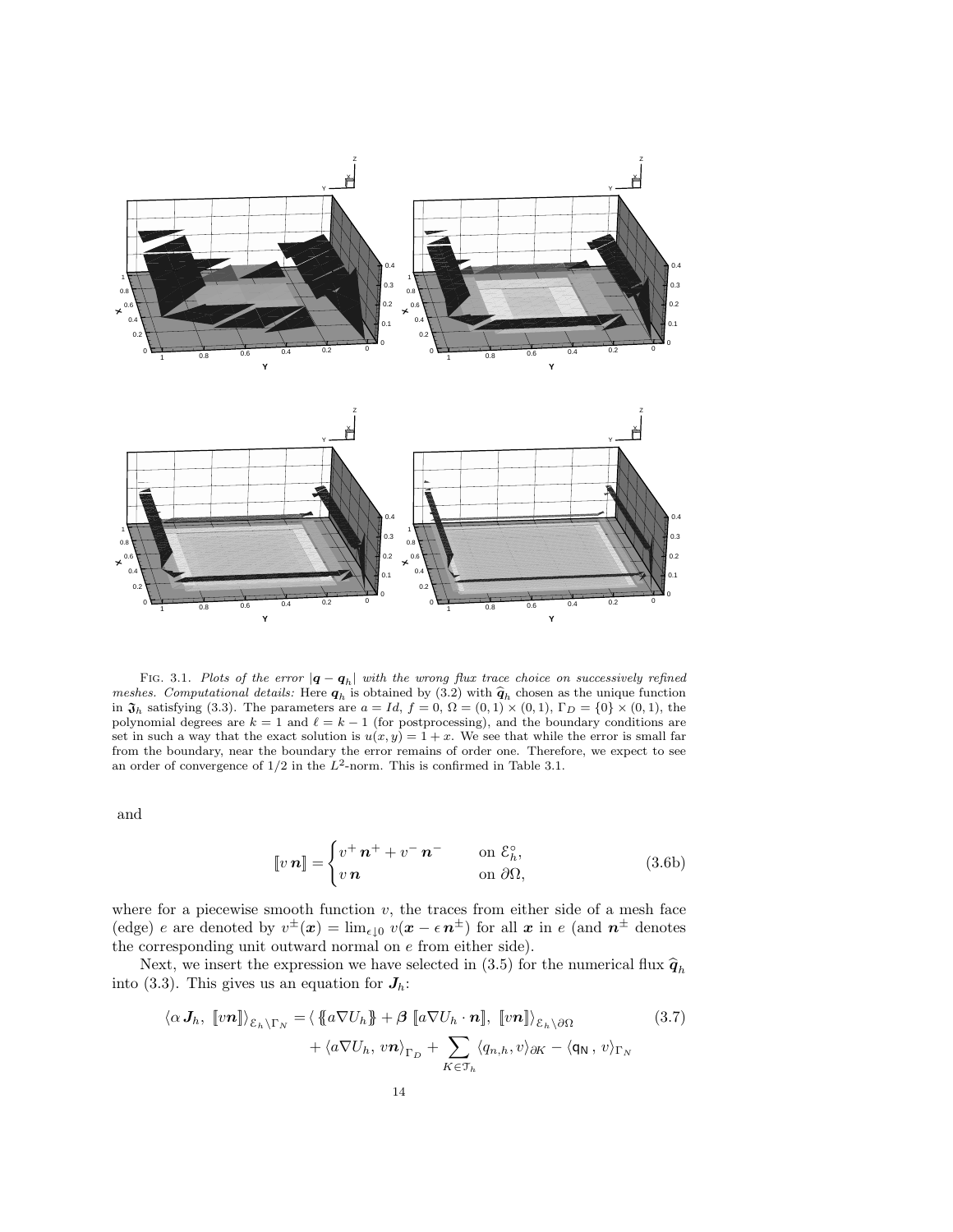FIG. 3.1. *Plots of the error $|\boldsymbol{q} - \boldsymbol{q}_h|$ with the wrong flux trace choice on successively refined meshes. Computational details:* Here $\boldsymbol{q}_h$ is obtained by (3.2) with $\widehat{\boldsymbol{q}}_h$ chosen as the unique function in $\mathfrak{J}_h$ satisfying (3.3). The parameters are $a = Id$, $f = 0$, $\Omega = (0,1) \times (0,1)$, $\Gamma_D = \{0\} \times (0,1)$, the polynomial degrees are $k = 1$ and $\ell = k - 1$ (for postprocessing), and the boundary conditions are set in such a way that the exact solution is $u(x, y) = 1 + x$. We see that while the error is small far from the boundary, near the boundary the error remains of order one. Therefore, we expect to see an order of convergence of $1/2$ in the $L^2$-norm. This is confirmed in Table 3.1.

and

$$[\![v\,\boldsymbol{n}]\!] = \begin{cases} v^+\,\boldsymbol{n}^+ + v^-\,\boldsymbol{n}^- & \text{on } \mathcal{E}_h^\circ, \\ v\,\boldsymbol{n} & \text{on } \partial\Omega, \end{cases} \tag{3.6b}$$

where for a piecewise smooth function $v$, the traces from either side of a mesh face (edge) $e$ are denoted by $v^\pm(\boldsymbol{x}) = \lim_{\epsilon \downarrow 0} v(\boldsymbol{x} - \epsilon\,\boldsymbol{n}^\pm)$ for all $\boldsymbol{x}$ in $e$ (and $\boldsymbol{n}^\pm$ denotes the corresponding unit outward normal on $e$ from either side).

Next, we insert the expression we have selected in (3.5) for the numerical flux $\widehat{\boldsymbol{q}}_h$ into (3.3). This gives us an equation for $\boldsymbol{J}_h$:

$$\begin{aligned} \langle \alpha\,\boldsymbol{J}_h,\ [\![v\boldsymbol{n}]\!]\rangle_{\mathcal{E}_h\setminus\Gamma_N} = {} & \langle\, \{\!\{a\nabla U_h\}\!\} + \boldsymbol{\beta}\ [\![a\nabla U_h\cdot\boldsymbol{n}]\!],\ [\![v\boldsymbol{n}]\!]\rangle_{\mathcal{E}_h\setminus\partial\Omega} \\ & + \langle a\nabla U_h,\ v\boldsymbol{n}\rangle_{\Gamma_D} + \sum_{K\in\mathcal{T}_h} \langle q_{n,h}, v\rangle_{\partial K} - \langle \mathsf{q_N}\,,\ v\rangle_{\Gamma_N} \end{aligned} \tag{3.7}$$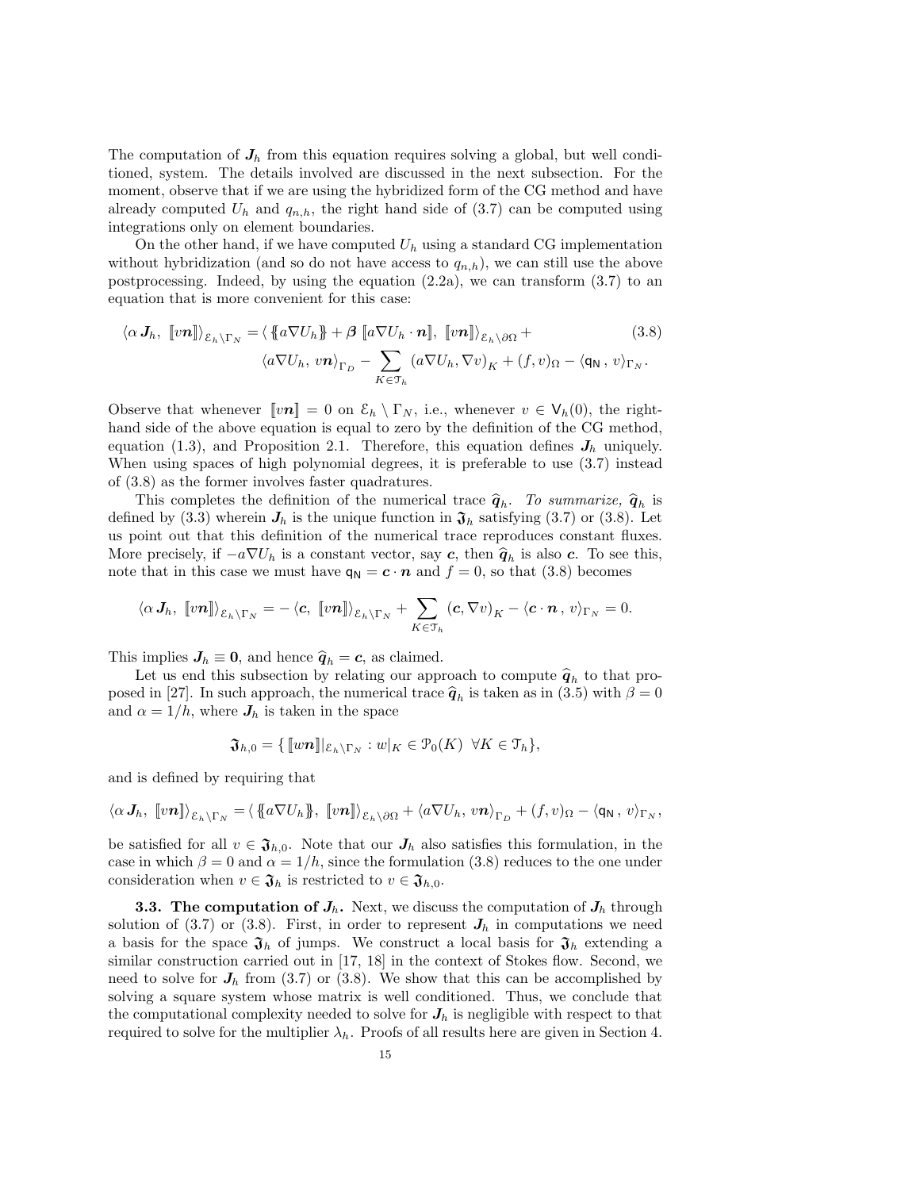The computation of $\boldsymbol{J}_h$ from this equation requires solving a global, but well conditioned, system. The details involved are discussed in the next subsection. For the moment, observe that if we are using the hybridized form of the CG method and have already computed $U_h$ and $q_{n,h}$, the right hand side of (3.7) can be computed using integrations only on element boundaries.

On the other hand, if we have computed $U_h$ using a standard CG implementation without hybridization (and so do not have access to $q_{n,h}$), we can still use the above postprocessing. Indeed, by using the equation (2.2a), we can transform (3.7) to an equation that is more convenient for this case:

$$
\begin{aligned}
\langle \alpha\, \boldsymbol{J}_h,\, [\![ v\boldsymbol{n} ]\!] \rangle_{\mathcal{E}_h\setminus\Gamma_N} = & \langle \{\!\{ a\nabla U_h \}\!\} + \boldsymbol{\beta}\, [\![ a\nabla U_h\cdot\boldsymbol{n} ]\!],\, [\![ v\boldsymbol{n} ]\!] \rangle_{\mathcal{E}_h\setminus\partial\Omega} + \\
& \langle a\nabla U_h,\, v\boldsymbol{n} \rangle_{\Gamma_D} - \sum_{K\in\mathcal{T}_h} (a\nabla U_h, \nabla v)_K + (f, v)_\Omega - \langle \mathsf{q_N}\,,\, v \rangle_{\Gamma_N}.
\end{aligned} \tag{3.8}
$$

Observe that whenever $[\![ v\boldsymbol{n} ]\!] = 0$ on $\mathcal{E}_h\setminus\Gamma_N$, i.e., whenever $v\in \mathsf{V}_h(0)$, the right-hand side of the above equation is equal to zero by the definition of the CG method, equation (1.3), and Proposition 2.1. Therefore, this equation defines $\boldsymbol{J}_h$ uniquely. When using spaces of high polynomial degrees, it is preferable to use (3.7) instead of (3.8) as the former involves faster quadratures.

This completes the definition of the numerical trace $\widehat{\boldsymbol{q}}_h$. *To summarize,* $\widehat{\boldsymbol{q}}_h$ is defined by (3.3) wherein $\boldsymbol{J}_h$ is the unique function in $\mathfrak{J}_h$ satisfying (3.7) or (3.8). Let us point out that this definition of the numerical trace reproduces constant fluxes. More precisely, if $-a\nabla U_h$ is a constant vector, say $\boldsymbol{c}$, then $\widehat{\boldsymbol{q}}_h$ is also $\boldsymbol{c}$. To see this, note that in this case we must have $\mathsf{q_N} = \boldsymbol{c}\cdot\boldsymbol{n}$ and $f = 0$, so that (3.8) becomes

$$
\langle \alpha\, \boldsymbol{J}_h,\, [\![ v\boldsymbol{n} ]\!] \rangle_{\mathcal{E}_h\setminus\Gamma_N} = -\langle \boldsymbol{c},\, [\![ v\boldsymbol{n} ]\!] \rangle_{\mathcal{E}_h\setminus\Gamma_N} + \sum_{K\in\mathcal{T}_h} (\boldsymbol{c}, \nabla v)_K - \langle \boldsymbol{c}\cdot\boldsymbol{n}\,,\, v \rangle_{\Gamma_N} = 0.
$$

This implies $\boldsymbol{J}_h \equiv \boldsymbol{0}$, and hence $\widehat{\boldsymbol{q}}_h = \boldsymbol{c}$, as claimed.

Let us end this subsection by relating our approach to compute $\widehat{\boldsymbol{q}}_h$ to that proposed in [27]. In such approach, the numerical trace $\widehat{\boldsymbol{q}}_h$ is taken as in (3.5) with $\beta = 0$ and $\alpha = 1/h$, where $\boldsymbol{J}_h$ is taken in the space

$$
\mathfrak{J}_{h,0} = \{\, [\![ w\boldsymbol{n} ]\!]|_{\mathcal{E}_h\setminus\Gamma_N} : w|_K \in \mathcal{P}_0(K)\ \ \forall K\in\mathcal{T}_h \},
$$

and is defined by requiring that

$$
\langle \alpha\, \boldsymbol{J}_h,\, [\![ v\boldsymbol{n} ]\!] \rangle_{\mathcal{E}_h\setminus\Gamma_N} = \langle \{\!\{ a\nabla U_h \}\!\},\, [\![ v\boldsymbol{n} ]\!] \rangle_{\mathcal{E}_h\setminus\partial\Omega} + \langle a\nabla U_h,\, v\boldsymbol{n} \rangle_{\Gamma_D} + (f, v)_\Omega - \langle \mathsf{q_N}\,,\, v \rangle_{\Gamma_N},
$$

be satisfied for all $v\in\mathfrak{J}_{h,0}$. Note that our $\boldsymbol{J}_h$ also satisfies this formulation, in the case in which $\beta = 0$ and $\alpha = 1/h$, since the formulation (3.8) reduces to the one under consideration when $v\in\mathfrak{J}_h$ is restricted to $v\in\mathfrak{J}_{h,0}$.

**3.3. The computation of $\boldsymbol{J}_h$.** Next, we discuss the computation of $\boldsymbol{J}_h$ through solution of (3.7) or (3.8). First, in order to represent $\boldsymbol{J}_h$ in computations we need a basis for the space $\mathfrak{J}_h$ of jumps. We construct a local basis for $\mathfrak{J}_h$ extending a similar construction carried out in [17, 18] in the context of Stokes flow. Second, we need to solve for $\boldsymbol{J}_h$ from (3.7) or (3.8). We show that this can be accomplished by solving a square system whose matrix is well conditioned. Thus, we conclude that the computational complexity needed to solve for $\boldsymbol{J}_h$ is negligible with respect to that required to solve for the multiplier $\lambda_h$. Proofs of all results here are given in Section 4.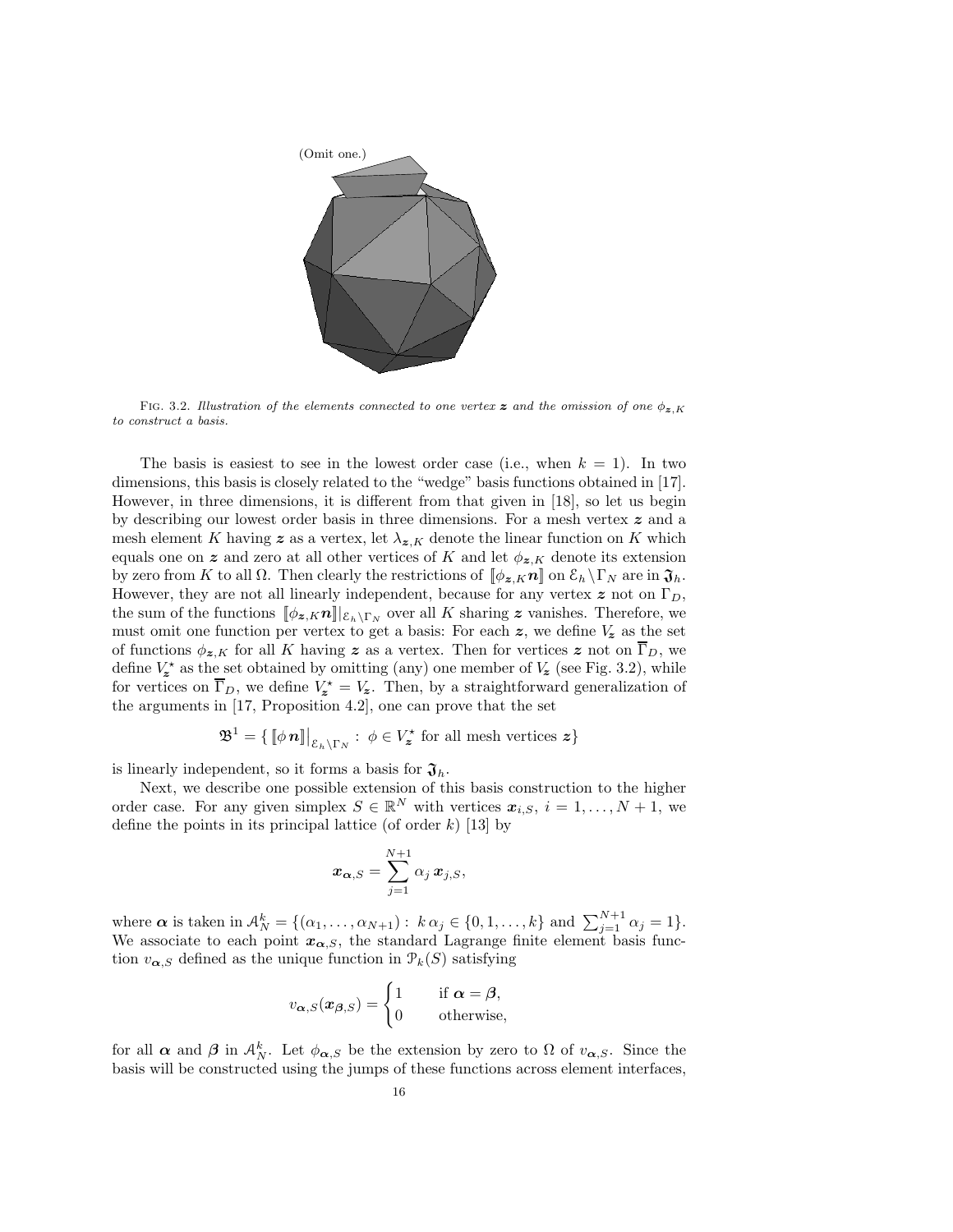(Omit one.)

FIG. 3.2. *Illustration of the elements connected to one vertex $\boldsymbol{z}$ and the omission of one $\phi_{\boldsymbol{z},K}$ to construct a basis.*

The basis is easiest to see in the lowest order case (i.e., when $k = 1$). In two dimensions, this basis is closely related to the "wedge" basis functions obtained in [17]. However, in three dimensions, it is different from that given in [18], so let us begin by describing our lowest order basis in three dimensions. For a mesh vertex $\boldsymbol{z}$ and a mesh element $K$ having $\boldsymbol{z}$ as a vertex, let $\lambda_{\boldsymbol{z},K}$ denote the linear function on $K$ which equals one on $\boldsymbol{z}$ and zero at all other vertices of $K$ and let $\phi_{\boldsymbol{z},K}$ denote its extension by zero from $K$ to all $\Omega$. Then clearly the restrictions of $[\![\phi_{\boldsymbol{z},K}\boldsymbol{n}]\!]$ on $\mathcal{E}_h \backslash \Gamma_N$ are in $\mathfrak{J}_h$. However, they are not all linearly independent, because for any vertex $\boldsymbol{z}$ not on $\Gamma_D$, the sum of the functions $[\![\phi_{\boldsymbol{z},K}\boldsymbol{n}]\!]|_{\mathcal{E}_h\backslash\Gamma_N}$ over all $K$ sharing $\boldsymbol{z}$ vanishes. Therefore, we must omit one function per vertex to get a basis: For each $\boldsymbol{z}$, we define $V_{\boldsymbol{z}}$ as the set of functions $\phi_{\boldsymbol{z},K}$ for all $K$ having $\boldsymbol{z}$ as a vertex. Then for vertices $\boldsymbol{z}$ not on $\overline{\Gamma}_D$, we define $V_{\boldsymbol{z}}^\star$ as the set obtained by omitting (any) one member of $V_{\boldsymbol{z}}$ (see Fig. 3.2), while for vertices on $\overline{\Gamma}_D$, we define $V_{\boldsymbol{z}}^\star = V_{\boldsymbol{z}}$. Then, by a straightforward generalization of the arguments in [17, Proposition 4.2], one can prove that the set

$$\mathfrak{B}^1 = \{ [\![\phi\, \boldsymbol{n}]\!]\big|_{\mathcal{E}_h\backslash\Gamma_N} : \ \phi \in V_{\boldsymbol{z}}^\star \text{ for all mesh vertices } \boldsymbol{z}\}$$

is linearly independent, so it forms a basis for $\mathfrak{J}_h$.

Next, we describe one possible extension of this basis construction to the higher order case. For any given simplex $S \in \mathbb{R}^N$ with vertices $\boldsymbol{x}_{i,S}$, $i = 1, \ldots, N+1$, we define the points in its principal lattice (of order $k$) [13] by

$$\boldsymbol{x}_{\boldsymbol{\alpha},S} = \sum_{j=1}^{N+1} \alpha_j\, \boldsymbol{x}_{j,S},$$

where $\boldsymbol{\alpha}$ is taken in $\mathcal{A}_N^k = \{(\alpha_1, \ldots, \alpha_{N+1}) : \ k\,\alpha_j \in \{0, 1, \ldots, k\} \text{ and } \sum_{j=1}^{N+1} \alpha_j = 1\}$. We associate to each point $\boldsymbol{x}_{\boldsymbol{\alpha},S}$, the standard Lagrange finite element basis function $v_{\boldsymbol{\alpha},S}$ defined as the unique function in $\mathcal{P}_k(S)$ satisfying

$$v_{\boldsymbol{\alpha},S}(\boldsymbol{x}_{\boldsymbol{\beta},S}) = \begin{cases} 1 & \text{if } \boldsymbol{\alpha} = \boldsymbol{\beta}, \\ 0 & \text{otherwise,} \end{cases}$$

for all $\boldsymbol{\alpha}$ and $\boldsymbol{\beta}$ in $\mathcal{A}_N^k$. Let $\phi_{\boldsymbol{\alpha},S}$ be the extension by zero to $\Omega$ of $v_{\boldsymbol{\alpha},S}$. Since the basis will be constructed using the jumps of these functions across element interfaces,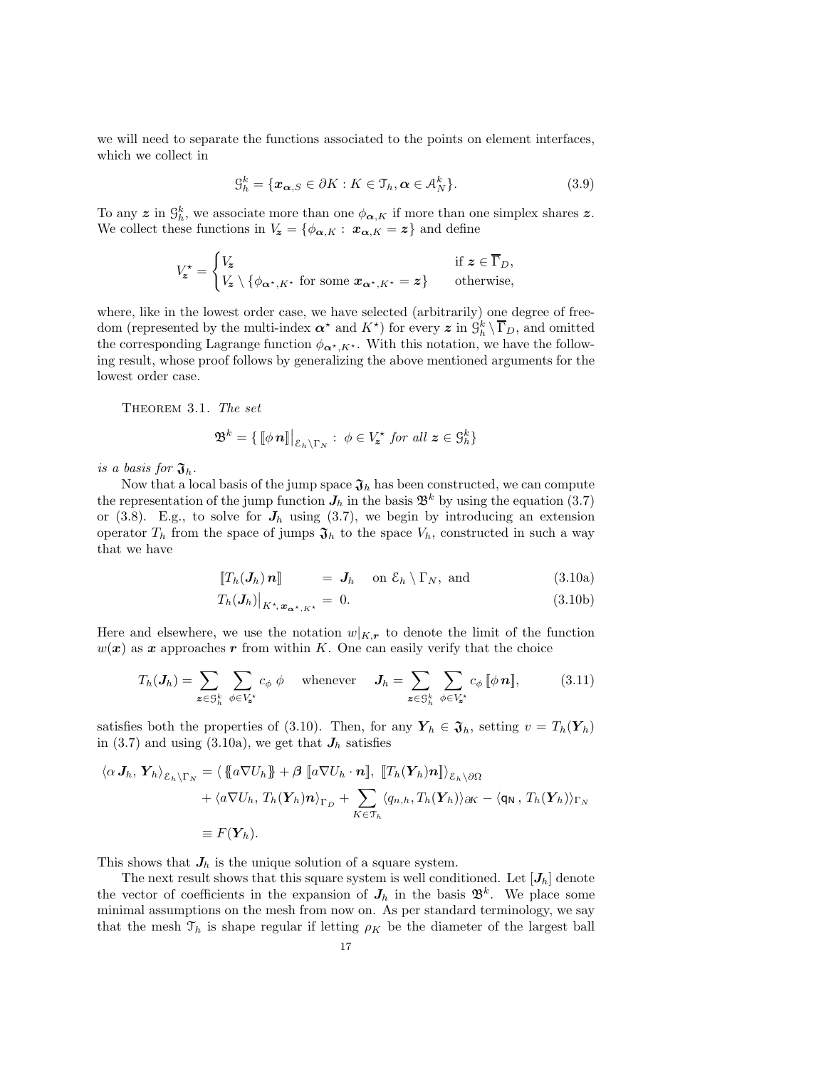we will need to separate the functions associated to the points on element interfaces, which we collect in

$$\mathcal{G}_h^k = \{\boldsymbol{x}_{\boldsymbol{\alpha},S} \in \partial K : K \in \mathcal{T}_h, \boldsymbol{\alpha} \in \mathcal{A}_N^k\}. \tag{3.9}$$

To any $\boldsymbol{z}$ in $\mathcal{G}_h^k$, we associate more than one $\phi_{\boldsymbol{\alpha},K}$ if more than one simplex shares $\boldsymbol{z}$. We collect these functions in $V_{\boldsymbol{z}} = \{\phi_{\boldsymbol{\alpha},K} : \boldsymbol{x}_{\boldsymbol{\alpha},K} = \boldsymbol{z}\}$ and define

$$V_{\boldsymbol{z}}^\star = \begin{cases} V_{\boldsymbol{z}} & \text{if } \boldsymbol{z} \in \overline{\Gamma}_D, \\ V_{\boldsymbol{z}} \setminus \{\phi_{\boldsymbol{\alpha}^\star,K^\star} \text{ for some } \boldsymbol{x}_{\boldsymbol{\alpha}^\star,K^\star} = \boldsymbol{z}\} & \text{otherwise,} \end{cases}$$

where, like in the lowest order case, we have selected (arbitrarily) one degree of freedom (represented by the multi-index $\boldsymbol{\alpha}^\star$ and $K^\star$) for every $\boldsymbol{z}$ in $\mathcal{G}_h^k \setminus \overline{\Gamma}_D$, and omitted the corresponding Lagrange function $\phi_{\boldsymbol{\alpha}^\star,K^\star}$. With this notation, we have the following result, whose proof follows by generalizing the above mentioned arguments for the lowest order case.

Theorem 3.1. *The set*

$$\mathfrak{B}^k = \{\, [\![\phi\, \boldsymbol{n}]\!]\big|_{\mathcal{E}_h \setminus \Gamma_N} : \phi \in V_{\boldsymbol{z}}^\star \text{ for all } \boldsymbol{z} \in \mathcal{G}_h^k\}$$

*is a basis for* $\mathfrak{J}_h$.

Now that a local basis of the jump space $\mathfrak{J}_h$ has been constructed, we can compute the representation of the jump function $\boldsymbol{J}_h$ in the basis $\mathfrak{B}^k$ by using the equation (3.7) or (3.8). E.g., to solve for $\boldsymbol{J}_h$ using (3.7), we begin by introducing an extension operator $T_h$ from the space of jumps $\mathfrak{J}_h$ to the space $V_h$, constructed in such a way that we have

$$[\![T_h(\boldsymbol{J}_h)\, \boldsymbol{n}]\!] = \boldsymbol{J}_h \quad \text{on } \mathcal{E}_h \setminus \Gamma_N, \text{ and} \tag{3.10a}$$

$$T_h(\boldsymbol{J}_h)\big|_{K^\star, \boldsymbol{x}_{\boldsymbol{\alpha}^\star,K^\star}} = 0. \tag{3.10b}$$

Here and elsewhere, we use the notation $w|_{K,\boldsymbol{r}}$ to denote the limit of the function $w(\boldsymbol{x})$ as $\boldsymbol{x}$ approaches $\boldsymbol{r}$ from within $K$. One can easily verify that the choice

$$T_h(\boldsymbol{J}_h) = \sum_{\boldsymbol{z} \in \mathcal{G}_h^k} \sum_{\phi \in V_{\boldsymbol{z}}^\star} c_\phi\, \phi \quad \text{whenever} \quad \boldsymbol{J}_h = \sum_{\boldsymbol{z} \in \mathcal{G}_h^k} \sum_{\phi \in V_{\boldsymbol{z}}^\star} c_\phi\, [\![\phi\, \boldsymbol{n}]\!], \tag{3.11}$$

satisfies both the properties of (3.10). Then, for any $\boldsymbol{Y}_h \in \mathfrak{J}_h$, setting $v = T_h(\boldsymbol{Y}_h)$ in (3.7) and using (3.10a), we get that $\boldsymbol{J}_h$ satisfies

$$\begin{aligned} \langle \alpha\, \boldsymbol{J}_h, \boldsymbol{Y}_h \rangle_{\mathcal{E}_h \setminus \Gamma_N} &= \langle \{\!\{ a\nabla U_h \}\!\} + \boldsymbol{\beta}\, [\![a\nabla U_h \cdot \boldsymbol{n}]\!],\ [\![T_h(\boldsymbol{Y}_h)\boldsymbol{n}]\!] \rangle_{\mathcal{E}_h \setminus \partial\Omega} \\ &\quad + \langle a\nabla U_h,\, T_h(\boldsymbol{Y}_h)\boldsymbol{n} \rangle_{\Gamma_D} + \sum_{K \in \mathcal{T}_h} \langle q_{n,h}, T_h(\boldsymbol{Y}_h) \rangle_{\partial K} - \langle \mathsf{q_N}\,,\, T_h(\boldsymbol{Y}_h) \rangle_{\Gamma_N} \\ &\equiv F(\boldsymbol{Y}_h). \end{aligned}$$

This shows that $\boldsymbol{J}_h$ is the unique solution of a square system.

The next result shows that this square system is well conditioned. Let $[\boldsymbol{J}_h]$ denote the vector of coefficients in the expansion of $\boldsymbol{J}_h$ in the basis $\mathfrak{B}^k$. We place some minimal assumptions on the mesh from now on. As per standard terminology, we say that the mesh $\mathcal{T}_h$ is shape regular if letting $\rho_K$ be the diameter of the largest ball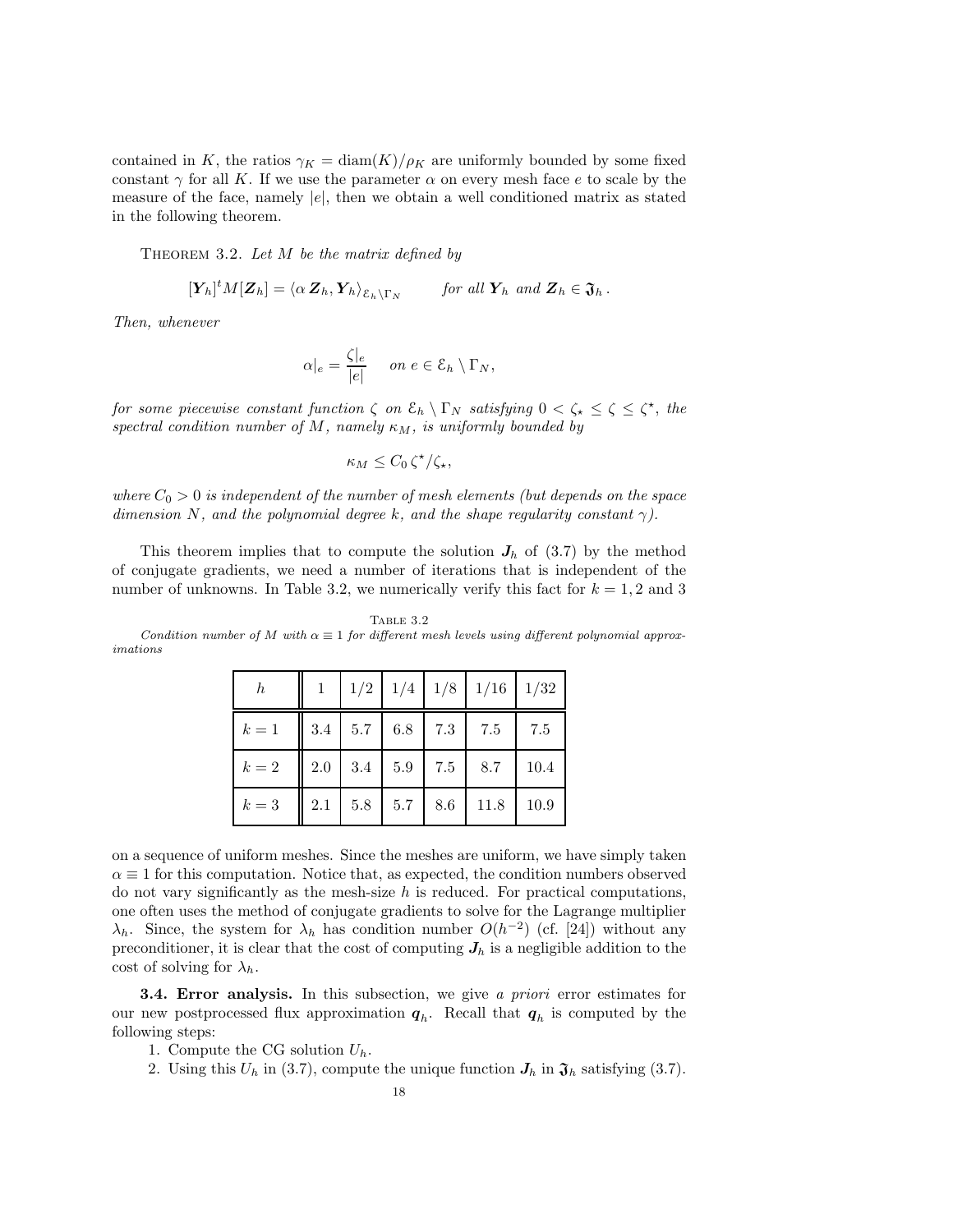contained in $K$, the ratios $\gamma_K = \mathrm{diam}(K)/\rho_K$ are uniformly bounded by some fixed constant $\gamma$ for all $K$. If we use the parameter $\alpha$ on every mesh face $e$ to scale by the measure of the face, namely $|e|$, then we obtain a well conditioned matrix as stated in the following theorem.

THEOREM 3.2. *Let $M$ be the matrix defined by*

$$[\boldsymbol{Y}_h]^t M [\boldsymbol{Z}_h] = \langle \alpha\, \boldsymbol{Z}_h, \boldsymbol{Y}_h \rangle_{\mathcal{E}_h \setminus \Gamma_N} \qquad \textit{for all } \boldsymbol{Y}_h \textit{ and } \boldsymbol{Z}_h \in \mathfrak{J}_h\,.$$

*Then, whenever*

$$\alpha|_e = \frac{\zeta|_e}{|e|} \qquad \textit{on } e \in \mathcal{E}_h \setminus \Gamma_N,$$

*for some piecewise constant function $\zeta$ on $\mathcal{E}_h \setminus \Gamma_N$ satisfying $0 < \zeta_\star \le \zeta \le \zeta^\star$, the spectral condition number of $M$, namely $\kappa_M$, is uniformly bounded by*

$$\kappa_M \le C_0\, \zeta^\star/\zeta_\star,$$

*where $C_0 > 0$ is independent of the number of mesh elements (but depends on the space dimension $N$, and the polynomial degree $k$, and the shape regularity constant $\gamma$).*

This theorem implies that to compute the solution $\boldsymbol{J}_h$ of (3.7) by the method of conjugate gradients, we need a number of iterations that is independent of the number of unknowns. In Table 3.2, we numerically verify this fact for $k = 1, 2$ and $3$ on a sequence of uniform meshes. Since the meshes are uniform, we have simply taken $\alpha \equiv 1$ for this computation. Notice that, as expected, the condition numbers observed do not vary significantly as the mesh-size $h$ is reduced. For practical computations, one often uses the method of conjugate gradients to solve for the Lagrange multiplier $\lambda_h$. Since, the system for $\lambda_h$ has condition number $O(h^{-2})$ (cf. [24]) without any preconditioner, it is clear that the cost of computing $\boldsymbol{J}_h$ is a negligible addition to the cost of solving for $\lambda_h$.

TABLE 3.2
*Condition number of $M$ with $\alpha \equiv 1$ for different mesh levels using different polynomial approximations*

| $h$ | 1 | 1/2 | 1/4 | 1/8 | 1/16 | 1/32 |
|---|---|---|---|---|---|---|
| $k = 1$ | 3.4 | 5.7 | 6.8 | 7.3 | 7.5 | 7.5 |
| $k = 2$ | 2.0 | 3.4 | 5.9 | 7.5 | 8.7 | 10.4 |
| $k = 3$ | 2.1 | 5.8 | 5.7 | 8.6 | 11.8 | 10.9 |

**3.4. Error analysis.** In this subsection, we give *a priori* error estimates for our new postprocessed flux approximation $\boldsymbol{q}_h$. Recall that $\boldsymbol{q}_h$ is computed by the following steps:

1. Compute the CG solution $U_h$.
2. Using this $U_h$ in (3.7), compute the unique function $\boldsymbol{J}_h$ in $\mathfrak{J}_h$ satisfying (3.7).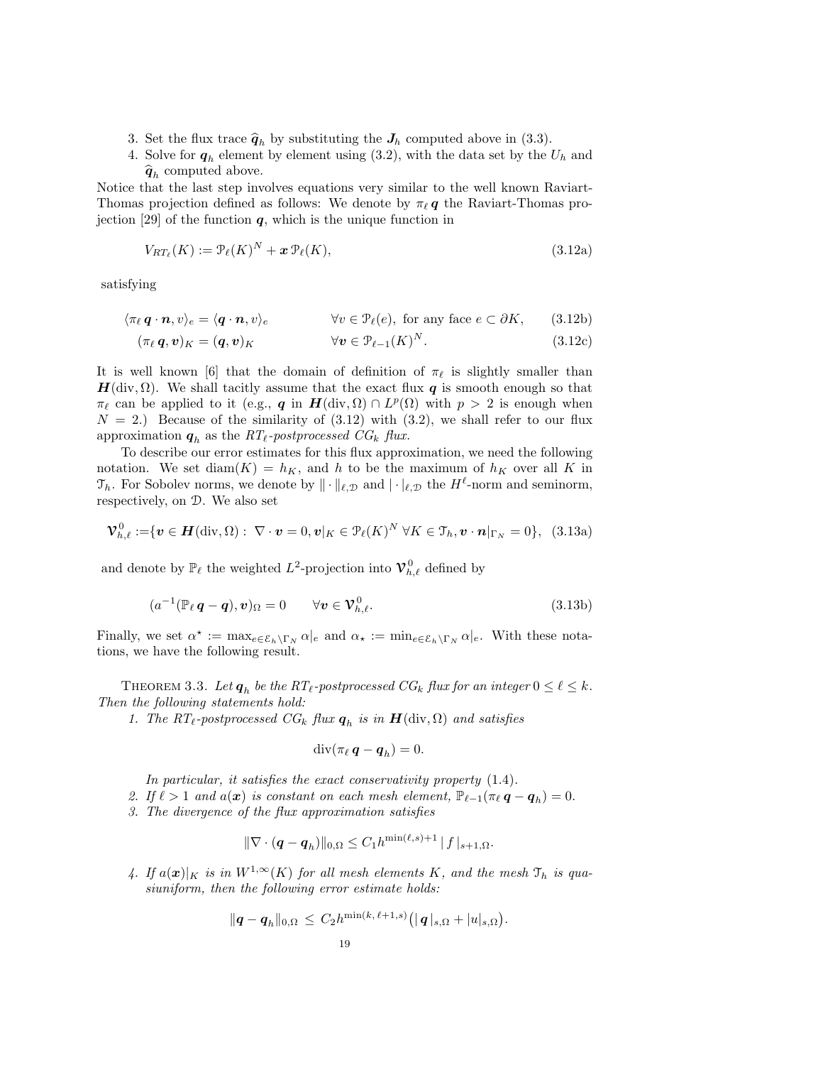3. Set the flux trace $\widehat{\boldsymbol{q}}_h$ by substituting the $\boldsymbol{J}_h$ computed above in (3.3).
4. Solve for $\boldsymbol{q}_h$ element by element using (3.2), with the data set by the $U_h$ and $\widehat{\boldsymbol{q}}_h$ computed above.

Notice that the last step involves equations very similar to the well known Raviart-Thomas projection defined as follows: We denote by $\pi_\ell\, \boldsymbol{q}$ the Raviart-Thomas projection [29] of the function $\boldsymbol{q}$, which is the unique function in

$$V_{RT_\ell}(K) := \mathcal{P}_\ell(K)^N + \boldsymbol{x}\, \mathcal{P}_\ell(K), \tag{3.12a}$$

satisfying

$$\langle \pi_\ell\, \boldsymbol{q}\cdot\boldsymbol{n}, v\rangle_e = \langle \boldsymbol{q}\cdot\boldsymbol{n}, v\rangle_e \qquad \forall v \in \mathcal{P}_\ell(e), \text{ for any face } e\subset\partial K, \tag{3.12b}$$

$$(\pi_\ell\, \boldsymbol{q}, \boldsymbol{v})_K = (\boldsymbol{q}, \boldsymbol{v})_K \qquad \forall \boldsymbol{v}\in \mathcal{P}_{\ell-1}(K)^N. \tag{3.12c}$$

It is well known [6] that the domain of definition of $\pi_\ell$ is slightly smaller than $\boldsymbol{H}(\mathrm{div},\Omega)$. We shall tacitly assume that the exact flux $\boldsymbol{q}$ is smooth enough so that $\pi_\ell$ can be applied to it (e.g., $\boldsymbol{q}$ in $\boldsymbol{H}(\mathrm{div},\Omega)\cap L^p(\Omega)$ with $p>2$ is enough when $N=2$.) Because of the similarity of (3.12) with (3.2), we shall refer to our flux approximation $\boldsymbol{q}_h$ as the *$RT_\ell$-postprocessed $CG_k$ flux.*

To describe our error estimates for this flux approximation, we need the following notation. We set $\mathrm{diam}(K)=h_K$, and $h$ to be the maximum of $h_K$ over all $K$ in $\mathcal{T}_h$. For Sobolev norms, we denote by $\|\cdot\|_{\ell,\mathcal{D}}$ and $|\cdot|_{\ell,\mathcal{D}}$ the $H^\ell$-norm and seminorm, respectively, on $\mathcal{D}$. We also set

$$\boldsymbol{\mathcal{V}}^0_{h,\ell} :=\{\boldsymbol{v}\in \boldsymbol{H}(\mathrm{div},\Omega):\ \nabla\cdot\boldsymbol{v}=0, \boldsymbol{v}|_K\in\mathcal{P}_\ell(K)^N\ \forall K\in\mathcal{T}_h, \boldsymbol{v}\cdot\boldsymbol{n}|_{\Gamma_N}=0\}, \tag{3.13a}$$

and denote by $\mathbb{P}_\ell$ the weighted $L^2$-projection into $\boldsymbol{\mathcal{V}}^0_{h,\ell}$ defined by

$$(a^{-1}(\mathbb{P}_\ell\, \boldsymbol{q}-\boldsymbol{q}), \boldsymbol{v})_\Omega = 0 \qquad \forall \boldsymbol{v}\in\boldsymbol{\mathcal{V}}^0_{h,\ell}. \tag{3.13b}$$

Finally, we set $\alpha^\star := \max_{e\in\mathcal{E}_h\setminus\Gamma_N}\alpha|_e$ and $\alpha_\star := \min_{e\in\mathcal{E}_h\setminus\Gamma_N}\alpha|_e$. With these notations, we have the following result.

THEOREM 3.3. *Let $\boldsymbol{q}_h$ be the $RT_\ell$-postprocessed $CG_k$ flux for an integer $0\le\ell\le k$. Then the following statements hold:*

1. *The $RT_\ell$-postprocessed $CG_k$ flux $\boldsymbol{q}_h$ is in $\boldsymbol{H}(\mathrm{div},\Omega)$ and satisfies*
$$\mathrm{div}(\pi_\ell\, \boldsymbol{q}-\boldsymbol{q}_h)=0.$$
*In particular, it satisfies the exact conservativity property (1.4).*
2. *If $\ell>1$ and $a(\boldsymbol{x})$ is constant on each mesh element, $\mathbb{P}_{\ell-1}(\pi_\ell\, \boldsymbol{q}-\boldsymbol{q}_h)=0$.*
3. *The divergence of the flux approximation satisfies*
$$\|\nabla\cdot(\boldsymbol{q}-\boldsymbol{q}_h)\|_{0,\Omega}\le C_1 h^{\min(\ell,s)+1}\,|\, f\,|_{s+1,\Omega}.$$
4. *If $a(\boldsymbol{x})|_K$ is in $W^{1,\infty}(K)$ for all mesh elements $K$, and the mesh $\mathcal{T}_h$ is quasiuniform, then the following error estimate holds:*
$$\|\boldsymbol{q}-\boldsymbol{q}_h\|_{0,\Omega}\ \le\ C_2 h^{\min(k,\,\ell+1,s)}\big(|\,\boldsymbol{q}\,|_{s,\Omega}+|u|_{s,\Omega}\big).$$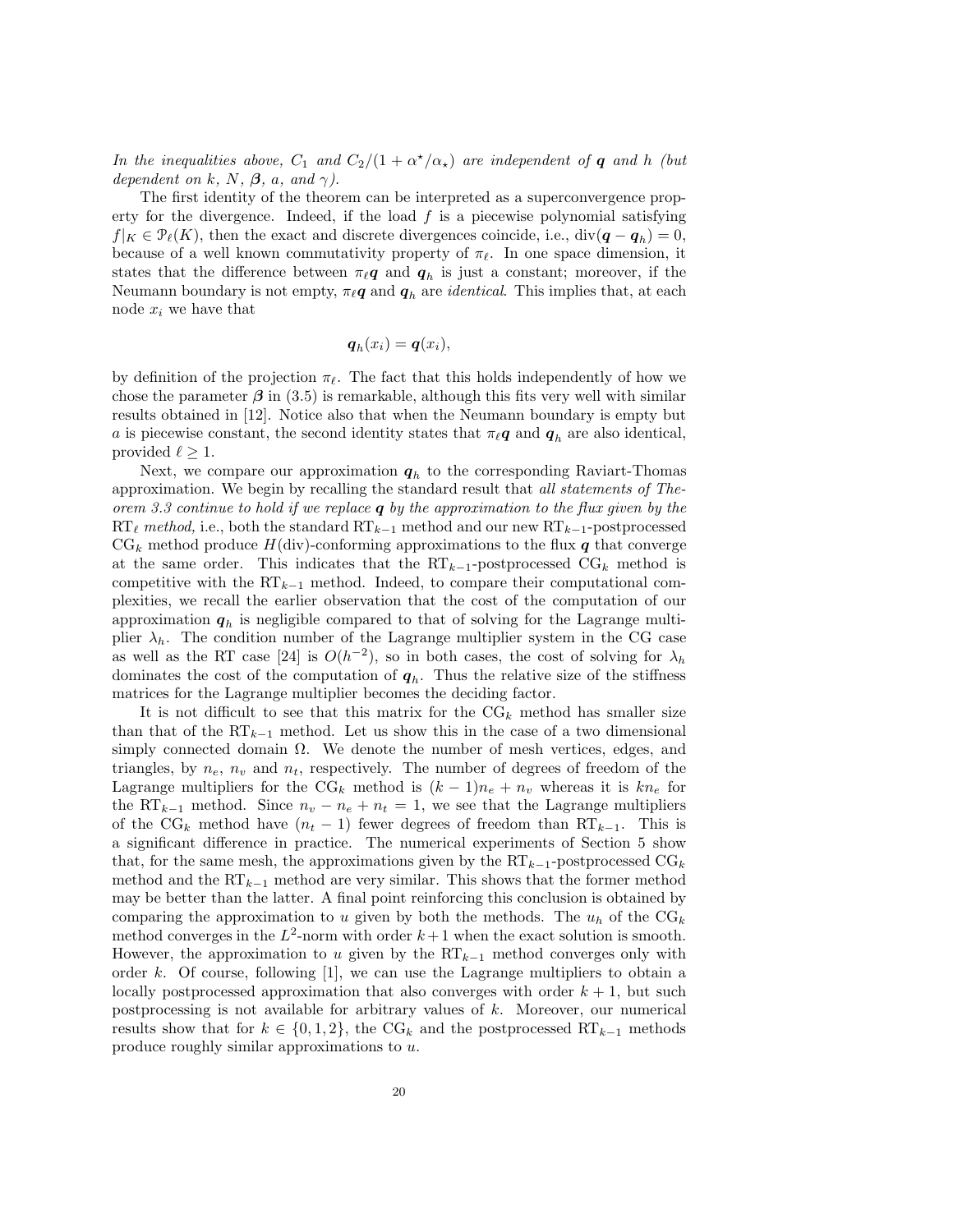*In the inequalities above,* $C_1$ *and* $C_2/(1+\alpha^\star/\alpha_\star)$ *are independent of* $\boldsymbol{q}$ *and* $h$ *(but dependent on* $k$*,* $N$*,* $\boldsymbol{\beta}$*,* $a$*, and* $\gamma$*).*

The first identity of the theorem can be interpreted as a superconvergence property for the divergence. Indeed, if the load $f$ is a piecewise polynomial satisfying $f|_K \in \mathcal{P}_\ell(K)$, then the exact and discrete divergences coincide, i.e., $\operatorname{div}(\boldsymbol{q}-\boldsymbol{q}_h)=0$, because of a well known commutativity property of $\pi_\ell$. In one space dimension, it states that the difference between $\pi_\ell \boldsymbol{q}$ and $\boldsymbol{q}_h$ is just a constant; moreover, if the Neumann boundary is not empty, $\pi_\ell \boldsymbol{q}$ and $\boldsymbol{q}_h$ are *identical*. This implies that, at each node $x_i$ we have that

$$\boldsymbol{q}_h(x_i) = \boldsymbol{q}(x_i),$$

by definition of the projection $\pi_\ell$. The fact that this holds independently of how we chose the parameter $\boldsymbol{\beta}$ in (3.5) is remarkable, although this fits very well with similar results obtained in [12]. Notice also that when the Neumann boundary is empty but $a$ is piecewise constant, the second identity states that $\pi_\ell \boldsymbol{q}$ and $\boldsymbol{q}_h$ are also identical, provided $\ell \geq 1$.

Next, we compare our approximation $\boldsymbol{q}_h$ to the corresponding Raviart-Thomas approximation. We begin by recalling the standard result that *all statements of Theorem 3.3 continue to hold if we replace* $\boldsymbol{q}$ *by the approximation to the flux given by the* $\mathrm{RT}_\ell$ *method,* i.e., both the standard $\mathrm{RT}_{k-1}$ method and our new $\mathrm{RT}_{k-1}$-postprocessed $\mathrm{CG}_k$ method produce $H(\mathrm{div})$-conforming approximations to the flux $\boldsymbol{q}$ that converge at the same order. This indicates that the $\mathrm{RT}_{k-1}$-postprocessed $\mathrm{CG}_k$ method is competitive with the $\mathrm{RT}_{k-1}$ method. Indeed, to compare their computational complexities, we recall the earlier observation that the cost of the computation of our approximation $\boldsymbol{q}_h$ is negligible compared to that of solving for the Lagrange multiplier $\lambda_h$. The condition number of the Lagrange multiplier system in the CG case as well as the RT case [24] is $O(h^{-2})$, so in both cases, the cost of solving for $\lambda_h$ dominates the cost of the computation of $\boldsymbol{q}_h$. Thus the relative size of the stiffness matrices for the Lagrange multiplier becomes the deciding factor.

It is not difficult to see that this matrix for the $\mathrm{CG}_k$ method has smaller size than that of the $\mathrm{RT}_{k-1}$ method. Let us show this in the case of a two dimensional simply connected domain $\Omega$. We denote the number of mesh vertices, edges, and triangles, by $n_e$, $n_v$ and $n_t$, respectively. The number of degrees of freedom of the Lagrange multipliers for the $\mathrm{CG}_k$ method is $(k-1)n_e + n_v$ whereas it is $kn_e$ for the $\mathrm{RT}_{k-1}$ method. Since $n_v - n_e + n_t = 1$, we see that the Lagrange multipliers of the $\mathrm{CG}_k$ method have $(n_t - 1)$ fewer degrees of freedom than $\mathrm{RT}_{k-1}$. This is a significant difference in practice. The numerical experiments of Section 5 show that, for the same mesh, the approximations given by the $\mathrm{RT}_{k-1}$-postprocessed $\mathrm{CG}_k$ method and the $\mathrm{RT}_{k-1}$ method are very similar. This shows that the former method may be better than the latter. A final point reinforcing this conclusion is obtained by comparing the approximation to $u$ given by both the methods. The $u_h$ of the $\mathrm{CG}_k$ method converges in the $L^2$-norm with order $k+1$ when the exact solution is smooth. However, the approximation to $u$ given by the $\mathrm{RT}_{k-1}$ method converges only with order $k$. Of course, following [1], we can use the Lagrange multipliers to obtain a locally postprocessed approximation that also converges with order $k+1$, but such postprocessing is not available for arbitrary values of $k$. Moreover, our numerical results show that for $k \in \{0,1,2\}$, the $\mathrm{CG}_k$ and the postprocessed $\mathrm{RT}_{k-1}$ methods produce roughly similar approximations to $u$.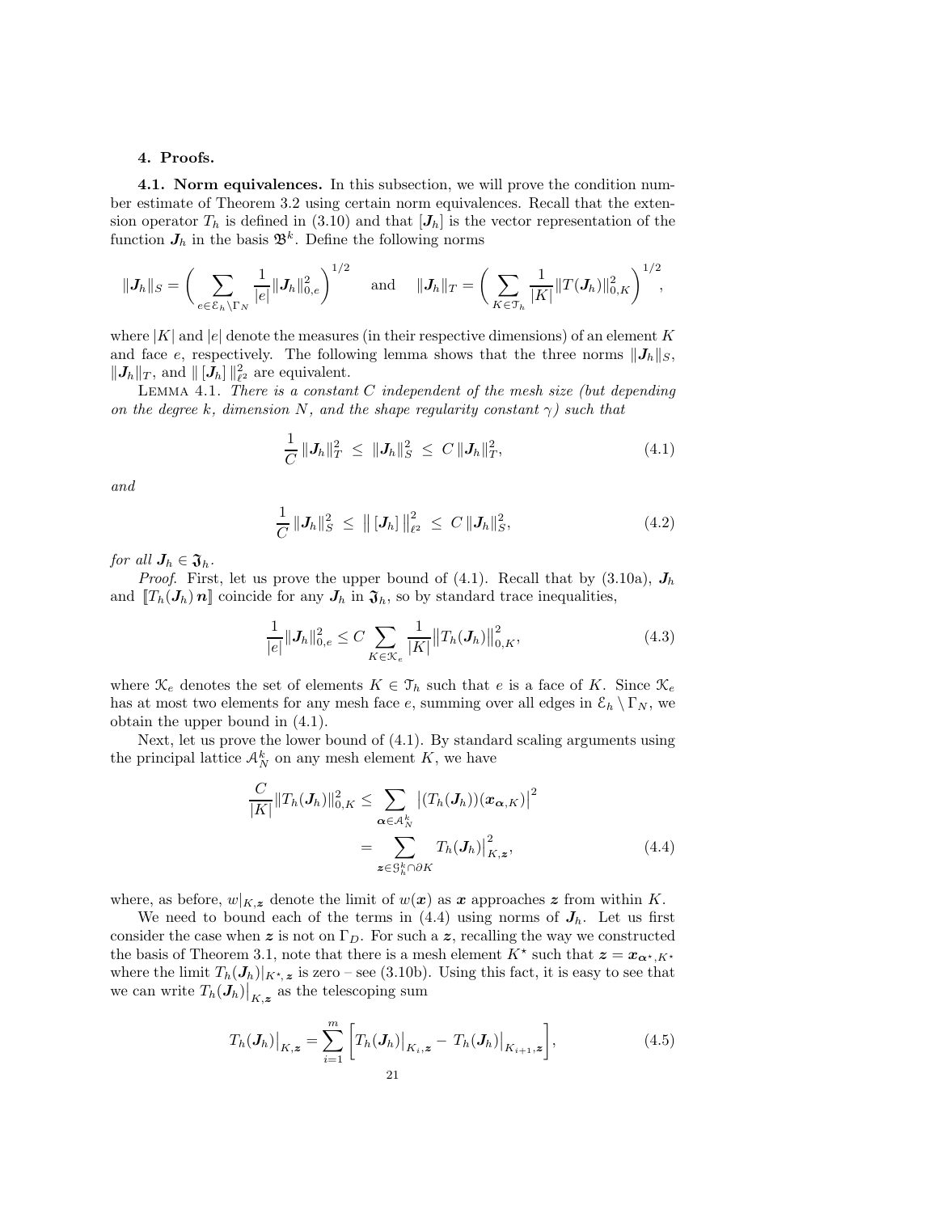## 4. Proofs.

**4.1. Norm equivalences.** In this subsection, we will prove the condition number estimate of Theorem 3.2 using certain norm equivalences. Recall that the extension operator $T_h$ is defined in (3.10) and that $[\boldsymbol{J}_h]$ is the vector representation of the function $\boldsymbol{J}_h$ in the basis $\mathfrak{B}^k$. Define the following norms

$$\|\boldsymbol{J}_h\|_S = \bigg( \sum_{e \in \mathcal{E}_h \setminus \Gamma_N} \frac{1}{|e|} \|\boldsymbol{J}_h\|_{0,e}^2 \bigg)^{1/2} \quad \text{ and } \quad \|\boldsymbol{J}_h\|_T = \bigg( \sum_{K \in \mathcal{T}_h} \frac{1}{|K|} \|T(\boldsymbol{J}_h)\|_{0,K}^2 \bigg)^{1/2},$$

where $|K|$ and $|e|$ denote the measures (in their respective dimensions) of an element $K$ and face $e$, respectively. The following lemma shows that the three norms $\|\boldsymbol{J}_h\|_S$, $\|\boldsymbol{J}_h\|_T$, and $\| [\boldsymbol{J}_h] \|_{\ell^2}^2$ are equivalent.

Lemma 4.1. *There is a constant $C$ independent of the mesh size (but depending on the degree $k$, dimension $N$, and the shape regularity constant $\gamma$) such that*

$$\frac{1}{C} \|\boldsymbol{J}_h\|_T^2 \;\le\; \|\boldsymbol{J}_h\|_S^2 \;\le\; C \|\boldsymbol{J}_h\|_T^2, \tag{4.1}$$

*and*

$$\frac{1}{C} \|\boldsymbol{J}_h\|_S^2 \;\le\; \big\| [\boldsymbol{J}_h] \big\|_{\ell^2}^2 \;\le\; C \|\boldsymbol{J}_h\|_S^2, \tag{4.2}$$

*for all $\boldsymbol{J}_h \in \mathfrak{J}_h$.*

*Proof.* First, let us prove the upper bound of (4.1). Recall that by (3.10a), $\boldsymbol{J}_h$ and $[\![ T_h(\boldsymbol{J}_h)\, \boldsymbol{n} ]\!]$ coincide for any $\boldsymbol{J}_h$ in $\mathfrak{J}_h$, so by standard trace inequalities,

$$\frac{1}{|e|} \|\boldsymbol{J}_h\|_{0,e}^2 \le C \sum_{K \in \mathcal{K}_e} \frac{1}{|K|} \big\| T_h(\boldsymbol{J}_h) \big\|_{0,K}^2, \tag{4.3}$$

where $\mathcal{K}_e$ denotes the set of elements $K \in \mathcal{T}_h$ such that $e$ is a face of $K$. Since $\mathcal{K}_e$ has at most two elements for any mesh face $e$, summing over all edges in $\mathcal{E}_h \setminus \Gamma_N$, we obtain the upper bound in (4.1).

Next, let us prove the lower bound of (4.1). By standard scaling arguments using the principal lattice $\mathcal{A}_N^k$ on any mesh element $K$, we have

$$\begin{aligned} \frac{C}{|K|} \|T_h(\boldsymbol{J}_h)\|_{0,K}^2 &\le \sum_{\boldsymbol{\alpha} \in \mathcal{A}_N^k} \big| (T_h(\boldsymbol{J}_h))(\boldsymbol{x}_{\boldsymbol{\alpha},K}) \big|^2 \\ &= \sum_{\boldsymbol{z} \in \mathcal{G}_h^k \cap \partial K} T_h(\boldsymbol{J}_h)\big|_{K,\boldsymbol{z}}^2, \end{aligned} \tag{4.4}$$

where, as before, $w|_{K,\boldsymbol{z}}$ denote the limit of $w(\boldsymbol{x})$ as $\boldsymbol{x}$ approaches $\boldsymbol{z}$ from within $K$.

We need to bound each of the terms in (4.4) using norms of $\boldsymbol{J}_h$. Let us first consider the case when $\boldsymbol{z}$ is not on $\Gamma_D$. For such a $\boldsymbol{z}$, recalling the way we constructed the basis of Theorem 3.1, note that there is a mesh element $K^\star$ such that $\boldsymbol{z} = \boldsymbol{x}_{\boldsymbol{\alpha}^\star, K^\star}$ where the limit $T_h(\boldsymbol{J}_h)|_{K^\star, \boldsymbol{z}}$ is zero – see (3.10b). Using this fact, it is easy to see that we can write $T_h(\boldsymbol{J}_h)\big|_{K,\boldsymbol{z}}$ as the telescoping sum

$$T_h(\boldsymbol{J}_h)\big|_{K,\boldsymbol{z}} = \sum_{i=1}^{m} \Big[ T_h(\boldsymbol{J}_h)\big|_{K_i,\boldsymbol{z}} - T_h(\boldsymbol{J}_h)\big|_{K_{i+1},\boldsymbol{z}} \Big], \tag{4.5}$$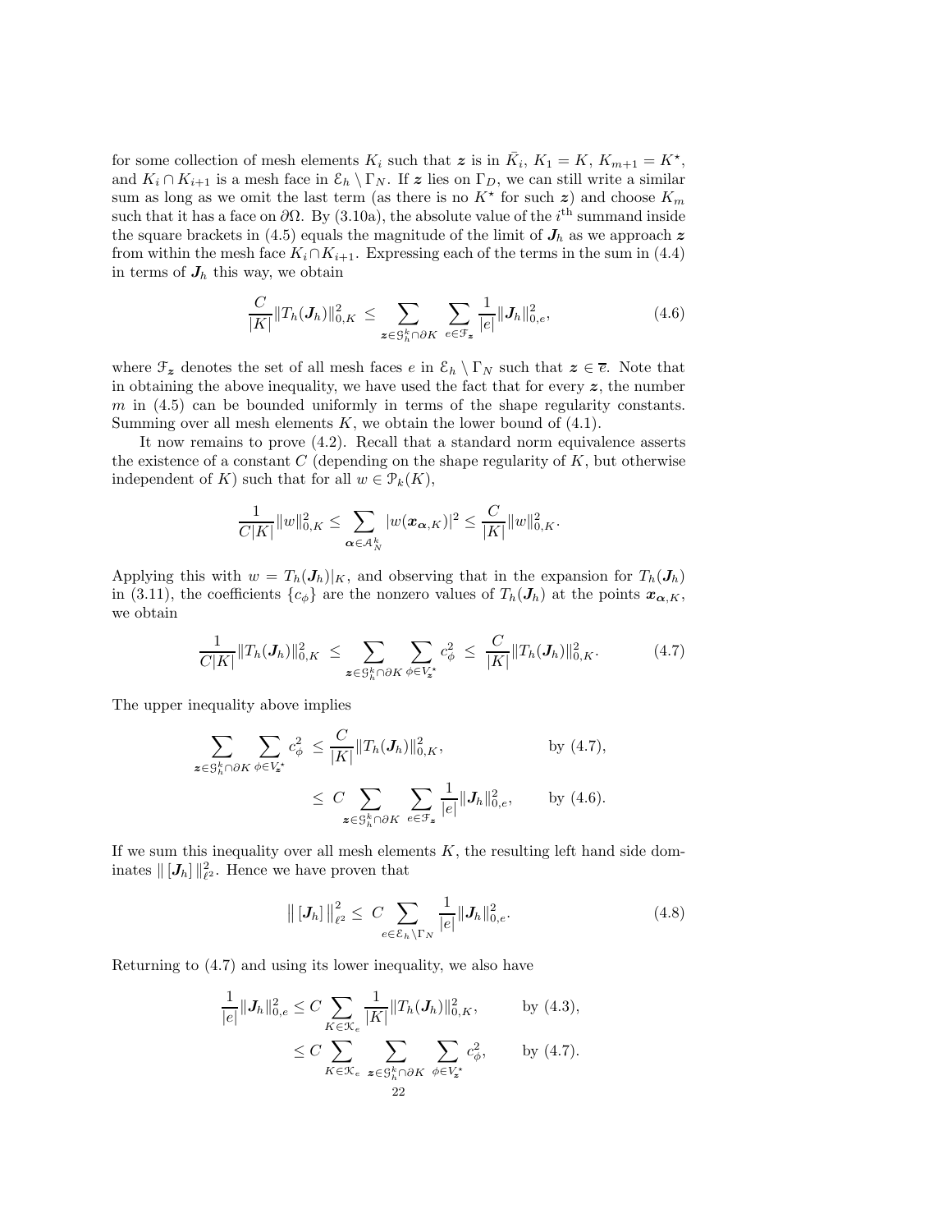for some collection of mesh elements $K_i$ such that $\boldsymbol{z}$ is in $\bar{K}_i$, $K_1 = K$, $K_{m+1} = K^\star$, and $K_i \cap K_{i+1}$ is a mesh face in $\mathcal{E}_h \setminus \Gamma_N$. If $\boldsymbol{z}$ lies on $\Gamma_D$, we can still write a similar sum as long as we omit the last term (as there is no $K^\star$ for such $\boldsymbol{z}$) and choose $K_m$ such that it has a face on $\partial\Omega$. By (3.10a), the absolute value of the $i^{\text{th}}$ summand inside the square brackets in (4.5) equals the magnitude of the limit of $\boldsymbol{J}_h$ as we approach $\boldsymbol{z}$ from within the mesh face $K_i \cap K_{i+1}$. Expressing each of the terms in the sum in (4.4) in terms of $\boldsymbol{J}_h$ this way, we obtain

$$\frac{C}{|K|} \|T_h(\boldsymbol{J}_h)\|_{0,K}^2 \leq \sum_{\boldsymbol{z} \in \mathcal{G}_h^k \cap \partial K} \sum_{e \in \mathcal{F}_{\boldsymbol{z}}} \frac{1}{|e|} \|\boldsymbol{J}_h\|_{0,e}^2, \tag{4.6}$$

where $\mathcal{F}_{\boldsymbol{z}}$ denotes the set of all mesh faces $e$ in $\mathcal{E}_h \setminus \Gamma_N$ such that $\boldsymbol{z} \in \overline{e}$. Note that in obtaining the above inequality, we have used the fact that for every $\boldsymbol{z}$, the number $m$ in (4.5) can be bounded uniformly in terms of the shape regularity constants. Summing over all mesh elements $K$, we obtain the lower bound of (4.1).

It now remains to prove (4.2). Recall that a standard norm equivalence asserts the existence of a constant $C$ (depending on the shape regularity of $K$, but otherwise independent of $K$) such that for all $w \in \mathcal{P}_k(K)$,

$$\frac{1}{C|K|} \|w\|_{0,K}^2 \leq \sum_{\boldsymbol{\alpha} \in \mathcal{A}_N^k} |w(\boldsymbol{x}_{\boldsymbol{\alpha},K})|^2 \leq \frac{C}{|K|} \|w\|_{0,K}^2.$$

Applying this with $w = T_h(\boldsymbol{J}_h)|_K$, and observing that in the expansion for $T_h(\boldsymbol{J}_h)$ in (3.11), the coefficients $\{c_\phi\}$ are the nonzero values of $T_h(\boldsymbol{J}_h)$ at the points $\boldsymbol{x}_{\boldsymbol{\alpha},K}$, we obtain

$$\frac{1}{C|K|} \|T_h(\boldsymbol{J}_h)\|_{0,K}^2 \;\leq \sum_{\boldsymbol{z} \in \mathcal{G}_h^k \cap \partial K} \sum_{\phi \in V_{\boldsymbol{z}}^\star} c_\phi^2 \;\leq\; \frac{C}{|K|} \|T_h(\boldsymbol{J}_h)\|_{0,K}^2. \tag{4.7}$$

The upper inequality above implies

$$\begin{aligned}
\sum_{\boldsymbol{z} \in \mathcal{G}_h^k \cap \partial K} \sum_{\phi \in V_{\boldsymbol{z}}^\star} c_\phi^2 &\leq \frac{C}{|K|} \|T_h(\boldsymbol{J}_h)\|_{0,K}^2, && \text{by (4.7)}, \\
&\leq C \sum_{\boldsymbol{z} \in \mathcal{G}_h^k \cap \partial K} \sum_{e \in \mathcal{F}_{\boldsymbol{z}}} \frac{1}{|e|} \|\boldsymbol{J}_h\|_{0,e}^2, && \text{by (4.6)}.
\end{aligned}$$

If we sum this inequality over all mesh elements $K$, the resulting left hand side dominates $\| [\boldsymbol{J}_h] \|_{\ell^2}^2$. Hence we have proven that

$$\| [\boldsymbol{J}_h] \|_{\ell^2}^2 \leq C \sum_{e \in \mathcal{E}_h \setminus \Gamma_N} \frac{1}{|e|} \|\boldsymbol{J}_h\|_{0,e}^2. \tag{4.8}$$

Returning to (4.7) and using its lower inequality, we also have

$$\begin{aligned}
\frac{1}{|e|} \|\boldsymbol{J}_h\|_{0,e}^2 &\leq C \sum_{K \in \mathcal{K}_e} \frac{1}{|K|} \|T_h(\boldsymbol{J}_h)\|_{0,K}^2, && \text{by (4.3)}, \\
&\leq C \sum_{K \in \mathcal{K}_e} \sum_{\boldsymbol{z} \in \mathcal{G}_h^k \cap \partial K} \sum_{\phi \in V_{\boldsymbol{z}}^\star} c_\phi^2, && \text{by (4.7)}.
\end{aligned}$$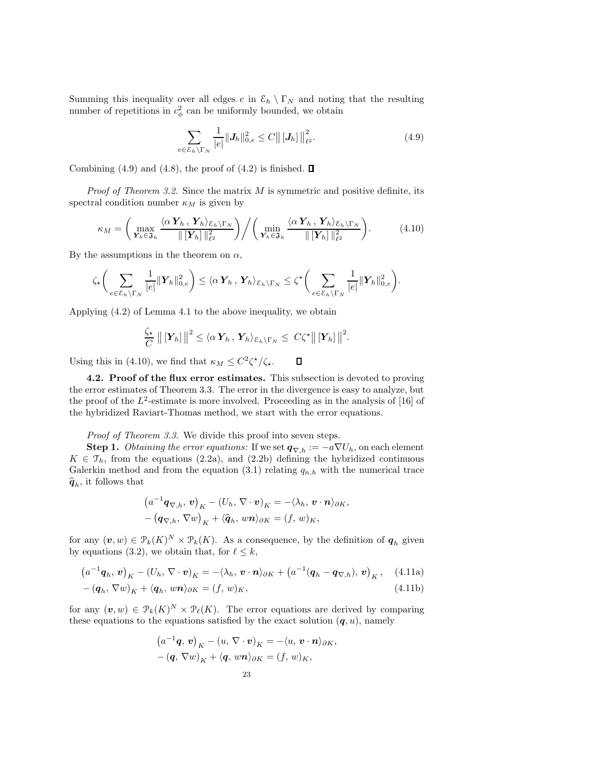Summing this inequality over all edges $e$ in $\mathcal{E}_h \setminus \Gamma_N$ and noting that the resulting number of repetitions in $c_\phi^2$ can be uniformly bounded, we obtain

$$\sum_{e \in \mathcal{E}_h \setminus \Gamma_N} \frac{1}{|e|} \|\boldsymbol{J}_h\|_{0,e}^2 \leq C \big\| \left[ \boldsymbol{J}_h \right] \big\|_{\ell^2}^2. \tag{4.9}$$

Combining (4.9) and (4.8), the proof of (4.2) is finished. $\square$

*Proof of Theorem 3.2.* Since the matrix $M$ is symmetric and positive definite, its spectral condition number $\kappa_M$ is given by

$$\kappa_M = \left( \max_{\boldsymbol{Y}_h \in \mathfrak{J}_h} \frac{\langle \alpha \, \boldsymbol{Y}_h \, , \, \boldsymbol{Y}_h \rangle_{\mathcal{E}_h \setminus \Gamma_N}}{\| \left[ \boldsymbol{Y}_h \right] \|_{\ell^2}^2} \right) \Bigg/ \left( \min_{\boldsymbol{Y}_h \in \mathfrak{J}_h} \frac{\langle \alpha \, \boldsymbol{Y}_h \, , \, \boldsymbol{Y}_h \rangle_{\mathcal{E}_h \setminus \Gamma_N}}{\| \left[ \boldsymbol{Y}_h \right] \|_{\ell^2}^2} \right). \tag{4.10}$$

By the assumptions in the theorem on $\alpha$,

$$\zeta_\star \left( \sum_{e \in \mathcal{E}_h \setminus \Gamma_N} \frac{1}{|e|} \|\boldsymbol{Y}_h\|_{0,e}^2 \right) \leq \langle \alpha \, \boldsymbol{Y}_h \, , \, \boldsymbol{Y}_h \rangle_{\mathcal{E}_h \setminus \Gamma_N} \leq \zeta^\star \left( \sum_{e \in \mathcal{E}_h \setminus \Gamma_N} \frac{1}{|e|} \|\boldsymbol{Y}_h\|_{0,e}^2 \right).$$

Applying (4.2) of Lemma 4.1 to the above inequality, we obtain

$$\frac{\zeta_\star}{C} \, \big\| \left[ \boldsymbol{Y}_h \right] \big\|^2 \leq \langle \alpha \, \boldsymbol{Y}_h \, , \, \boldsymbol{Y}_h \rangle_{\mathcal{E}_h \setminus \Gamma_N} \leq \, C\zeta^\star \big\| \left[ \boldsymbol{Y}_h \right] \big\|^2.$$

Using this in (4.10), we find that $\kappa_M \leq C^2 \zeta^\star / \zeta_\star$. $\square$

**4.2. Proof of the flux error estimates.** This subsection is devoted to proving the error estimates of Theorem 3.3. The error in the divergence is easy to analyze, but the proof of the $L^2$-estimate is more involved. Proceeding as in the analysis of [16] of the hybridized Raviart-Thomas method, we start with the error equations.

*Proof of Theorem 3.3.* We divide this proof into seven steps.

**Step 1.** *Obtaining the error equations:* If we set $\boldsymbol{q}_{\nabla,h} := -a \nabla U_h$, on each element $K \in \mathcal{T}_h$, from the equations (2.2a), and (2.2b) defining the hybridized continuous Galerkin method and from the equation (3.1) relating $q_{n,h}$ with the numerical trace $\widehat{\boldsymbol{q}}_h$, it follows that

$$\begin{aligned}
&\left( a^{-1} \boldsymbol{q}_{\nabla,h}, \, \boldsymbol{v} \right)_K - \left( U_h, \, \nabla \cdot \boldsymbol{v} \right)_K = -\langle \lambda_h, \, \boldsymbol{v} \cdot \boldsymbol{n} \rangle_{\partial K}, \\
&- \left( \boldsymbol{q}_{\nabla,h}, \, \nabla w \right)_K + \langle \widehat{\boldsymbol{q}}_h, \, w \boldsymbol{n} \rangle_{\partial K} = (f, \, w)_K,
\end{aligned}$$

for any $(\boldsymbol{v}, w) \in \mathcal{P}_k(K)^N \times \mathcal{P}_k(K)$. As a consequence, by the definition of $\boldsymbol{q}_h$ given by equations (3.2), we obtain that, for $\ell \leq k$,

$$\left( a^{-1} \boldsymbol{q}_h, \, \boldsymbol{v} \right)_K - \left( U_h, \, \nabla \cdot \boldsymbol{v} \right)_K = -\langle \lambda_h, \, \boldsymbol{v} \cdot \boldsymbol{n} \rangle_{\partial K} + \left( a^{-1} (\boldsymbol{q}_h - \boldsymbol{q}_{\nabla,h}), \, \boldsymbol{v} \right)_K, \tag{4.11a}$$

$$- \left( \boldsymbol{q}_h, \, \nabla w \right)_K + \langle \boldsymbol{q}_h, \, w \boldsymbol{n} \rangle_{\partial K} = (f, \, w)_K, \tag{4.11b}$$

for any $(\boldsymbol{v}, w) \in \mathcal{P}_k(K)^N \times \mathcal{P}_\ell(K)$. The error equations are derived by comparing these equations to the equations satisfied by the exact solution $(\boldsymbol{q}, u)$, namely

$$\begin{aligned}
&\left( a^{-1} \boldsymbol{q}, \, \boldsymbol{v} \right)_K - \left( u, \, \nabla \cdot \boldsymbol{v} \right)_K = -\langle u, \, \boldsymbol{v} \cdot \boldsymbol{n} \rangle_{\partial K}, \\
&- \left( \boldsymbol{q}, \, \nabla w \right)_K + \langle \boldsymbol{q}, \, w \boldsymbol{n} \rangle_{\partial K} = (f, \, w)_K,
\end{aligned}$$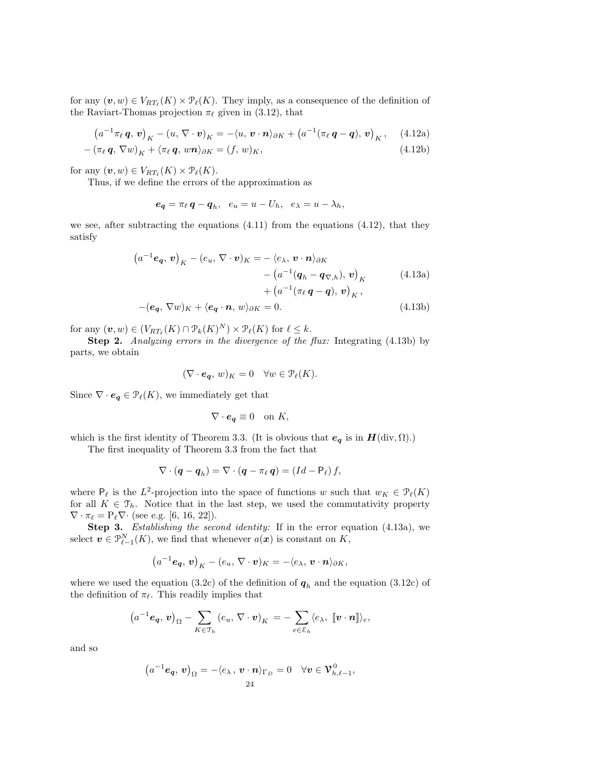for any $(\boldsymbol{v}, w) \in V_{RT_\ell}(K) \times \mathcal{P}_\ell(K)$. They imply, as a consequence of the definition of the Raviart-Thomas projection $\pi_\ell$ given in (3.12), that

$$
\begin{aligned}
\left(a^{-1}\pi_\ell\, \boldsymbol{q},\, \boldsymbol{v}\right)_K - (u,\, \nabla\cdot \boldsymbol{v})_K &= -\langle u,\, \boldsymbol{v}\cdot \boldsymbol{n}\rangle_{\partial K} + \left(a^{-1}(\pi_\ell\, \boldsymbol{q} - \boldsymbol{q}),\, \boldsymbol{v}\right)_K, \qquad &(4.12\text{a})\\
-\left(\pi_\ell\, \boldsymbol{q},\, \nabla w\right)_K + \langle \pi_\ell\, \boldsymbol{q},\, w\boldsymbol{n}\rangle_{\partial K} &= (f,\, w)_K, &(4.12\text{b})
\end{aligned}
$$

for any $(\boldsymbol{v}, w) \in V_{RT_\ell}(K) \times \mathcal{P}_\ell(K)$.

Thus, if we define the errors of the approximation as

$$
\boldsymbol{e_q} = \pi_\ell\, \boldsymbol{q} - \boldsymbol{q}_h, \quad e_u = u - U_h, \quad e_\lambda = u - \lambda_h,
$$

we see, after subtracting the equations (4.11) from the equations (4.12), that they satisfy

$$
\begin{aligned}
\left(a^{-1}\boldsymbol{e_q},\, \boldsymbol{v}\right)_K - (e_u,\, \nabla\cdot \boldsymbol{v})_K = &- \langle e_\lambda,\, \boldsymbol{v}\cdot \boldsymbol{n}\rangle_{\partial K}\\
&- \left(a^{-1}(\boldsymbol{q}_h - \boldsymbol{q}_{\nabla,h}),\, \boldsymbol{v}\right)_K \qquad (4.13\text{a})\\
&+ \left(a^{-1}(\pi_\ell\, \boldsymbol{q} - \boldsymbol{q}),\, \boldsymbol{v}\right)_K,\\
-(\boldsymbol{e_q},\, \nabla w)_K + \langle \boldsymbol{e_q}\cdot \boldsymbol{n},\, w\rangle_{\partial K} = 0. &\qquad\qquad\qquad\qquad (4.13\text{b})
\end{aligned}
$$

for any $(\boldsymbol{v}, w) \in (V_{RT_\ell}(K) \cap \mathcal{P}_k(K)^N) \times \mathcal{P}_\ell(K)$ for $\ell \le k$.

**Step 2.** *Analyzing errors in the divergence of the flux:* Integrating (4.13b) by parts, we obtain

$$
(\nabla\cdot \boldsymbol{e_q},\, w)_K = 0 \quad \forall w \in \mathcal{P}_\ell(K).
$$

Since $\nabla\cdot \boldsymbol{e_q} \in \mathcal{P}_\ell(K)$, we immediately get that

$$
\nabla\cdot \boldsymbol{e_q} \equiv 0 \quad \text{on } K,
$$

which is the first identity of Theorem 3.3. (It is obvious that $\boldsymbol{e_q}$ is in $\boldsymbol{H}(\text{div}, \Omega)$.)

The first inequality of Theorem 3.3 from the fact that

$$
\nabla\cdot (\boldsymbol{q} - \boldsymbol{q}_h) = \nabla\cdot (\boldsymbol{q} - \pi_\ell\, \boldsymbol{q}) = (Id - \mathsf{P}_\ell)\, f,
$$

where $\mathsf{P}_\ell$ is the $L^2$-projection into the space of functions $w$ such that $w_K \in \mathcal{P}_\ell(K)$ for all $K \in \mathcal{T}_h$. Notice that in the last step, we used the commutativity property $\nabla\cdot \pi_\ell = \mathrm{P}_\ell \nabla\cdot$ (see e.g. [6, 16, 22]).

**Step 3.** *Establishing the second identity:* If in the error equation (4.13a), we select $\boldsymbol{v} \in \mathcal{P}^N_{\ell-1}(K)$, we find that whenever $a(\boldsymbol{x})$ is constant on $K$,

$$
\left(a^{-1}\boldsymbol{e_q},\, \boldsymbol{v}\right)_K - (e_u,\, \nabla\cdot \boldsymbol{v})_K = -\langle e_\lambda,\, \boldsymbol{v}\cdot \boldsymbol{n}\rangle_{\partial K},
$$

where we used the equation (3.2c) of the definition of $\boldsymbol{q}_h$ and the equation (3.12c) of the definition of $\pi_\ell$. This readily implies that

$$
\left(a^{-1}\boldsymbol{e_q},\, \boldsymbol{v}\right)_\Omega - \sum_{K\in\mathcal{T}_h} (e_u,\, \nabla\cdot \boldsymbol{v})_K = -\sum_{e\in\mathcal{E}_h} \langle e_\lambda,\, [\![\boldsymbol{v}\cdot \boldsymbol{n}]\!]\rangle_e,
$$

and so

$$
\left(a^{-1}\boldsymbol{e_q},\, \boldsymbol{v}\right)_\Omega = -\langle e_\lambda\,,\, \boldsymbol{v}\cdot \boldsymbol{n}\rangle_{\Gamma_D} = 0 \quad \forall \boldsymbol{v} \in \boldsymbol{\mathcal{V}}^0_{h,\ell-1},
$$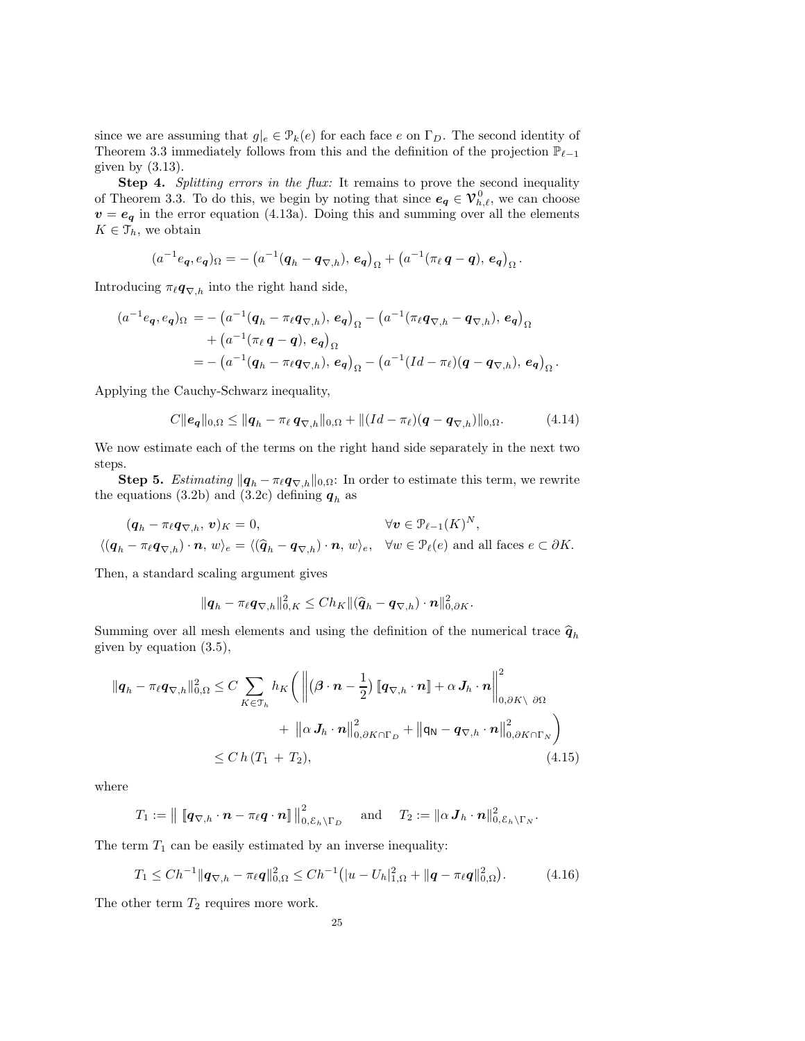since we are assuming that $g|_e \in \mathcal{P}_k(e)$ for each face $e$ on $\Gamma_D$. The second identity of Theorem 3.3 immediately follows from this and the definition of the projection $\mathbb{P}_{\ell-1}$ given by (3.13).

**Step 4.** *Splitting errors in the flux:* It remains to prove the second inequality of Theorem 3.3. To do this, we begin by noting that since $\boldsymbol{e_q} \in \boldsymbol{\mathcal{V}}^0_{h,\ell}$, we can choose $\boldsymbol{v} = \boldsymbol{e_q}$ in the error equation (4.13a). Doing this and summing over all the elements $K \in \mathcal{T}_h$, we obtain

$$(a^{-1}e_{\boldsymbol{q}}, e_{\boldsymbol{q}})_\Omega = -\big(a^{-1}(\boldsymbol{q}_h - \boldsymbol{q}_{\nabla,h}),\, \boldsymbol{e_q}\big)_\Omega + \big(a^{-1}(\pi_\ell\, \boldsymbol{q} - \boldsymbol{q}),\, \boldsymbol{e_q}\big)_\Omega .$$

Introducing $\pi_\ell \boldsymbol{q}_{\nabla,h}$ into the right hand side,

$$\begin{aligned}
(a^{-1}e_{\boldsymbol{q}}, e_{\boldsymbol{q}})_\Omega &= -\big(a^{-1}(\boldsymbol{q}_h - \pi_\ell\boldsymbol{q}_{\nabla,h}),\, \boldsymbol{e_q}\big)_\Omega - \big(a^{-1}(\pi_\ell\boldsymbol{q}_{\nabla,h} - \boldsymbol{q}_{\nabla,h}),\, \boldsymbol{e_q}\big)_\Omega \\
&\quad + \big(a^{-1}(\pi_\ell\, \boldsymbol{q} - \boldsymbol{q}),\, \boldsymbol{e_q}\big)_\Omega \\
&= -\big(a^{-1}(\boldsymbol{q}_h - \pi_\ell\boldsymbol{q}_{\nabla,h}),\, \boldsymbol{e_q}\big)_\Omega - \big(a^{-1}(Id - \pi_\ell)(\boldsymbol{q} - \boldsymbol{q}_{\nabla,h}),\, \boldsymbol{e_q}\big)_\Omega .
\end{aligned}$$

Applying the Cauchy-Schwarz inequality,

$$C\|\boldsymbol{e_q}\|_{0,\Omega} \le \|\boldsymbol{q}_h - \pi_\ell\, \boldsymbol{q}_{\nabla,h}\|_{0,\Omega} + \|(Id - \pi_\ell)(\boldsymbol{q} - \boldsymbol{q}_{\nabla,h})\|_{0,\Omega}. \tag{4.14}$$

We now estimate each of the terms on the right hand side separately in the next two steps.

**Step 5.** *Estimating* $\|\boldsymbol{q}_h - \pi_\ell \boldsymbol{q}_{\nabla,h}\|_{0,\Omega}$: In order to estimate this term, we rewrite the equations (3.2b) and (3.2c) defining $\boldsymbol{q}_h$ as

$$\begin{aligned}
(\boldsymbol{q}_h - \pi_\ell\boldsymbol{q}_{\nabla,h},\, \boldsymbol{v})_K &= 0, && \forall \boldsymbol{v} \in \mathcal{P}_{\ell-1}(K)^N, \\
\langle(\boldsymbol{q}_h - \pi_\ell\boldsymbol{q}_{\nabla,h})\cdot\boldsymbol{n},\, w\rangle_e &= \langle(\widehat{\boldsymbol{q}}_h - \boldsymbol{q}_{\nabla,h})\cdot\boldsymbol{n},\, w\rangle_e, && \forall w \in \mathcal{P}_\ell(e) \text{ and all faces } e \subset \partial K.
\end{aligned}$$

Then, a standard scaling argument gives

$$\|\boldsymbol{q}_h - \pi_\ell\boldsymbol{q}_{\nabla,h}\|^2_{0,K} \le C h_K \|(\widehat{\boldsymbol{q}}_h - \boldsymbol{q}_{\nabla,h})\cdot\boldsymbol{n}\|^2_{0,\partial K}.$$

Summing over all mesh elements and using the definition of the numerical trace $\widehat{\boldsymbol{q}}_h$ given by equation (3.5),

$$\begin{aligned}
\|\boldsymbol{q}_h - \pi_\ell\boldsymbol{q}_{\nabla,h}\|^2_{0,\Omega} &\le C \sum_{K\in\mathcal{T}_h} h_K \bigg( \Big\|\big(\boldsymbol{\beta}\cdot\boldsymbol{n} - \frac{1}{2}\big)\,[\![\boldsymbol{q}_{\nabla,h}\cdot\boldsymbol{n}]\!] + \alpha\,\boldsymbol{J}_h\cdot\boldsymbol{n}\Big\|^2_{0,\partial K\setminus\,\partial\Omega} \\
&\qquad + \big\|\alpha\,\boldsymbol{J}_h\cdot\boldsymbol{n}\big\|^2_{0,\partial K\cap\Gamma_D} + \big\|\mathsf{q_N} - \boldsymbol{q}_{\nabla,h}\cdot\boldsymbol{n}\big\|^2_{0,\partial K\cap\Gamma_N}\bigg) \\
&\le C\, h\, (T_1 + T_2),
\end{aligned} \tag{4.15}$$

where

$$T_1 := \big\|\, [\![\boldsymbol{q}_{\nabla,h}\cdot\boldsymbol{n} - \pi_\ell\boldsymbol{q}\cdot\boldsymbol{n}]\!]\,\big\|^2_{0,\mathcal{E}_h\setminus\Gamma_D} \quad \text{and} \quad T_2 := \|\alpha\,\boldsymbol{J}_h\cdot\boldsymbol{n}\|^2_{0,\mathcal{E}_h\setminus\Gamma_N}.$$

The term $T_1$ can be easily estimated by an inverse inequality:

$$T_1 \le C h^{-1}\|\boldsymbol{q}_{\nabla,h} - \pi_\ell\boldsymbol{q}\|^2_{0,\Omega} \le C h^{-1}\big(|u - U_h|^2_{1,\Omega} + \|\boldsymbol{q} - \pi_\ell\boldsymbol{q}\|^2_{0,\Omega}\big). \tag{4.16}$$

The other term $T_2$ requires more work.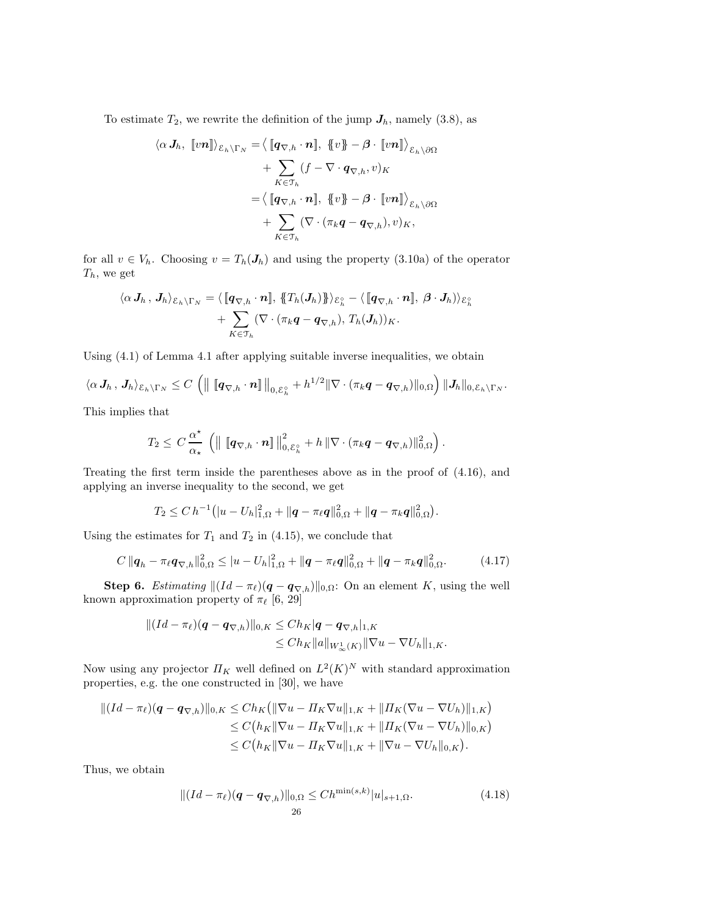To estimate $T_2$, we rewrite the definition of the jump $\boldsymbol{J}_h$, namely (3.8), as

$$
\begin{aligned}
\langle \alpha\, \boldsymbol{J}_h,\ [\![v\boldsymbol{n}]\!]\rangle_{\mathcal{E}_h\setminus\Gamma_N} =& \big\langle\, [\![\boldsymbol{q}_{\nabla,h}\cdot\boldsymbol{n}]\!],\ \{\!\{v\}\!\} - \boldsymbol{\beta}\cdot[\![v\boldsymbol{n}]\!]\big\rangle_{\mathcal{E}_h\setminus\partial\Omega} \\
&+ \sum_{K\in\mathcal{T}_h} (f - \nabla\cdot \boldsymbol{q}_{\nabla,h}, v)_K \\
=& \big\langle\, [\![\boldsymbol{q}_{\nabla,h}\cdot\boldsymbol{n}]\!],\ \{\!\{v\}\!\} - \boldsymbol{\beta}\cdot[\![v\boldsymbol{n}]\!]\big\rangle_{\mathcal{E}_h\setminus\partial\Omega} \\
&+ \sum_{K\in\mathcal{T}_h} (\nabla\cdot(\pi_k\boldsymbol{q} - \boldsymbol{q}_{\nabla,h}), v)_K,
\end{aligned}
$$

for all $v\in V_h$. Choosing $v = T_h(\boldsymbol{J}_h)$ and using the property (3.10a) of the operator $T_h$, we get

$$
\begin{aligned}
\langle \alpha\, \boldsymbol{J}_h\,,\ \boldsymbol{J}_h\rangle_{\mathcal{E}_h\setminus\Gamma_N} =& \langle [\![\boldsymbol{q}_{\nabla,h}\cdot\boldsymbol{n}]\!],\ \{\!\{T_h(\boldsymbol{J}_h)\}\!\}\rangle_{\mathcal{E}_h^\circ} - \langle [\![\boldsymbol{q}_{\nabla,h}\cdot\boldsymbol{n}]\!],\ \boldsymbol{\beta}\cdot\boldsymbol{J}_h)\rangle_{\mathcal{E}_h^\circ} \\
&+ \sum_{K\in\mathcal{T}_h} (\nabla\cdot(\pi_k\boldsymbol{q} - \boldsymbol{q}_{\nabla,h}),\ T_h(\boldsymbol{J}_h))_K.
\end{aligned}
$$

Using (4.1) of Lemma 4.1 after applying suitable inverse inequalities, we obtain

$$
\langle \alpha\, \boldsymbol{J}_h\,,\ \boldsymbol{J}_h\rangle_{\mathcal{E}_h\setminus\Gamma_N} \le C\,\Big(\|\, [\![\boldsymbol{q}_{\nabla,h}\cdot\boldsymbol{n}]\!]\,\|_{0,\mathcal{E}_h^\circ} + h^{1/2}\|\nabla\cdot(\pi_k\boldsymbol{q} - \boldsymbol{q}_{\nabla,h})\|_{0,\Omega}\Big)\,\|\boldsymbol{J}_h\|_{0,\mathcal{E}_h\setminus\Gamma_N}.
$$

This implies that

$$
T_2 \le\, C\,\frac{\alpha^\star}{\alpha_\star}\,\Big(\|\, [\![\boldsymbol{q}_{\nabla,h}\cdot\boldsymbol{n}]\!]\,\|^2_{0,\mathcal{E}_h^\circ} + h\,\|\nabla\cdot(\pi_k\boldsymbol{q} - \boldsymbol{q}_{\nabla,h})\|^2_{0,\Omega}\Big).
$$

Treating the first term inside the parentheses above as in the proof of (4.16), and applying an inverse inequality to the second, we get

$$
T_2 \le C\, h^{-1}\big(|u - U_h|^2_{1,\Omega} + \|\boldsymbol{q} - \pi_\ell\boldsymbol{q}\|^2_{0,\Omega} + \|\boldsymbol{q} - \pi_k\boldsymbol{q}\|^2_{0,\Omega}\big).
$$

Using the estimates for $T_1$ and $T_2$ in (4.15), we conclude that

$$
C\,\|\boldsymbol{q}_h - \pi_\ell\boldsymbol{q}_{\nabla,h}\|^2_{0,\Omega} \le |u - U_h|^2_{1,\Omega} + \|\boldsymbol{q} - \pi_\ell\boldsymbol{q}\|^2_{0,\Omega} + \|\boldsymbol{q} - \pi_k\boldsymbol{q}\|^2_{0,\Omega}. \tag{4.17}
$$

**Step 6.** *Estimating* $\|(Id - \pi_\ell)(\boldsymbol{q} - \boldsymbol{q}_{\nabla,h})\|_{0,\Omega}$: On an element $K$, using the well known approximation property of $\pi_\ell$ [6, 29]

$$
\begin{aligned}
\|(Id - \pi_\ell)(\boldsymbol{q} - \boldsymbol{q}_{\nabla,h})\|_{0,K} &\le C h_K|\boldsymbol{q} - \boldsymbol{q}_{\nabla,h}|_{1,K} \\
&\le C h_K\|a\|_{W^1_\infty(K)}\|\nabla u - \nabla U_h\|_{1,K}.
\end{aligned}
$$

Now using any projector $\mathit{\Pi}_K$ well defined on $L^2(K)^N$ with standard approximation properties, e.g. the one constructed in [30], we have

$$
\begin{aligned}
\|(Id - \pi_\ell)(\boldsymbol{q} - \boldsymbol{q}_{\nabla,h})\|_{0,K} &\le C h_K\big(\|\nabla u - \mathit{\Pi}_K\nabla u\|_{1,K} + \|\mathit{\Pi}_K(\nabla u - \nabla U_h)\|_{1,K}\big) \\
&\le C\big(h_K\|\nabla u - \mathit{\Pi}_K\nabla u\|_{1,K} + \|\mathit{\Pi}_K(\nabla u - \nabla U_h)\|_{0,K}\big) \\
&\le C\big(h_K\|\nabla u - \mathit{\Pi}_K\nabla u\|_{1,K} + \|\nabla u - \nabla U_h\|_{0,K}\big).
\end{aligned}
$$

Thus, we obtain

$$
\|(Id - \pi_\ell)(\boldsymbol{q} - \boldsymbol{q}_{\nabla,h})\|_{0,\Omega} \le C h^{\min(s,k)}|u|_{s+1,\Omega}. \tag{4.18}
$$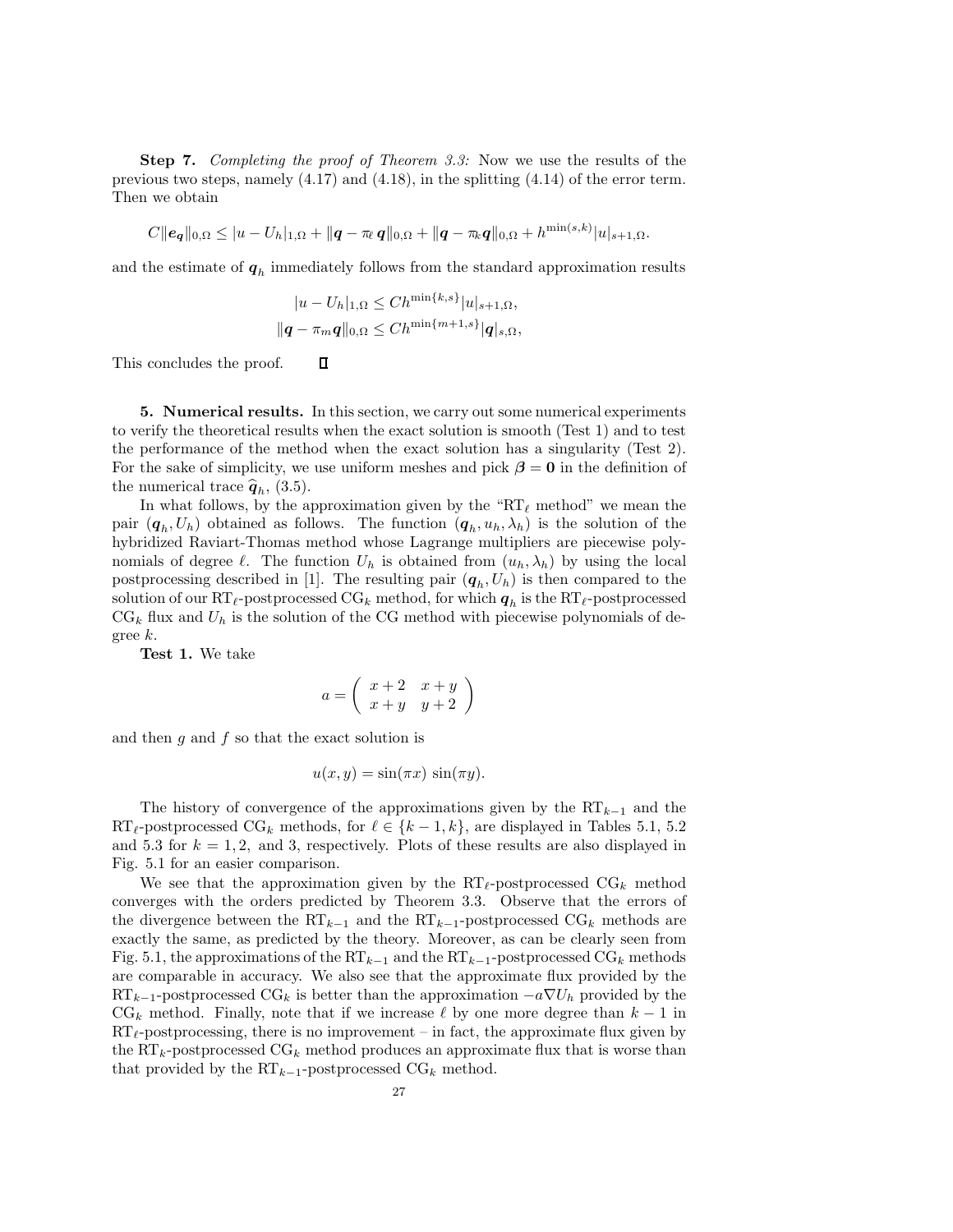**Step 7.** *Completing the proof of Theorem 3.3:* Now we use the results of the previous two steps, namely (4.17) and (4.18), in the splitting (4.14) of the error term. Then we obtain

$$C\|\boldsymbol{e_q}\|_{0,\Omega} \leq |u - U_h|_{1,\Omega} + \|\boldsymbol{q} - \pi_\ell\, \boldsymbol{q}\|_{0,\Omega} + \|\boldsymbol{q} - \pi_k \boldsymbol{q}\|_{0,\Omega} + h^{\min(s,k)}|u|_{s+1,\Omega}.$$

and the estimate of $\boldsymbol{q}_h$ immediately follows from the standard approximation results

$$|u - U_h|_{1,\Omega} \leq Ch^{\min\{k,s\}}|u|_{s+1,\Omega},$$
$$\|\boldsymbol{q} - \pi_m \boldsymbol{q}\|_{0,\Omega} \leq Ch^{\min\{m+1,s\}}|\boldsymbol{q}|_{s,\Omega},$$

This concludes the proof. $\square$

**5. Numerical results.** In this section, we carry out some numerical experiments to verify the theoretical results when the exact solution is smooth (Test 1) and to test the performance of the method when the exact solution has a singularity (Test 2). For the sake of simplicity, we use uniform meshes and pick $\boldsymbol{\beta} = \boldsymbol{0}$ in the definition of the numerical trace $\widehat{\boldsymbol{q}}_h$, (3.5).

In what follows, by the approximation given by the "RT$_\ell$ method" we mean the pair $(\boldsymbol{q}_h, U_h)$ obtained as follows. The function $(\boldsymbol{q}_h, u_h, \lambda_h)$ is the solution of the hybridized Raviart-Thomas method whose Lagrange multipliers are piecewise polynomials of degree $\ell$. The function $U_h$ is obtained from $(u_h, \lambda_h)$ by using the local postprocessing described in [1]. The resulting pair $(\boldsymbol{q}_h, U_h)$ is then compared to the solution of our RT$_\ell$-postprocessed CG$_k$ method, for which $\boldsymbol{q}_h$ is the RT$_\ell$-postprocessed CG$_k$ flux and $U_h$ is the solution of the CG method with piecewise polynomials of degree $k$.

**Test 1.** We take

$$a = \begin{pmatrix} x+2 & x+y \\ x+y & y+2 \end{pmatrix}$$

and then $g$ and $f$ so that the exact solution is

$$u(x,y) = \sin(\pi x)\, \sin(\pi y).$$

The history of convergence of the approximations given by the RT$_{k-1}$ and the RT$_\ell$-postprocessed CG$_k$ methods, for $\ell \in \{k-1, k\}$, are displayed in Tables 5.1, 5.2 and 5.3 for $k = 1, 2,$ and 3, respectively. Plots of these results are also displayed in Fig. 5.1 for an easier comparison.

We see that the approximation given by the RT$_\ell$-postprocessed CG$_k$ method converges with the orders predicted by Theorem 3.3. Observe that the errors of the divergence between the RT$_{k-1}$ and the RT$_{k-1}$-postprocessed CG$_k$ methods are exactly the same, as predicted by the theory. Moreover, as can be clearly seen from Fig. 5.1, the approximations of the RT$_{k-1}$ and the RT$_{k-1}$-postprocessed CG$_k$ methods are comparable in accuracy. We also see that the approximate flux provided by the RT$_{k-1}$-postprocessed CG$_k$ is better than the approximation $-a\nabla U_h$ provided by the CG$_k$ method. Finally, note that if we increase $\ell$ by one more degree than $k-1$ in RT$_\ell$-postprocessing, there is no improvement – in fact, the approximate flux given by the RT$_k$-postprocessed CG$_k$ method produces an approximate flux that is worse than that provided by the RT$_{k-1}$-postprocessed CG$_k$ method.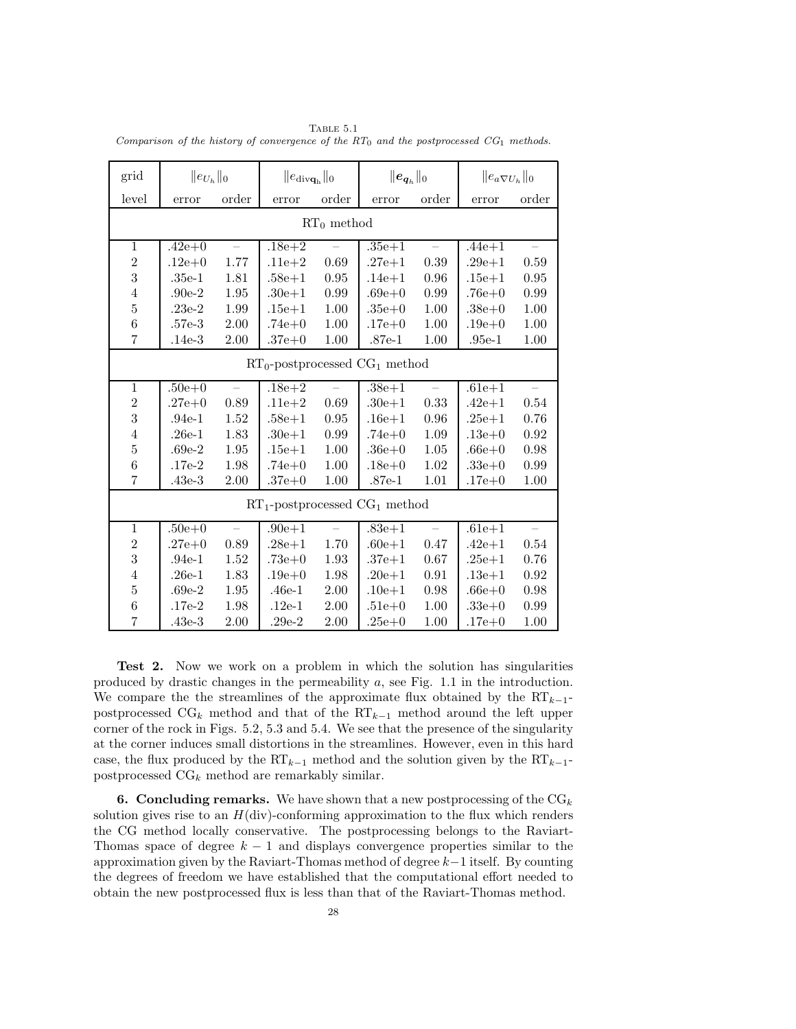Table 5.1
*Comparison of the history of convergence of the $RT_0$ and the postprocessed $CG_1$ methods.*

| grid | $\|e_{U_h}\|_0$ | | $\|e_{\mathrm{div}\mathbf{q_h}}\|_0$ | | $\|\boldsymbol{e}_{\boldsymbol{q}_h}\|_0$ | | $\|e_{a\nabla U_h}\|_0$ | |
|---|---|---|---|---|---|---|---|---|
| level | error | order | error | order | error | order | error | order |
| | | | | $\mathrm{RT}_0$ method | | | | |
| 1 | .42e+0 | – | .18e+2 | – | .35e+1 | – | .44e+1 | – |
| 2 | .12e+0 | 1.77 | .11e+2 | 0.69 | .27e+1 | 0.39 | .29e+1 | 0.59 |
| 3 | .35e-1 | 1.81 | .58e+1 | 0.95 | .14e+1 | 0.96 | .15e+1 | 0.95 |
| 4 | .90e-2 | 1.95 | .30e+1 | 0.99 | .69e+0 | 0.99 | .76e+0 | 0.99 |
| 5 | .23e-2 | 1.99 | .15e+1 | 1.00 | .35e+0 | 1.00 | .38e+0 | 1.00 |
| 6 | .57e-3 | 2.00 | .74e+0 | 1.00 | .17e+0 | 1.00 | .19e+0 | 1.00 |
| 7 | .14e-3 | 2.00 | .37e+0 | 1.00 | .87e-1 | 1.00 | .95e-1 | 1.00 |
| | | | | $\mathrm{RT}_0$-postprocessed $\mathrm{CG}_1$ method | | | | |
| 1 | .50e+0 | – | .18e+2 | – | .38e+1 | – | .61e+1 | – |
| 2 | .27e+0 | 0.89 | .11e+2 | 0.69 | .30e+1 | 0.33 | .42e+1 | 0.54 |
| 3 | .94e-1 | 1.52 | .58e+1 | 0.95 | .16e+1 | 0.96 | .25e+1 | 0.76 |
| 4 | .26e-1 | 1.83 | .30e+1 | 0.99 | .74e+0 | 1.09 | .13e+0 | 0.92 |
| 5 | .69e-2 | 1.95 | .15e+1 | 1.00 | .36e+0 | 1.05 | .66e+0 | 0.98 |
| 6 | .17e-2 | 1.98 | .74e+0 | 1.00 | .18e+0 | 1.02 | .33e+0 | 0.99 |
| 7 | .43e-3 | 2.00 | .37e+0 | 1.00 | .87e-1 | 1.01 | .17e+0 | 1.00 |
| | | | | $\mathrm{RT}_1$-postprocessed $\mathrm{CG}_1$ method | | | | |
| 1 | .50e+0 | – | .90e+1 | – | .83e+1 | – | .61e+1 | – |
| 2 | .27e+0 | 0.89 | .28e+1 | 1.70 | .60e+1 | 0.47 | .42e+1 | 0.54 |
| 3 | .94e-1 | 1.52 | .73e+0 | 1.93 | .37e+1 | 0.67 | .25e+1 | 0.76 |
| 4 | .26e-1 | 1.83 | .19e+0 | 1.98 | .20e+1 | 0.91 | .13e+1 | 0.92 |
| 5 | .69e-2 | 1.95 | .46e-1 | 2.00 | .10e+1 | 0.98 | .66e+0 | 0.98 |
| 6 | .17e-2 | 1.98 | .12e-1 | 2.00 | .51e+0 | 1.00 | .33e+0 | 0.99 |
| 7 | .43e-3 | 2.00 | .29e-2 | 2.00 | .25e+0 | 1.00 | .17e+0 | 1.00 |

**Test 2.** Now we work on a problem in which the solution has singularities produced by drastic changes in the permeability $a$, see Fig. 1.1 in the introduction. We compare the the streamlines of the approximate flux obtained by the $\mathrm{RT}_{k-1}$-postprocessed $\mathrm{CG}_k$ method and that of the $\mathrm{RT}_{k-1}$ method around the left upper corner of the rock in Figs. 5.2, 5.3 and 5.4. We see that the presence of the singularity at the corner induces small distortions in the streamlines. However, even in this hard case, the flux produced by the $\mathrm{RT}_{k-1}$ method and the solution given by the $\mathrm{RT}_{k-1}$-postprocessed $\mathrm{CG}_k$ method are remarkably similar.

## 6. Concluding remarks.

We have shown that a new postprocessing of the $\mathrm{CG}_k$ solution gives rise to an $H(\mathrm{div})$-conforming approximation to the flux which renders the CG method locally conservative. The postprocessing belongs to the Raviart-Thomas space of degree $k-1$ and displays convergence properties similar to the approximation given by the Raviart-Thomas method of degree $k-1$ itself. By counting the degrees of freedom we have established that the computational effort needed to obtain the new postprocessed flux is less than that of the Raviart-Thomas method.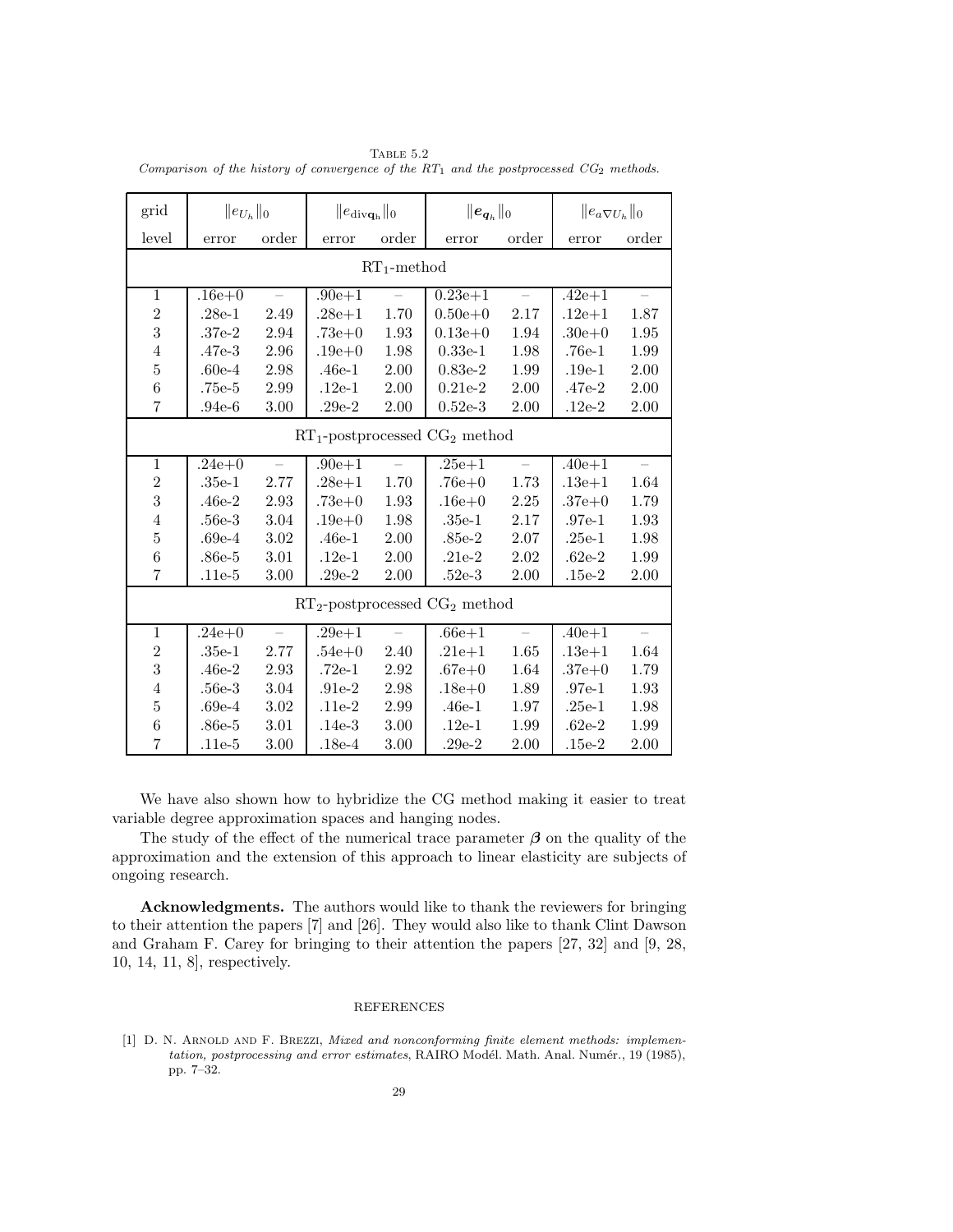TABLE 5.2
*Comparison of the history of convergence of the $RT_1$ and the postprocessed $CG_2$ methods.*

| grid | $\|e_{U_h}\|_0$ | | $\|e_{\mathrm{div}\mathbf{q}_h}\|_0$ | | $\|\boldsymbol{e}_{\boldsymbol{q}_h}\|_0$ | | $\|e_{a\nabla U_h}\|_0$ | |
|---|---|---|---|---|---|---|---|---|
| level | error | order | error | order | error | order | error | order |
| | | | | $RT_1$-method | | | | |
| 1 | .16e+0 | – | .90e+1 | – | 0.23e+1 | – | .42e+1 | – |
| 2 | .28e-1 | 2.49 | .28e+1 | 1.70 | 0.50e+0 | 2.17 | .12e+1 | 1.87 |
| 3 | .37e-2 | 2.94 | .73e+0 | 1.93 | 0.13e+0 | 1.94 | .30e+0 | 1.95 |
| 4 | .47e-3 | 2.96 | .19e+0 | 1.98 | 0.33e-1 | 1.98 | .76e-1 | 1.99 |
| 5 | .60e-4 | 2.98 | .46e-1 | 2.00 | 0.83e-2 | 1.99 | .19e-1 | 2.00 |
| 6 | .75e-5 | 2.99 | .12e-1 | 2.00 | 0.21e-2 | 2.00 | .47e-2 | 2.00 |
| 7 | .94e-6 | 3.00 | .29e-2 | 2.00 | 0.52e-3 | 2.00 | .12e-2 | 2.00 |
| | | | | $RT_1$-postprocessed $CG_2$ method | | | | |
| 1 | .24e+0 | – | .90e+1 | – | .25e+1 | – | .40e+1 | – |
| 2 | .35e-1 | 2.77 | .28e+1 | 1.70 | .76e+0 | 1.73 | .13e+1 | 1.64 |
| 3 | .46e-2 | 2.93 | .73e+0 | 1.93 | .16e+0 | 2.25 | .37e+0 | 1.79 |
| 4 | .56e-3 | 3.04 | .19e+0 | 1.98 | .35e-1 | 2.17 | .97e-1 | 1.93 |
| 5 | .69e-4 | 3.02 | .46e-1 | 2.00 | .85e-2 | 2.07 | .25e-1 | 1.98 |
| 6 | .86e-5 | 3.01 | .12e-1 | 2.00 | .21e-2 | 2.02 | .62e-2 | 1.99 |
| 7 | .11e-5 | 3.00 | .29e-2 | 2.00 | .52e-3 | 2.00 | .15e-2 | 2.00 |
| | | | | $RT_2$-postprocessed $CG_2$ method | | | | |
| 1 | .24e+0 | – | .29e+1 | – | .66e+1 | – | .40e+1 | – |
| 2 | .35e-1 | 2.77 | .54e+0 | 2.40 | .21e+1 | 1.65 | .13e+1 | 1.64 |
| 3 | .46e-2 | 2.93 | .72e-1 | 2.92 | .67e+0 | 1.64 | .37e+0 | 1.79 |
| 4 | .56e-3 | 3.04 | .91e-2 | 2.98 | .18e+0 | 1.89 | .97e-1 | 1.93 |
| 5 | .69e-4 | 3.02 | .11e-2 | 2.99 | .46e-1 | 1.97 | .25e-1 | 1.98 |
| 6 | .86e-5 | 3.01 | .14e-3 | 3.00 | .12e-1 | 1.99 | .62e-2 | 1.99 |
| 7 | .11e-5 | 3.00 | .18e-4 | 3.00 | .29e-2 | 2.00 | .15e-2 | 2.00 |

We have also shown how to hybridize the CG method making it easier to treat variable degree approximation spaces and hanging nodes.

The study of the effect of the numerical trace parameter $\boldsymbol{\beta}$ on the quality of the approximation and the extension of this approach to linear elasticity are subjects of ongoing research.

**Acknowledgments.** The authors would like to thank the reviewers for bringing to their attention the papers [7] and [26]. They would also like to thank Clint Dawson and Graham F. Carey for bringing to their attention the papers [27, 32] and [9, 28, 10, 14, 11, 8], respectively.

## REFERENCES

[1] D. N. Arnold and F. Brezzi, *Mixed and nonconforming finite element methods: implementation, postprocessing and error estimates*, RAIRO Modél. Math. Anal. Numér., 19 (1985), pp. 7–32.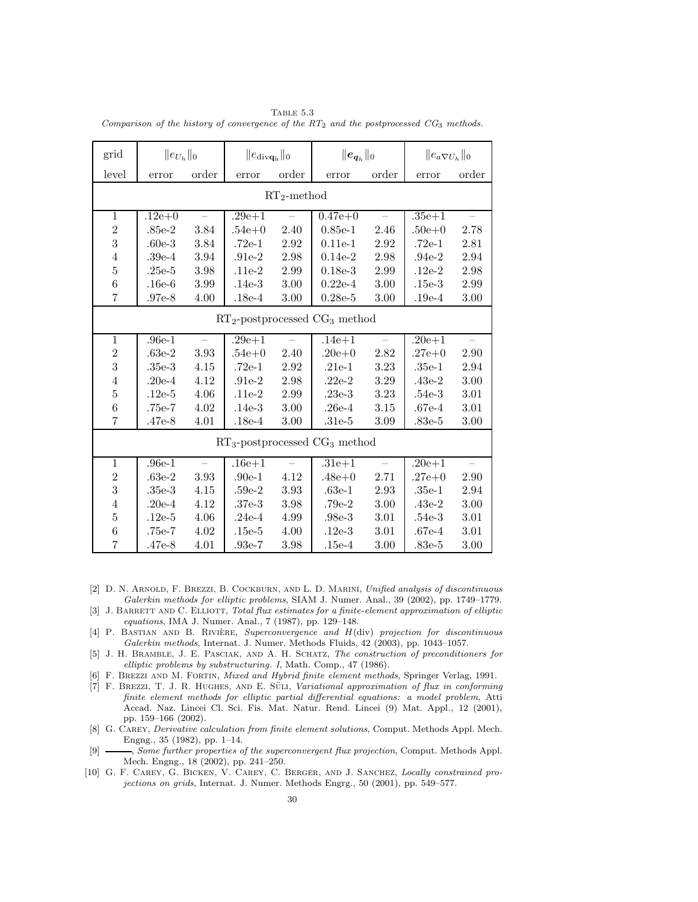Table 5.3

*Comparison of the history of convergence of the $RT_2$ and the postprocessed $CG_3$ methods.*

| grid | $\|e_{U_h}\|_0$ | | $\|e_{\mathrm{div}\mathbf{q}_h}\|_0$ | | $\|\boldsymbol{e}_{\boldsymbol{q}_h}\|_0$ | | $\|e_{a\nabla U_h}\|_0$ | |
|---|---|---|---|---|---|---|---|---|
| level | error | order | error | order | error | order | error | order |
| $RT_2$-method | | | | | | | | |
| 1 | .12e+0 | – | .29e+1 | – | 0.47e+0 | – | .35e+1 | – |
| 2 | .85e-2 | 3.84 | .54e+0 | 2.40 | 0.85e-1 | 2.46 | .50e+0 | 2.78 |
| 3 | .60e-3 | 3.84 | .72e-1 | 2.92 | 0.11e-1 | 2.92 | .72e-1 | 2.81 |
| 4 | .39e-4 | 3.94 | .91e-2 | 2.98 | 0.14e-2 | 2.98 | .94e-2 | 2.94 |
| 5 | .25e-5 | 3.98 | .11e-2 | 2.99 | 0.18e-3 | 2.99 | .12e-2 | 2.98 |
| 6 | .16e-6 | 3.99 | .14e-3 | 3.00 | 0.22e-4 | 3.00 | .15e-3 | 2.99 |
| 7 | .97e-8 | 4.00 | .18e-4 | 3.00 | 0.28e-5 | 3.00 | .19e-4 | 3.00 |
| $RT_2$-postprocessed $CG_3$ method | | | | | | | | |
| 1 | .96e-1 | – | .29e+1 | – | .14e+1 | – | .20e+1 | – |
| 2 | .63e-2 | 3.93 | .54e+0 | 2.40 | .20e+0 | 2.82 | .27e+0 | 2.90 |
| 3 | .35e-3 | 4.15 | .72e-1 | 2.92 | .21e-1 | 3.23 | .35e-1 | 2.94 |
| 4 | .20e-4 | 4.12 | .91e-2 | 2.98 | .22e-2 | 3.29 | .43e-2 | 3.00 |
| 5 | .12e-5 | 4.06 | .11e-2 | 2.99 | .23e-3 | 3.23 | .54e-3 | 3.01 |
| 6 | .75e-7 | 4.02 | .14e-3 | 3.00 | .26e-4 | 3.15 | .67e-4 | 3.01 |
| 7 | .47e-8 | 4.01 | .18e-4 | 3.00 | .31e-5 | 3.09 | .83e-5 | 3.00 |
| $RT_3$-postprocessed $CG_3$ method | | | | | | | | |
| 1 | .96e-1 | – | .16e+1 | – | .31e+1 | – | .20e+1 | – |
| 2 | .63e-2 | 3.93 | .90e-1 | 4.12 | .48e+0 | 2.71 | .27e+0 | 2.90 |
| 3 | .35e-3 | 4.15 | .59e-2 | 3.93 | .63e-1 | 2.93 | .35e-1 | 2.94 |
| 4 | .20e-4 | 4.12 | .37e-3 | 3.98 | .79e-2 | 3.00 | .43e-2 | 3.00 |
| 5 | .12e-5 | 4.06 | .24e-4 | 4.99 | .98e-3 | 3.01 | .54e-3 | 3.01 |
| 6 | .75e-7 | 4.02 | .15e-5 | 4.00 | .12e-3 | 3.01 | .67e-4 | 3.01 |
| 7 | .47e-8 | 4.01 | .93e-7 | 3.98 | .15e-4 | 3.00 | .83e-5 | 3.00 |

[2] D. N. Arnold, F. Brezzi, B. Cockburn, and L. D. Marini, *Unified analysis of discontinuous Galerkin methods for elliptic problems*, SIAM J. Numer. Anal., 39 (2002), pp. 1749–1779.

[3] J. Barrett and C. Elliott, *Total flux estimates for a finite-element approximation of elliptic equations*, IMA J. Numer. Anal., 7 (1987), pp. 129–148.

[4] P. Bastian and B. Rivière, *Superconvergence and $H$(div) projection for discontinuous Galerkin methods*, Internat. J. Numer. Methods Fluids, 42 (2003), pp. 1043–1057.

[5] J. H. Bramble, J. E. Pasciak, and A. H. Schatz, *The construction of preconditioners for elliptic problems by substructuring. I*, Math. Comp., 47 (1986).

[6] F. Brezzi and M. Fortin, *Mixed and Hybrid finite element methods*, Springer Verlag, 1991.

[7] F. Brezzi, T. J. R. Hughes, and E. Süli, *Variational approximation of flux in conforming finite element methods for elliptic partial differential equations: a model problem*, Atti Accad. Naz. Lincei Cl. Sci. Fis. Mat. Natur. Rend. Lincei (9) Mat. Appl., 12 (2001), pp. 159–166 (2002).

[8] G. Carey, *Derivative calculation from finite element solutions*, Comput. Methods Appl. Mech. Engng., 35 (1982), pp. 1–14.

[9] ———, *Some further properties of the superconvergent flux projection*, Comput. Methods Appl. Mech. Engng., 18 (2002), pp. 241–250.

[10] G. F. Carey, G. Bicken, V. Carey, C. Berger, and J. Sanchez, *Locally constrained projections on grids*, Internat. J. Numer. Methods Engrg., 50 (2001), pp. 549–577.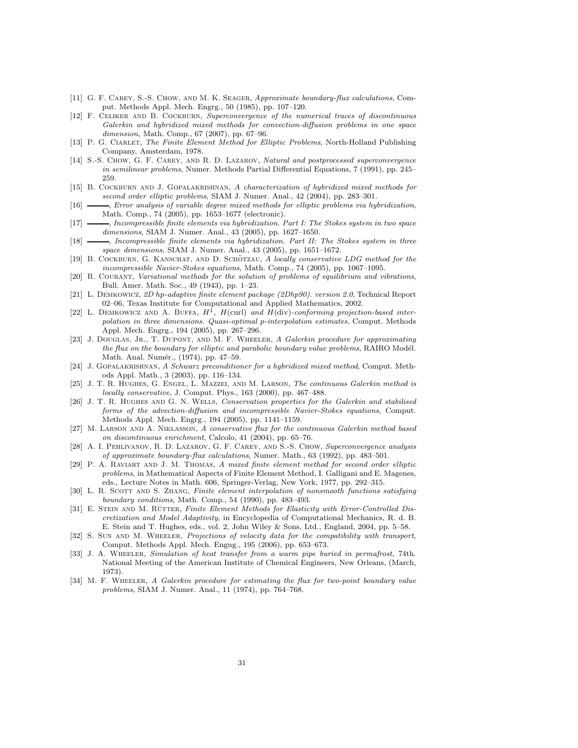[11] G. F. Carey, S.-S. Chow, and M. K. Seager, *Approximate boundary-flux calculations*, Comput. Methods Appl. Mech. Engrg., 50 (1985), pp. 107–120.

[12] F. Celiker and B. Cockburn, *Superconvergence of the numerical traces of discontinuous Galerkin and hybridized mixed methods for convection-diffusion problems in one space dimension*, Math. Comp., 67 (2007), pp. 67–96.

[13] P. G. Ciarlet, *The Finite Element Method for Elliptic Problems*, North-Holland Publishing Company, Amsterdam, 1978.

[14] S.-S. Chow, G. F. Carey, and R. D. Lazarov, *Natural and postprocessed superconvergence in semilinear problems*, Numer. Methods Partial Differential Equations, 7 (1991), pp. 245–259.

[15] B. Cockburn and J. Gopalakrishnan, *A characterization of hybridized mixed methods for second order elliptic problems*, SIAM J. Numer. Anal., 42 (2004), pp. 283–301.

[16] ———, *Error analysis of variable degree mixed methods for elliptic problems via hybridization*, Math. Comp., 74 (2005), pp. 1653–1677 (electronic).

[17] ———, *Incompressible finite elements via hybridization. Part I: The Stokes system in two space dimensions*, SIAM J. Numer. Anal., 43 (2005), pp. 1627–1650.

[18] ———, *Incompressible finite elements via hybridization. Part II: The Stokes system in three space dimensions*, SIAM J. Numer. Anal., 43 (2005), pp. 1651–1672.

[19] B. Cockburn, G. Kanschat, and D. Schötzau, *A locally conservative LDG method for the incompressible Navier-Stokes equations*, Math. Comp., 74 (2005), pp. 1067–1095.

[20] R. Courant, *Variational methods for the solution of problems of equilibrium and vibrations*, Bull. Amer. Math. Soc., 49 (1943), pp. 1–23.

[21] L. Demkowicz, *2D hp-adaptive finite element package (2Dhp90). version 2.0*, Technical Report 02–06, Texas Institute for Computational and Applied Mathematics, 2002.

[22] L. Demkowicz and A. Buffa, *$H^1$, $H(\mathrm{curl})$ and $H(\mathrm{div})$-conforming projection-based interpolation in three dimensions. Quasi-optimal p-interpolation estimates*, Comput. Methods Appl. Mech. Engrg., 194 (2005), pp. 267–296.

[23] J. Douglas, Jr., T. Dupont, and M. F. Wheeler, *A Galerkin procedure for approximating the flux on the boundary for elliptic and parabolic boundary value problems*, RAIRO Modél. Math. Anal. Numér., (1974), pp. 47–59.

[24] J. Gopalakrishnan, *A Schwarz preconditioner for a hybridized mixed method*, Comput. Methods Appl. Math., 3 (2003), pp. 116–134.

[25] J. T. R. Hughes, G. Engel, L. Mazzei, and M. Larson, *The continuous Galerkin method is locally conservative*, J. Comput. Phys., 163 (2000), pp. 467–488.

[26] J. T. R. Hughes and G. N. Wells, *Conservation properties for the Galerkin and stabilised forms of the advection-diffusion and incompressible Navier-Stokes equations*, Comput. Methods Appl. Mech. Engrg., 194 (2005), pp. 1141–1159.

[27] M. Larson and A. Niklasson, *A conservative flux for the continuous Galerkin method based on discontinuous enrichment*, Calcolo, 41 (2004), pp. 65–76.

[28] A. I. Pehlivanov, R. D. Lazarov, G. F. Carey, and S.-S. Chow, *Superconvergence analysis of approximate boundary-flux calculations*, Numer. Math., 63 (1992), pp. 483–501.

[29] P. A. Raviart and J. M. Thomas, *A mixed finite element method for second order elliptic problems*, in Mathematical Aspects of Finite Element Method, I. Galligani and E. Magenes, eds., Lecture Notes in Math. 606, Springer-Verlag, New York, 1977, pp. 292–315.

[30] L. R. Scott and S. Zhang, *Finite element interpolation of nonsmooth functions satisfying boundary conditions*, Math. Comp., 54 (1990), pp. 483–493.

[31] E. Stein and M. Rütter, *Finite Element Methods for Elasticity with Error-Controlled Discretization and Model Adaptivity*, in Encyclopedia of Computational Mechanics, R. d. B. E. Stein and T. Hughes, eds., vol. 2, John Wiley & Sons, Ltd., England, 2004, pp. 5–58.

[32] S. Sun and M. Wheeler, *Projections of velocity data for the compatibility with transport*, Comput. Methods Appl. Mech. Engng., 195 (2006), pp. 653–673.

[33] J. A. Wheeler, *Simulation of heat transfer from a warm pipe buried in permafrost*, 74th. National Meeting of the American Institute of Chemical Engineers, New Orleans, (March, 1973).

[34] M. F. Wheeler, *A Galerkin procedure for estimating the flux for two-point boundary value problems*, SIAM J. Numer. Anal., 11 (1974), pp. 764–768.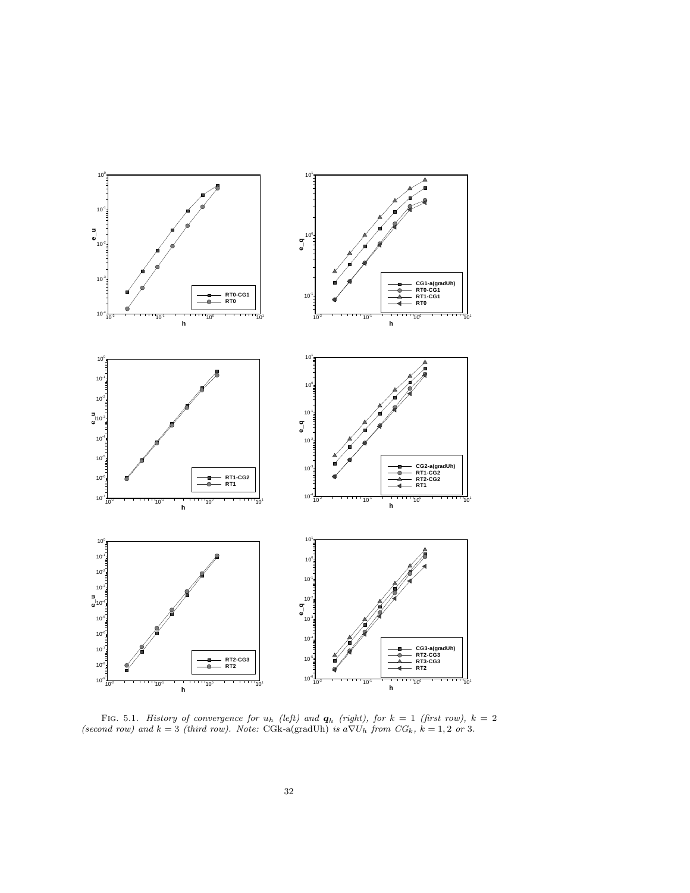FIG. 5.1. *History of convergence for $u_h$ (left) and $\boldsymbol{q}_h$ (right), for $k = 1$ (first row), $k = 2$ (second row) and $k = 3$ (third row). Note:* CGk-a(gradUh) *is $a\nabla U_h$ from $CG_k$, $k = 1, 2$ or 3.*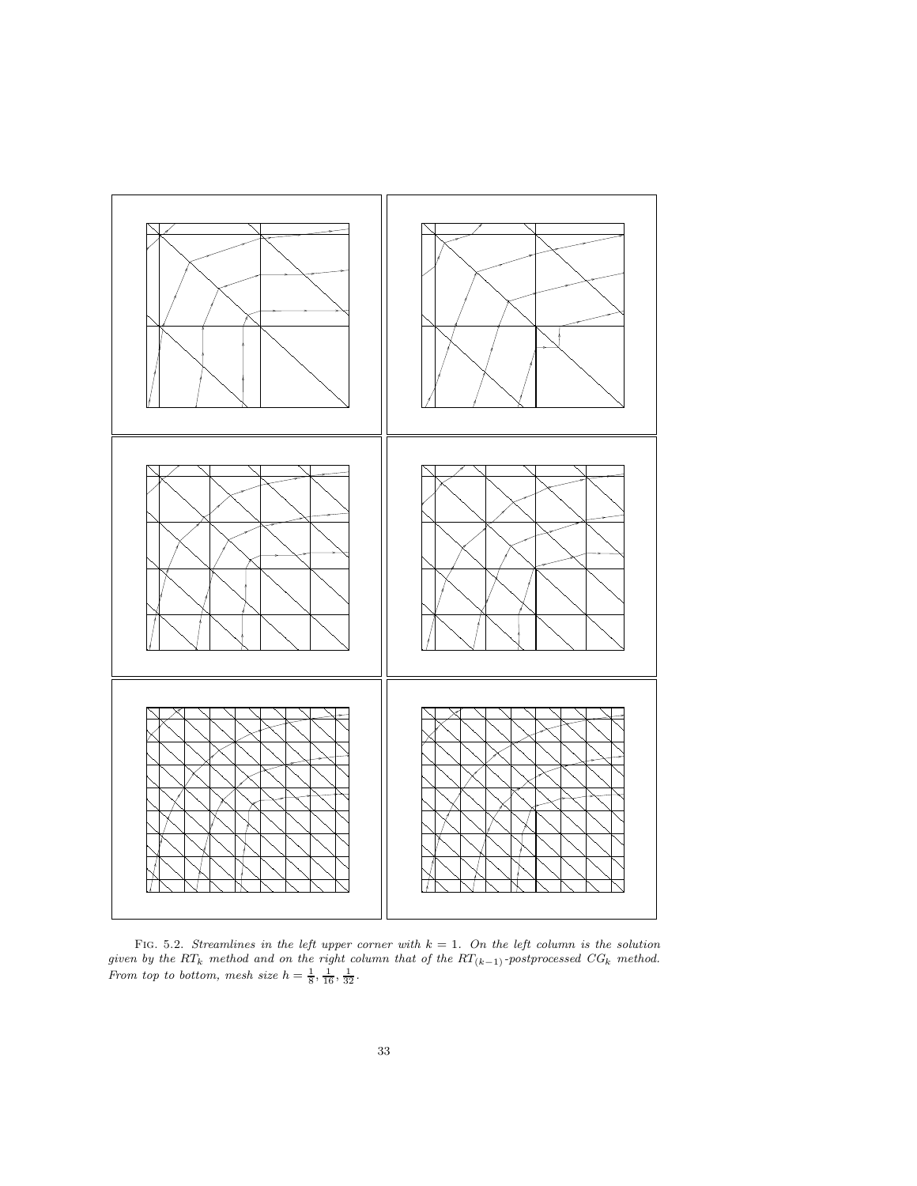FIG. 5.2. *Streamlines in the left upper corner with $k = 1$. On the left column is the solution given by the $RT_k$ method and on the right column that of the $RT_{(k-1)}$-postprocessed $CG_k$ method. From top to bottom, mesh size $h = \frac{1}{8}, \frac{1}{16}, \frac{1}{32}$.*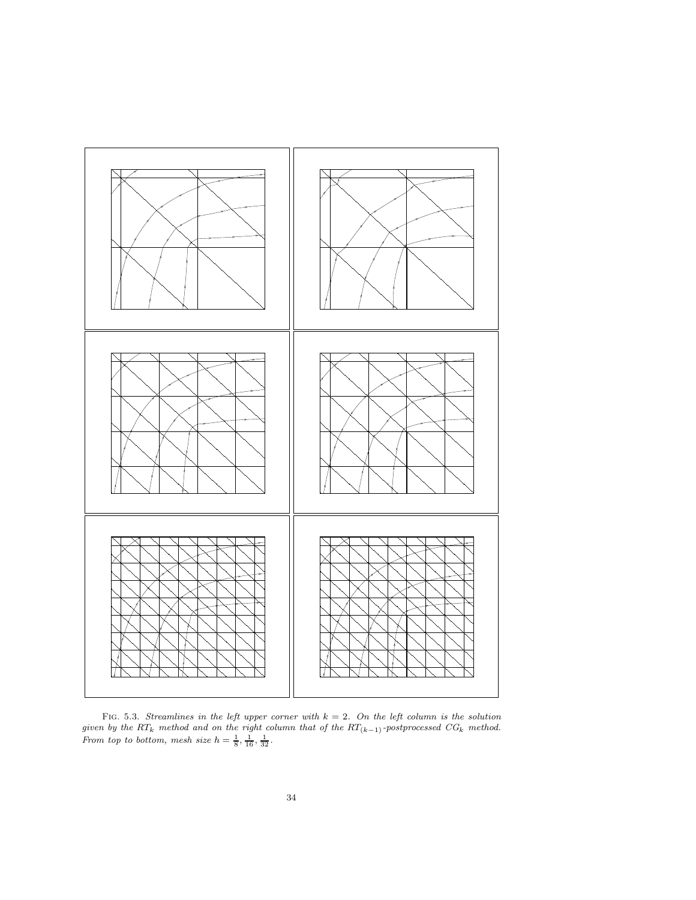Fig. 5.3. *Streamlines in the left upper corner with $k = 2$. On the left column is the solution given by the $RT_k$ method and on the right column that of the $RT_{(k-1)}$-postprocessed $CG_k$ method. From top to bottom, mesh size $h = \frac{1}{8}, \frac{1}{16}, \frac{1}{32}$.*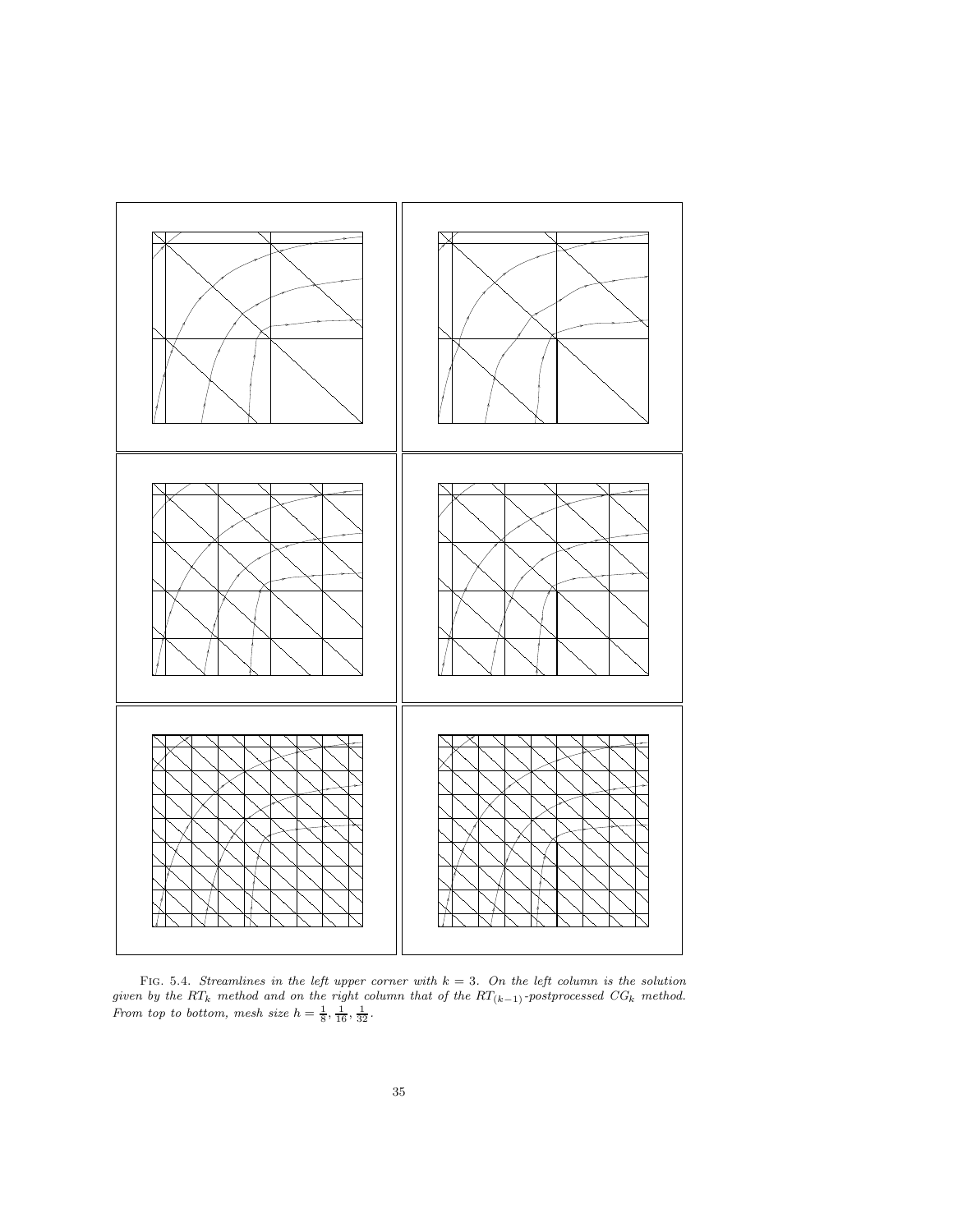FIG. 5.4. *Streamlines in the left upper corner with $k = 3$. On the left column is the solution given by the $RT_k$ method and on the right column that of the $RT_{(k-1)}$-postprocessed $CG_k$ method. From top to bottom, mesh size $h = \frac{1}{8}, \frac{1}{16}, \frac{1}{32}$.*